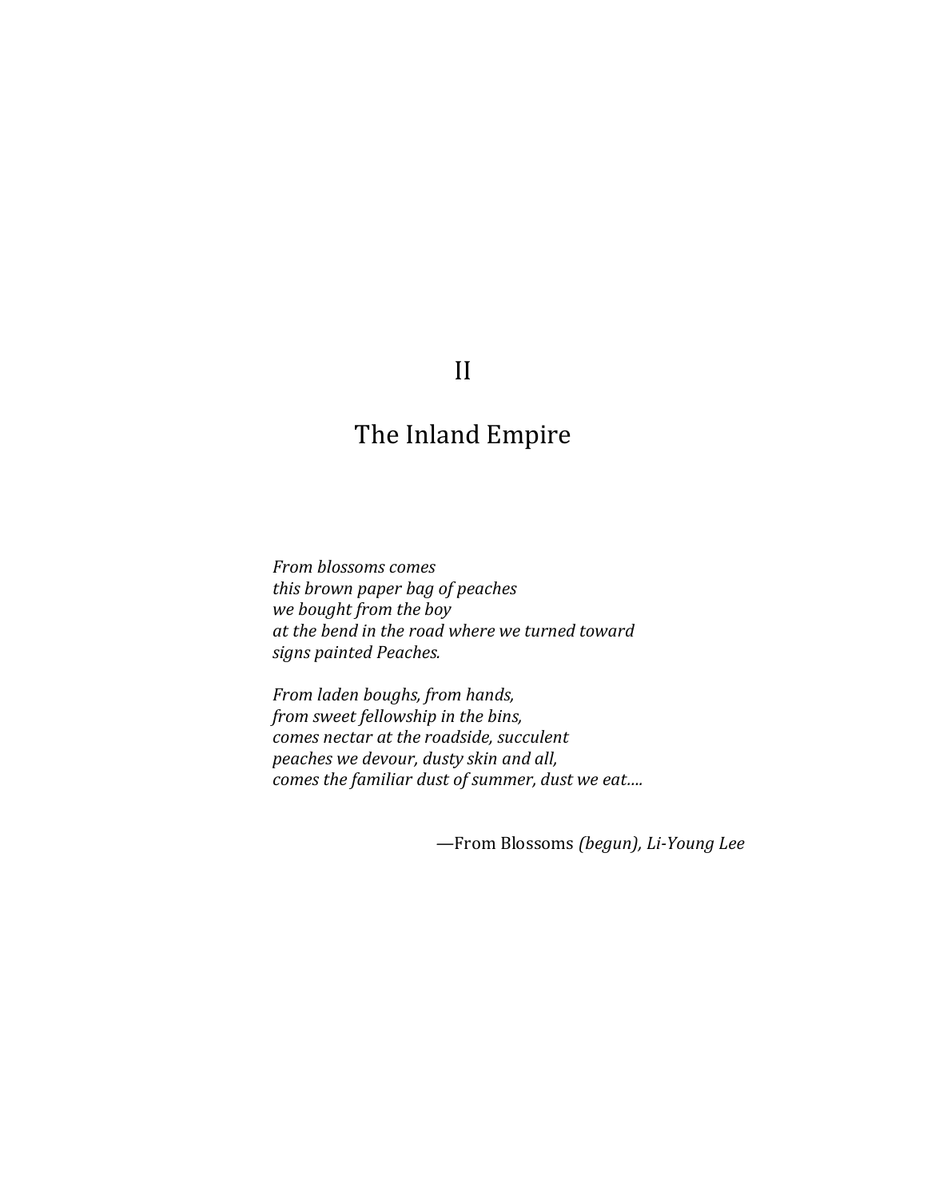# II

# The Inland Empire

*From blossoms comes*
*this brown paper bag of peaches*
*we bought from the boy*
*at the bend in the road where we turned toward*
*signs painted Peaches.*

*From laden boughs, from hands,*
*from sweet fellowship in the bins,*
*comes nectar at the roadside, succulent*
*peaches we devour, dusty skin and all,*
*comes the familiar dust of summer, dust we eat….*

—From Blossoms *(begun), Li-Young Lee*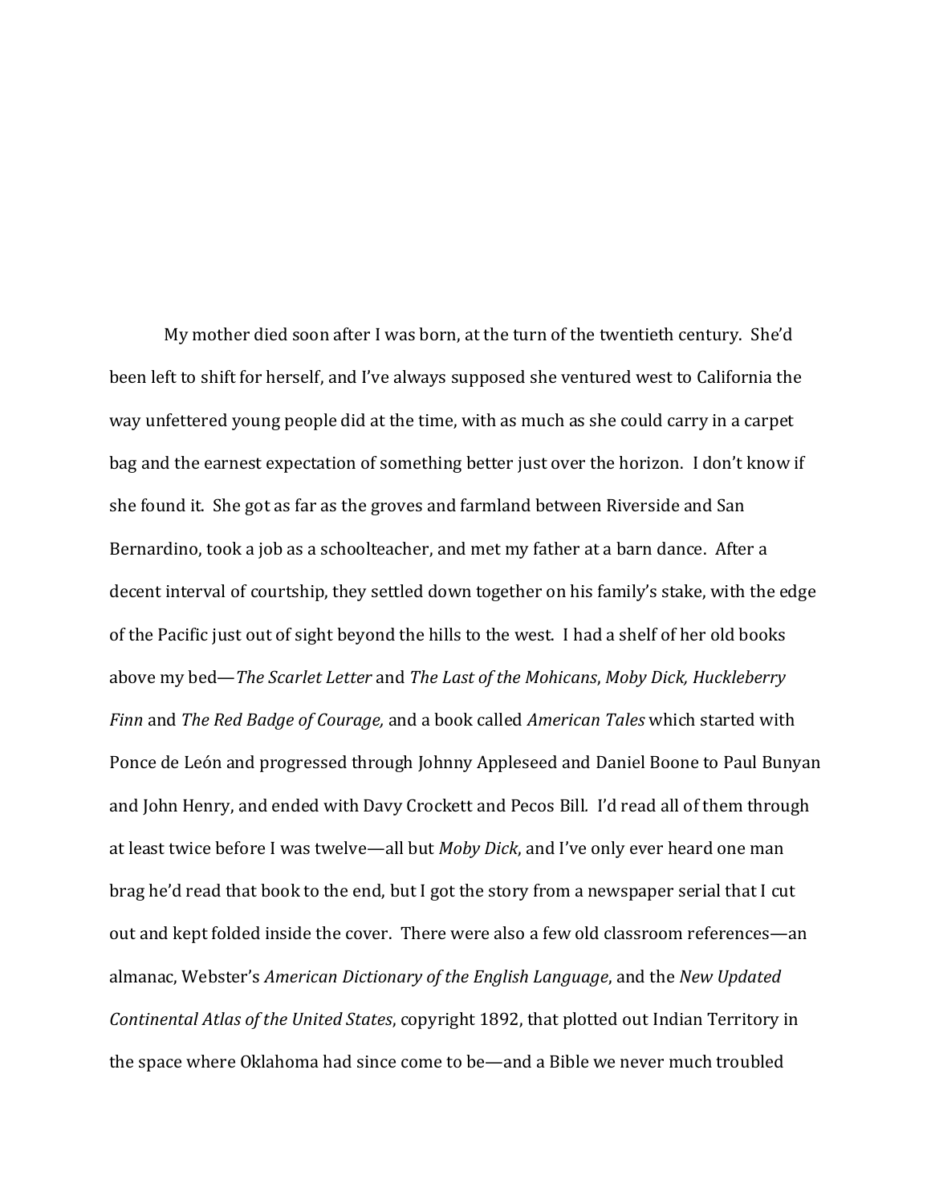My mother died soon after I was born, at the turn of the twentieth century. She'd been left to shift for herself, and I've always supposed she ventured west to California the way unfettered young people did at the time, with as much as she could carry in a carpet bag and the earnest expectation of something better just over the horizon. I don't know if she found it. She got as far as the groves and farmland between Riverside and San Bernardino, took a job as a schoolteacher, and met my father at a barn dance. After a decent interval of courtship, they settled down together on his family's stake, with the edge of the Pacific just out of sight beyond the hills to the west. I had a shelf of her old books above my bed—*The Scarlet Letter* and *The Last of the Mohicans*, *Moby Dick, Huckleberry Finn* and *The Red Badge of Courage,* and a book called *American Tales* which started with Ponce de León and progressed through Johnny Appleseed and Daniel Boone to Paul Bunyan and John Henry, and ended with Davy Crockett and Pecos Bill. I'd read all of them through at least twice before I was twelve—all but *Moby Dick*, and I've only ever heard one man brag he'd read that book to the end, but I got the story from a newspaper serial that I cut out and kept folded inside the cover. There were also a few old classroom references—an almanac, Webster's *American Dictionary of the English Language*, and the *New Updated Continental Atlas of the United States*, copyright 1892, that plotted out Indian Territory in the space where Oklahoma had since come to be—and a Bible we never much troubled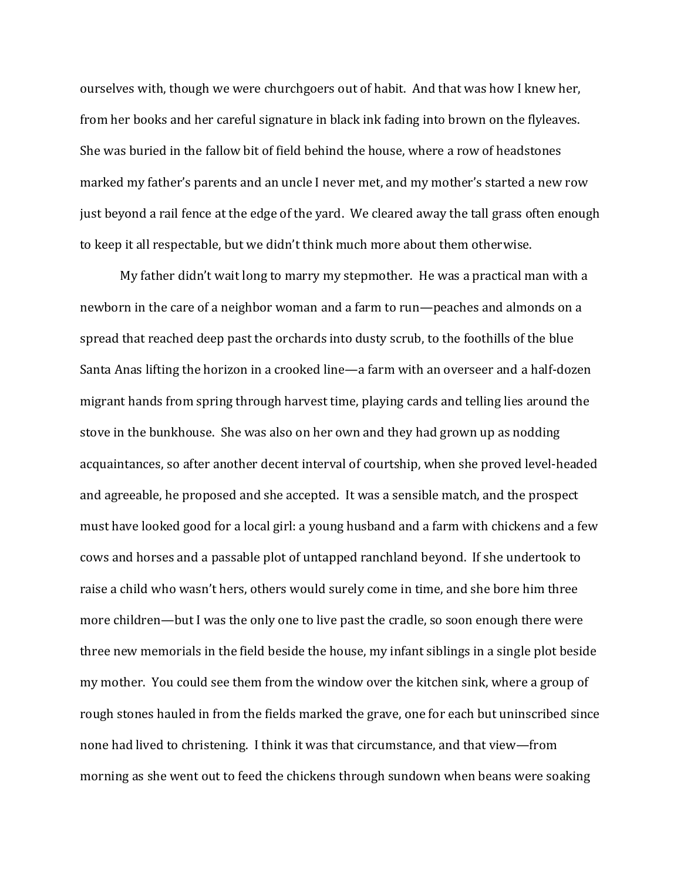ourselves with, though we were churchgoers out of habit. And that was how I knew her, from her books and her careful signature in black ink fading into brown on the flyleaves. She was buried in the fallow bit of field behind the house, where a row of headstones marked my father's parents and an uncle I never met, and my mother's started a new row just beyond a rail fence at the edge of the yard. We cleared away the tall grass often enough to keep it all respectable, but we didn't think much more about them otherwise.

My father didn't wait long to marry my stepmother. He was a practical man with a newborn in the care of a neighbor woman and a farm to run—peaches and almonds on a spread that reached deep past the orchards into dusty scrub, to the foothills of the blue Santa Anas lifting the horizon in a crooked line—a farm with an overseer and a half-dozen migrant hands from spring through harvest time, playing cards and telling lies around the stove in the bunkhouse. She was also on her own and they had grown up as nodding acquaintances, so after another decent interval of courtship, when she proved level-headed and agreeable, he proposed and she accepted. It was a sensible match, and the prospect must have looked good for a local girl: a young husband and a farm with chickens and a few cows and horses and a passable plot of untapped ranchland beyond. If she undertook to raise a child who wasn't hers, others would surely come in time, and she bore him three more children—but I was the only one to live past the cradle, so soon enough there were three new memorials in the field beside the house, my infant siblings in a single plot beside my mother. You could see them from the window over the kitchen sink, where a group of rough stones hauled in from the fields marked the grave, one for each but uninscribed since none had lived to christening. I think it was that circumstance, and that view—from morning as she went out to feed the chickens through sundown when beans were soaking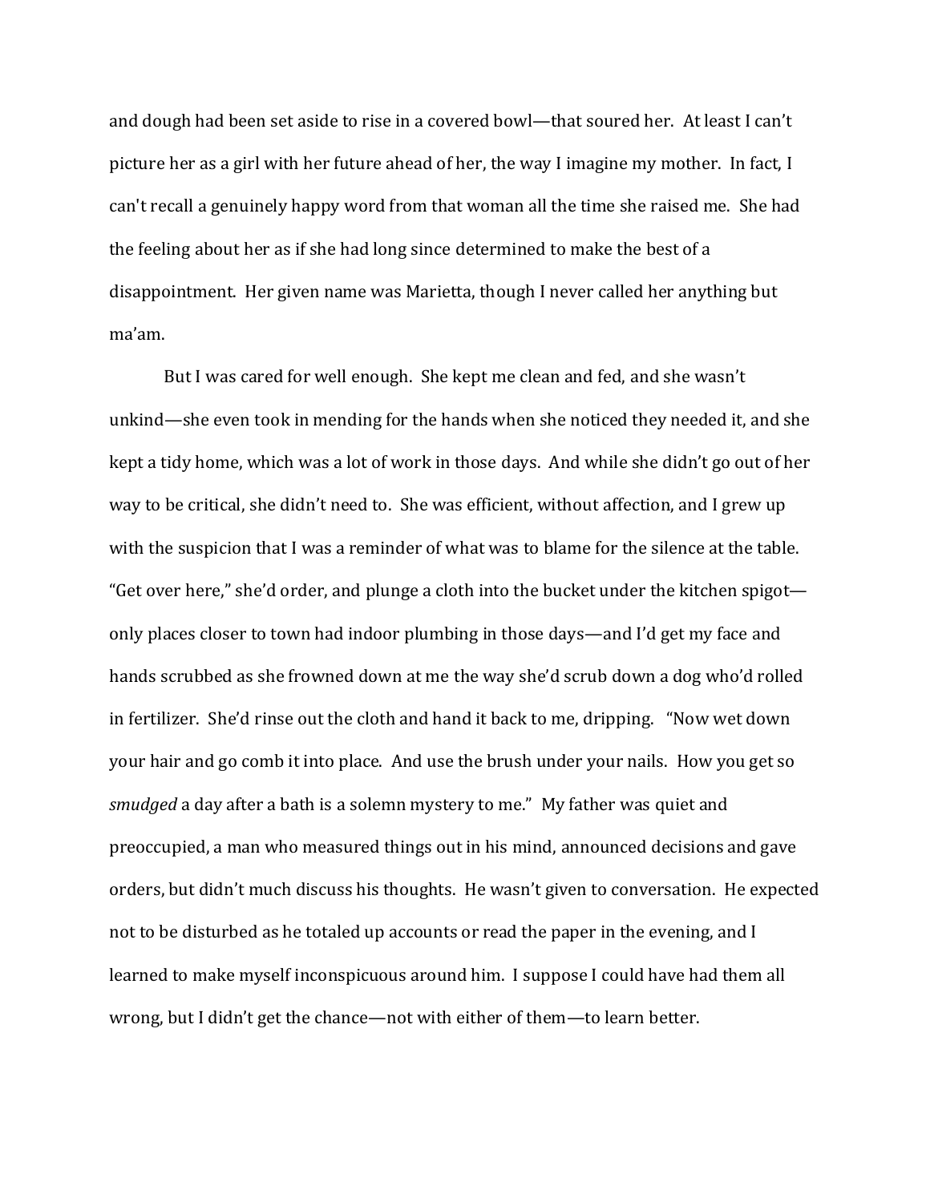and dough had been set aside to rise in a covered bowl—that soured her. At least I can't picture her as a girl with her future ahead of her, the way I imagine my mother. In fact, I can't recall a genuinely happy word from that woman all the time she raised me. She had the feeling about her as if she had long since determined to make the best of a disappointment. Her given name was Marietta, though I never called her anything but ma'am.

But I was cared for well enough. She kept me clean and fed, and she wasn't unkind—she even took in mending for the hands when she noticed they needed it, and she kept a tidy home, which was a lot of work in those days. And while she didn't go out of her way to be critical, she didn't need to. She was efficient, without affection, and I grew up with the suspicion that I was a reminder of what was to blame for the silence at the table. "Get over here," she'd order, and plunge a cloth into the bucket under the kitchen spigot—only places closer to town had indoor plumbing in those days—and I'd get my face and hands scrubbed as she frowned down at me the way she'd scrub down a dog who'd rolled in fertilizer. She'd rinse out the cloth and hand it back to me, dripping. "Now wet down your hair and go comb it into place. And use the brush under your nails. How you get so *smudged* a day after a bath is a solemn mystery to me." My father was quiet and preoccupied, a man who measured things out in his mind, announced decisions and gave orders, but didn't much discuss his thoughts. He wasn't given to conversation. He expected not to be disturbed as he totaled up accounts or read the paper in the evening, and I learned to make myself inconspicuous around him. I suppose I could have had them all wrong, but I didn't get the chance—not with either of them—to learn better.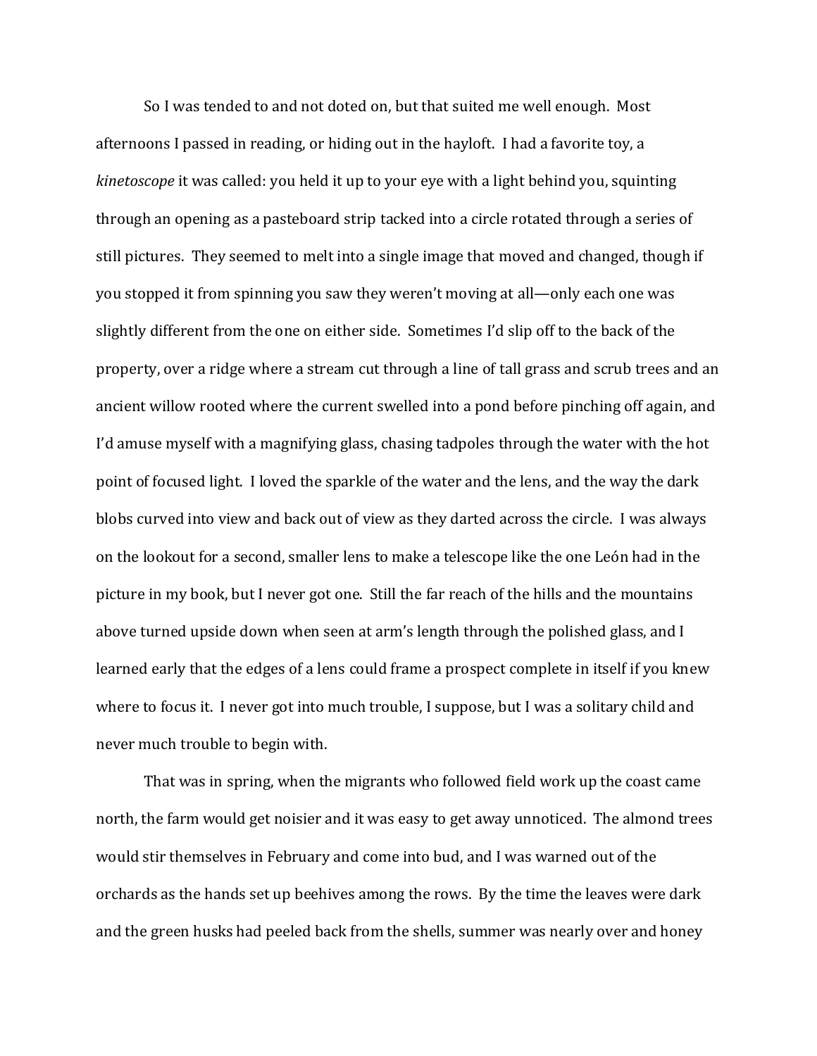So I was tended to and not doted on, but that suited me well enough. Most afternoons I passed in reading, or hiding out in the hayloft. I had a favorite toy, a *kinetoscope* it was called: you held it up to your eye with a light behind you, squinting through an opening as a pasteboard strip tacked into a circle rotated through a series of still pictures. They seemed to melt into a single image that moved and changed, though if you stopped it from spinning you saw they weren't moving at all—only each one was slightly different from the one on either side. Sometimes I'd slip off to the back of the property, over a ridge where a stream cut through a line of tall grass and scrub trees and an ancient willow rooted where the current swelled into a pond before pinching off again, and I'd amuse myself with a magnifying glass, chasing tadpoles through the water with the hot point of focused light. I loved the sparkle of the water and the lens, and the way the dark blobs curved into view and back out of view as they darted across the circle. I was always on the lookout for a second, smaller lens to make a telescope like the one León had in the picture in my book, but I never got one. Still the far reach of the hills and the mountains above turned upside down when seen at arm's length through the polished glass, and I learned early that the edges of a lens could frame a prospect complete in itself if you knew where to focus it. I never got into much trouble, I suppose, but I was a solitary child and never much trouble to begin with.

That was in spring, when the migrants who followed field work up the coast came north, the farm would get noisier and it was easy to get away unnoticed. The almond trees would stir themselves in February and come into bud, and I was warned out of the orchards as the hands set up beehives among the rows. By the time the leaves were dark and the green husks had peeled back from the shells, summer was nearly over and honey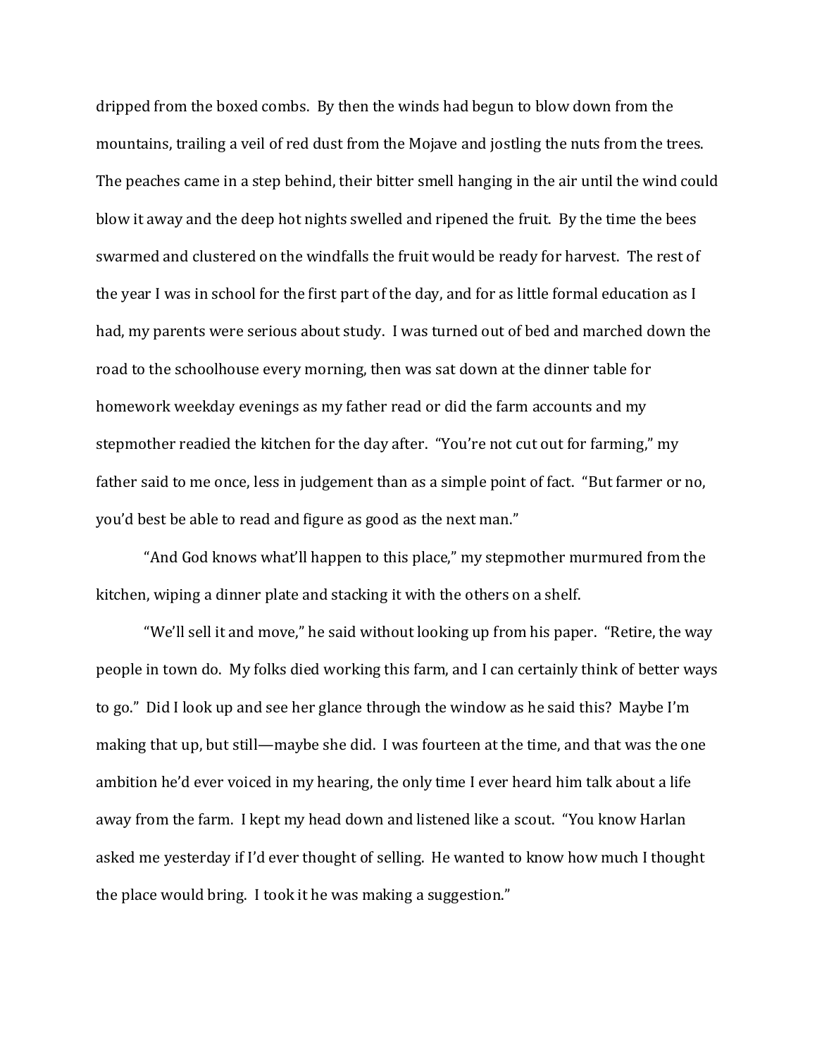dripped from the boxed combs. By then the winds had begun to blow down from the mountains, trailing a veil of red dust from the Mojave and jostling the nuts from the trees. The peaches came in a step behind, their bitter smell hanging in the air until the wind could blow it away and the deep hot nights swelled and ripened the fruit. By the time the bees swarmed and clustered on the windfalls the fruit would be ready for harvest. The rest of the year I was in school for the first part of the day, and for as little formal education as I had, my parents were serious about study. I was turned out of bed and marched down the road to the schoolhouse every morning, then was sat down at the dinner table for homework weekday evenings as my father read or did the farm accounts and my stepmother readied the kitchen for the day after. "You're not cut out for farming," my father said to me once, less in judgement than as a simple point of fact. "But farmer or no, you'd best be able to read and figure as good as the next man."

"And God knows what'll happen to this place," my stepmother murmured from the kitchen, wiping a dinner plate and stacking it with the others on a shelf.

"We'll sell it and move," he said without looking up from his paper. "Retire, the way people in town do. My folks died working this farm, and I can certainly think of better ways to go." Did I look up and see her glance through the window as he said this? Maybe I'm making that up, but still—maybe she did. I was fourteen at the time, and that was the one ambition he'd ever voiced in my hearing, the only time I ever heard him talk about a life away from the farm. I kept my head down and listened like a scout. "You know Harlan asked me yesterday if I'd ever thought of selling. He wanted to know how much I thought the place would bring. I took it he was making a suggestion."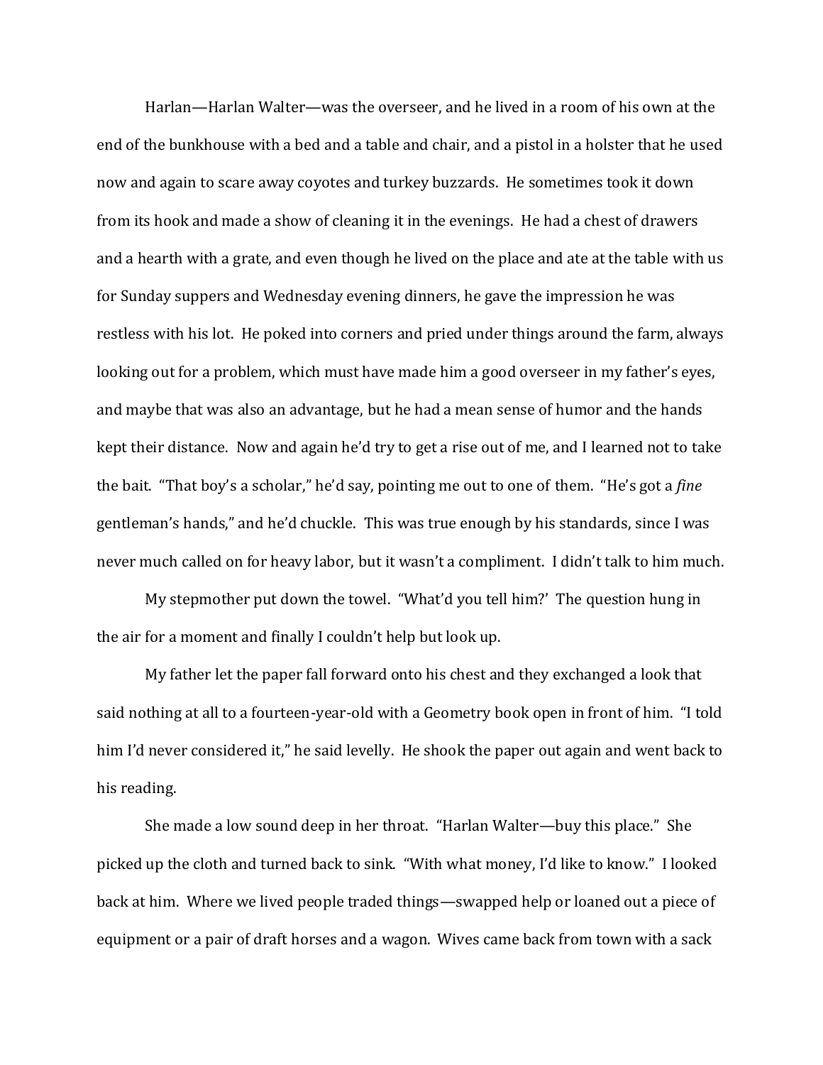Harlan—Harlan Walter—was the overseer, and he lived in a room of his own at the end of the bunkhouse with a bed and a table and chair, and a pistol in a holster that he used now and again to scare away coyotes and turkey buzzards. He sometimes took it down from its hook and made a show of cleaning it in the evenings. He had a chest of drawers and a hearth with a grate, and even though he lived on the place and ate at the table with us for Sunday suppers and Wednesday evening dinners, he gave the impression he was restless with his lot. He poked into corners and pried under things around the farm, always looking out for a problem, which must have made him a good overseer in my father's eyes, and maybe that was also an advantage, but he had a mean sense of humor and the hands kept their distance. Now and again he'd try to get a rise out of me, and I learned not to take the bait. "That boy's a scholar," he'd say, pointing me out to one of them. "He's got a *fine* gentleman's hands," and he'd chuckle. This was true enough by his standards, since I was never much called on for heavy labor, but it wasn't a compliment. I didn't talk to him much.

My stepmother put down the towel. "What'd you tell him?' The question hung in the air for a moment and finally I couldn't help but look up.

My father let the paper fall forward onto his chest and they exchanged a look that said nothing at all to a fourteen-year-old with a Geometry book open in front of him. "I told him I'd never considered it," he said levelly. He shook the paper out again and went back to his reading.

She made a low sound deep in her throat. "Harlan Walter—buy this place." She picked up the cloth and turned back to sink. "With what money, I'd like to know." I looked back at him. Where we lived people traded things—swapped help or loaned out a piece of equipment or a pair of draft horses and a wagon. Wives came back from town with a sack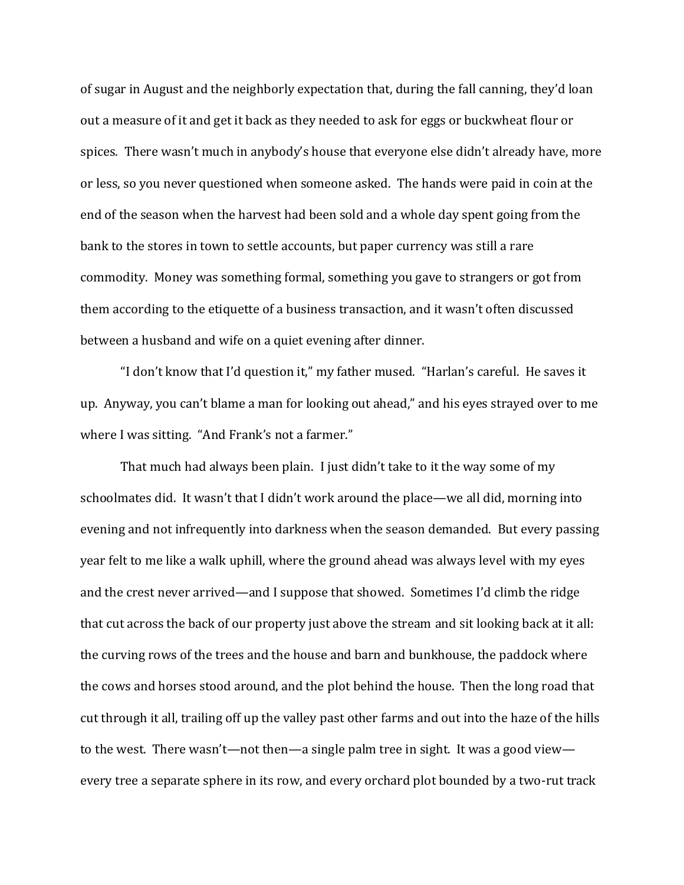of sugar in August and the neighborly expectation that, during the fall canning, they'd loan out a measure of it and get it back as they needed to ask for eggs or buckwheat flour or spices. There wasn't much in anybody's house that everyone else didn't already have, more or less, so you never questioned when someone asked. The hands were paid in coin at the end of the season when the harvest had been sold and a whole day spent going from the bank to the stores in town to settle accounts, but paper currency was still a rare commodity. Money was something formal, something you gave to strangers or got from them according to the etiquette of a business transaction, and it wasn't often discussed between a husband and wife on a quiet evening after dinner.

"I don't know that I'd question it," my father mused. "Harlan's careful. He saves it up. Anyway, you can't blame a man for looking out ahead," and his eyes strayed over to me where I was sitting. "And Frank's not a farmer."

That much had always been plain. I just didn't take to it the way some of my schoolmates did. It wasn't that I didn't work around the place—we all did, morning into evening and not infrequently into darkness when the season demanded. But every passing year felt to me like a walk uphill, where the ground ahead was always level with my eyes and the crest never arrived—and I suppose that showed. Sometimes I'd climb the ridge that cut across the back of our property just above the stream and sit looking back at it all: the curving rows of the trees and the house and barn and bunkhouse, the paddock where the cows and horses stood around, and the plot behind the house. Then the long road that cut through it all, trailing off up the valley past other farms and out into the haze of the hills to the west. There wasn't—not then—a single palm tree in sight. It was a good view—every tree a separate sphere in its row, and every orchard plot bounded by a two-rut track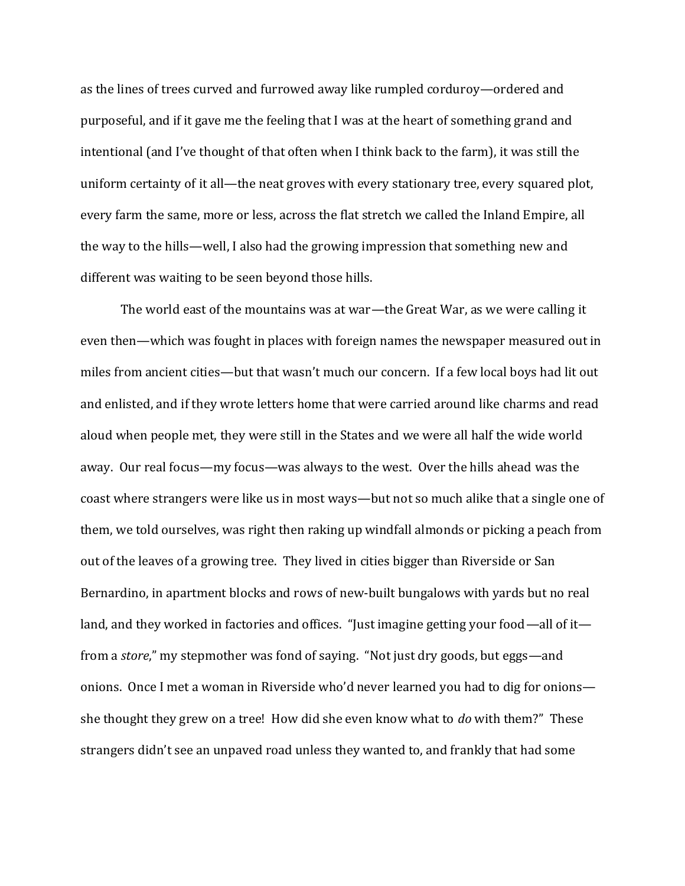as the lines of trees curved and furrowed away like rumpled corduroy—ordered and purposeful, and if it gave me the feeling that I was at the heart of something grand and intentional (and I've thought of that often when I think back to the farm), it was still the uniform certainty of it all—the neat groves with every stationary tree, every squared plot, every farm the same, more or less, across the flat stretch we called the Inland Empire, all the way to the hills—well, I also had the growing impression that something new and different was waiting to be seen beyond those hills.

The world east of the mountains was at war—the Great War, as we were calling it even then—which was fought in places with foreign names the newspaper measured out in miles from ancient cities—but that wasn't much our concern. If a few local boys had lit out and enlisted, and if they wrote letters home that were carried around like charms and read aloud when people met, they were still in the States and we were all half the wide world away. Our real focus—my focus—was always to the west. Over the hills ahead was the coast where strangers were like us in most ways—but not so much alike that a single one of them, we told ourselves, was right then raking up windfall almonds or picking a peach from out of the leaves of a growing tree. They lived in cities bigger than Riverside or San Bernardino, in apartment blocks and rows of new-built bungalows with yards but no real land, and they worked in factories and offices. "Just imagine getting your food—all of it—from a *store*," my stepmother was fond of saying. "Not just dry goods, but eggs—and onions. Once I met a woman in Riverside who'd never learned you had to dig for onions—she thought they grew on a tree! How did she even know what to *do* with them?" These strangers didn't see an unpaved road unless they wanted to, and frankly that had some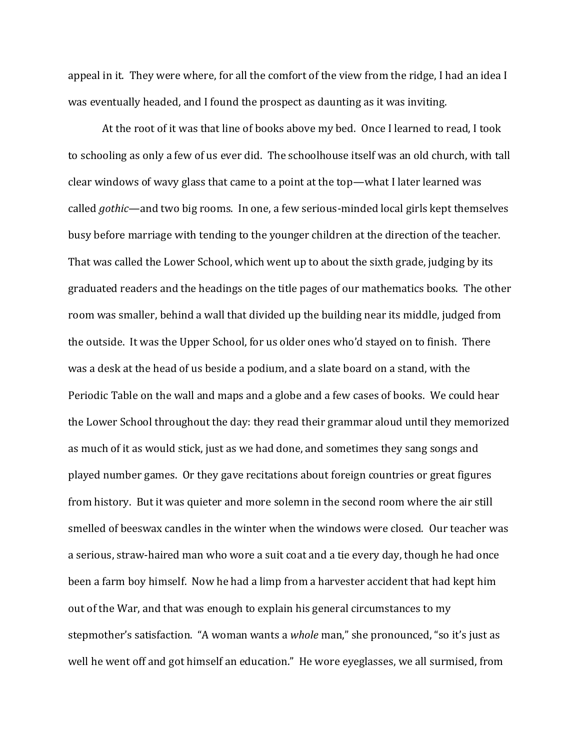appeal in it. They were where, for all the comfort of the view from the ridge, I had an idea I was eventually headed, and I found the prospect as daunting as it was inviting.

At the root of it was that line of books above my bed. Once I learned to read, I took to schooling as only a few of us ever did. The schoolhouse itself was an old church, with tall clear windows of wavy glass that came to a point at the top—what I later learned was called *gothic*—and two big rooms. In one, a few serious-minded local girls kept themselves busy before marriage with tending to the younger children at the direction of the teacher. That was called the Lower School, which went up to about the sixth grade, judging by its graduated readers and the headings on the title pages of our mathematics books. The other room was smaller, behind a wall that divided up the building near its middle, judged from the outside. It was the Upper School, for us older ones who'd stayed on to finish. There was a desk at the head of us beside a podium, and a slate board on a stand, with the Periodic Table on the wall and maps and a globe and a few cases of books. We could hear the Lower School throughout the day: they read their grammar aloud until they memorized as much of it as would stick, just as we had done, and sometimes they sang songs and played number games. Or they gave recitations about foreign countries or great figures from history. But it was quieter and more solemn in the second room where the air still smelled of beeswax candles in the winter when the windows were closed. Our teacher was a serious, straw-haired man who wore a suit coat and a tie every day, though he had once been a farm boy himself. Now he had a limp from a harvester accident that had kept him out of the War, and that was enough to explain his general circumstances to my stepmother's satisfaction. "A woman wants a *whole* man," she pronounced, "so it's just as well he went off and got himself an education." He wore eyeglasses, we all surmised, from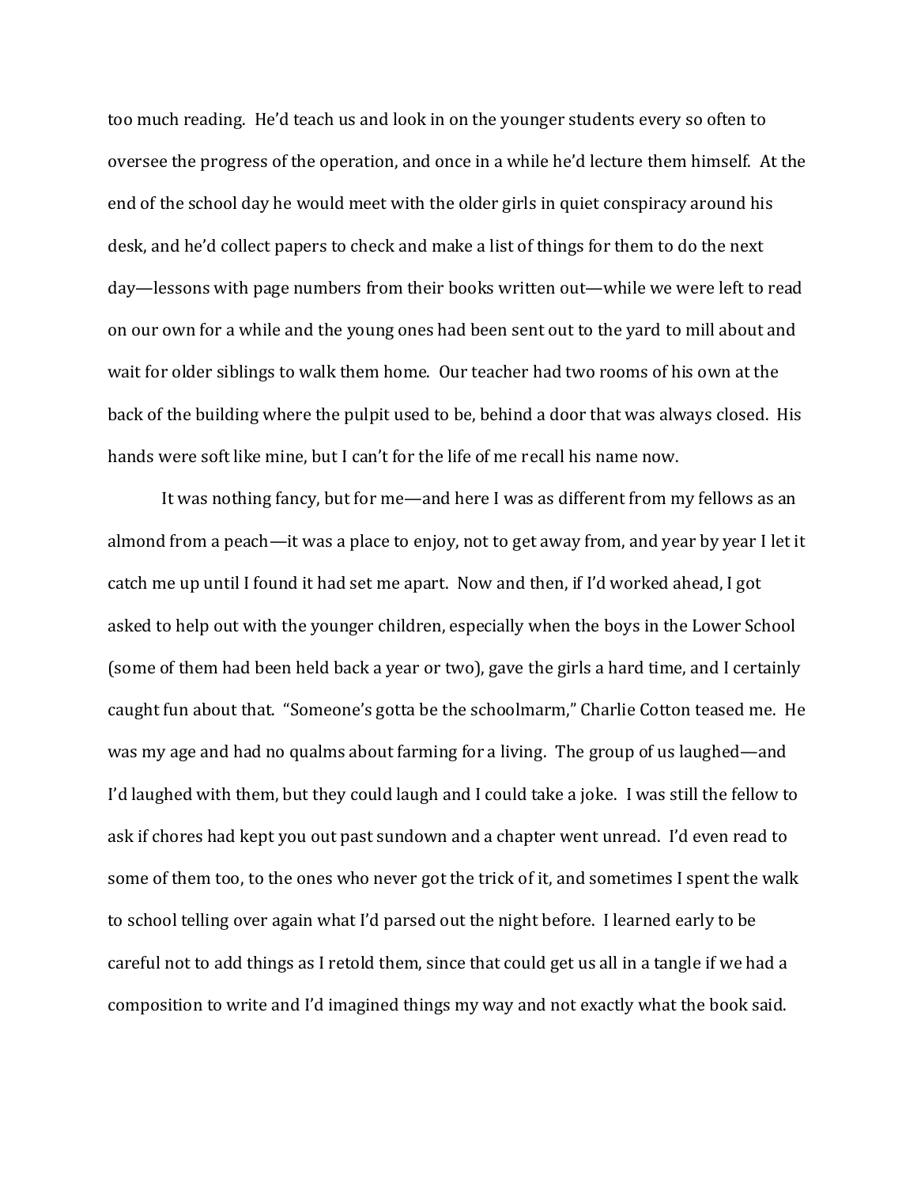too much reading. He'd teach us and look in on the younger students every so often to oversee the progress of the operation, and once in a while he'd lecture them himself. At the end of the school day he would meet with the older girls in quiet conspiracy around his desk, and he'd collect papers to check and make a list of things for them to do the next day—lessons with page numbers from their books written out—while we were left to read on our own for a while and the young ones had been sent out to the yard to mill about and wait for older siblings to walk them home. Our teacher had two rooms of his own at the back of the building where the pulpit used to be, behind a door that was always closed. His hands were soft like mine, but I can't for the life of me recall his name now.

It was nothing fancy, but for me—and here I was as different from my fellows as an almond from a peach—it was a place to enjoy, not to get away from, and year by year I let it catch me up until I found it had set me apart. Now and then, if I'd worked ahead, I got asked to help out with the younger children, especially when the boys in the Lower School (some of them had been held back a year or two), gave the girls a hard time, and I certainly caught fun about that. "Someone's gotta be the schoolmarm," Charlie Cotton teased me. He was my age and had no qualms about farming for a living. The group of us laughed—and I'd laughed with them, but they could laugh and I could take a joke. I was still the fellow to ask if chores had kept you out past sundown and a chapter went unread. I'd even read to some of them too, to the ones who never got the trick of it, and sometimes I spent the walk to school telling over again what I'd parsed out the night before. I learned early to be careful not to add things as I retold them, since that could get us all in a tangle if we had a composition to write and I'd imagined things my way and not exactly what the book said.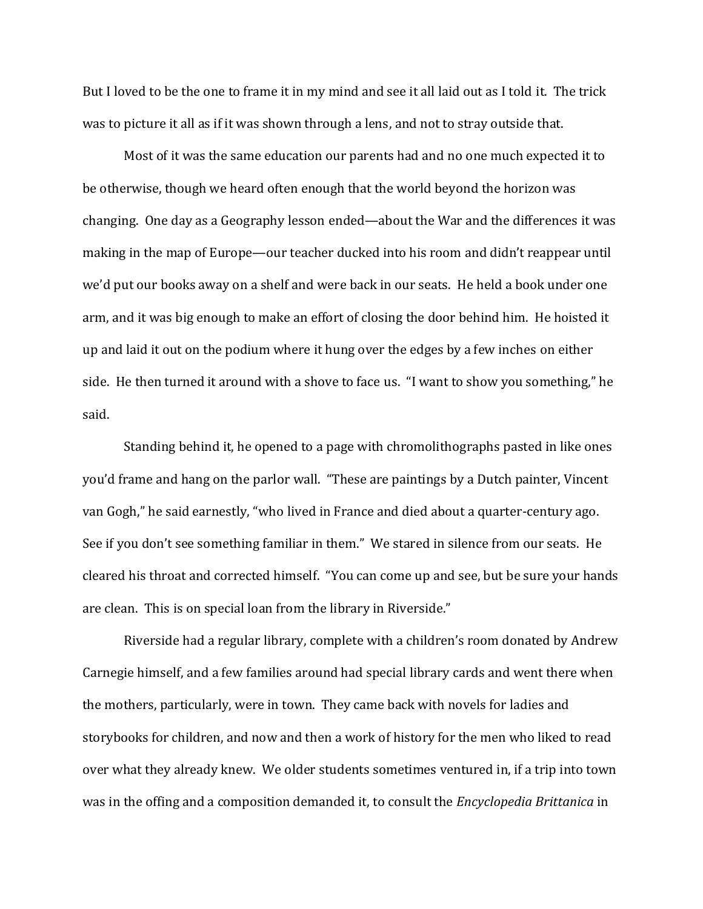But I loved to be the one to frame it in my mind and see it all laid out as I told it. The trick was to picture it all as if it was shown through a lens, and not to stray outside that.

Most of it was the same education our parents had and no one much expected it to be otherwise, though we heard often enough that the world beyond the horizon was changing. One day as a Geography lesson ended—about the War and the differences it was making in the map of Europe—our teacher ducked into his room and didn't reappear until we'd put our books away on a shelf and were back in our seats. He held a book under one arm, and it was big enough to make an effort of closing the door behind him. He hoisted it up and laid it out on the podium where it hung over the edges by a few inches on either side. He then turned it around with a shove to face us. "I want to show you something," he said.

Standing behind it, he opened to a page with chromolithographs pasted in like ones you'd frame and hang on the parlor wall. "These are paintings by a Dutch painter, Vincent van Gogh," he said earnestly, "who lived in France and died about a quarter-century ago. See if you don't see something familiar in them." We stared in silence from our seats. He cleared his throat and corrected himself. "You can come up and see, but be sure your hands are clean. This is on special loan from the library in Riverside."

Riverside had a regular library, complete with a children's room donated by Andrew Carnegie himself, and a few families around had special library cards and went there when the mothers, particularly, were in town. They came back with novels for ladies and storybooks for children, and now and then a work of history for the men who liked to read over what they already knew. We older students sometimes ventured in, if a trip into town was in the offing and a composition demanded it, to consult the *Encyclopedia Brittanica* in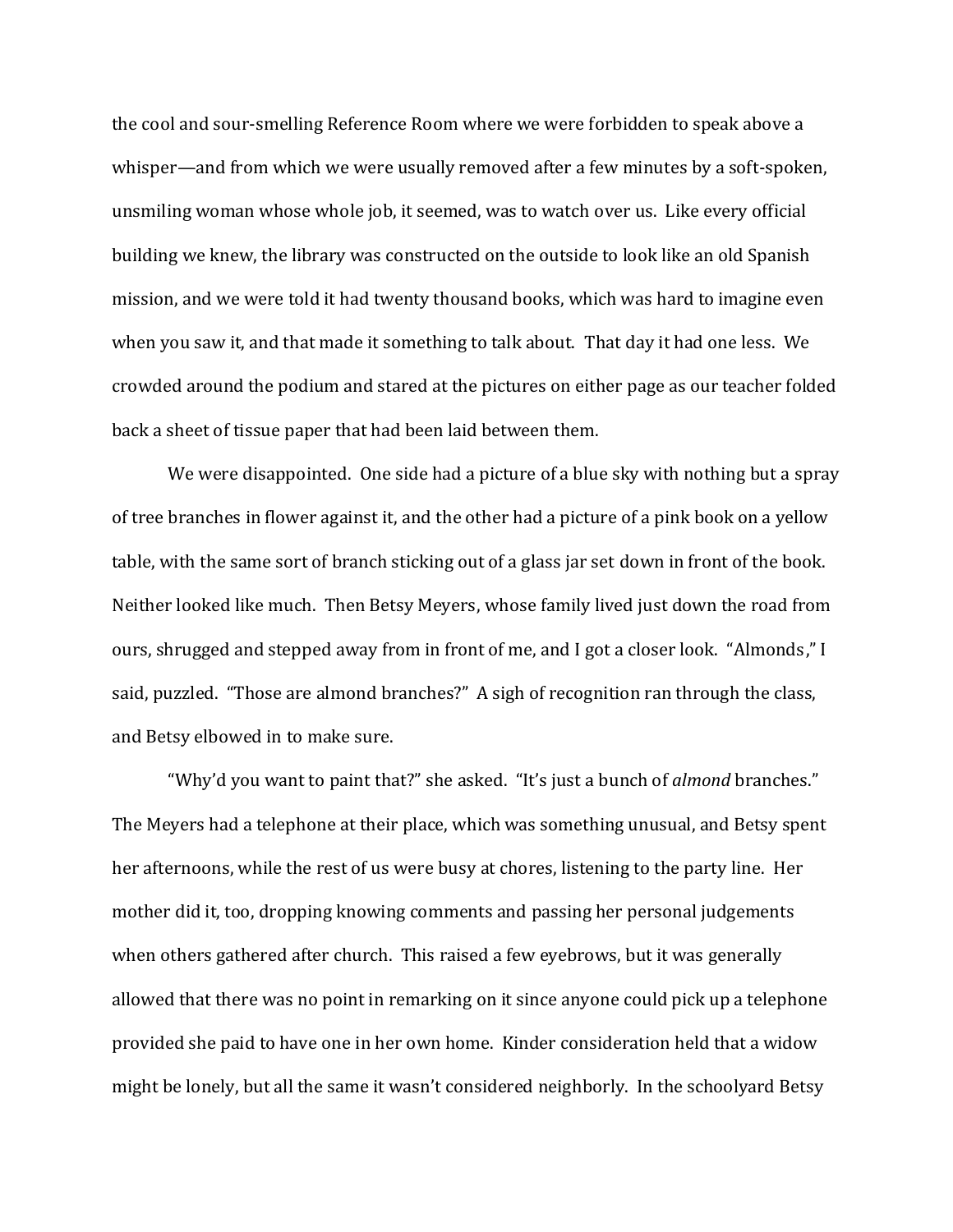the cool and sour-smelling Reference Room where we were forbidden to speak above a whisper—and from which we were usually removed after a few minutes by a soft-spoken, unsmiling woman whose whole job, it seemed, was to watch over us. Like every official building we knew, the library was constructed on the outside to look like an old Spanish mission, and we were told it had twenty thousand books, which was hard to imagine even when you saw it, and that made it something to talk about. That day it had one less. We crowded around the podium and stared at the pictures on either page as our teacher folded back a sheet of tissue paper that had been laid between them.

We were disappointed. One side had a picture of a blue sky with nothing but a spray of tree branches in flower against it, and the other had a picture of a pink book on a yellow table, with the same sort of branch sticking out of a glass jar set down in front of the book. Neither looked like much. Then Betsy Meyers, whose family lived just down the road from ours, shrugged and stepped away from in front of me, and I got a closer look. "Almonds," I said, puzzled. "Those are almond branches?" A sigh of recognition ran through the class, and Betsy elbowed in to make sure.

"Why'd you want to paint that?" she asked. "It's just a bunch of *almond* branches." The Meyers had a telephone at their place, which was something unusual, and Betsy spent her afternoons, while the rest of us were busy at chores, listening to the party line. Her mother did it, too, dropping knowing comments and passing her personal judgements when others gathered after church. This raised a few eyebrows, but it was generally allowed that there was no point in remarking on it since anyone could pick up a telephone provided she paid to have one in her own home. Kinder consideration held that a widow might be lonely, but all the same it wasn't considered neighborly. In the schoolyard Betsy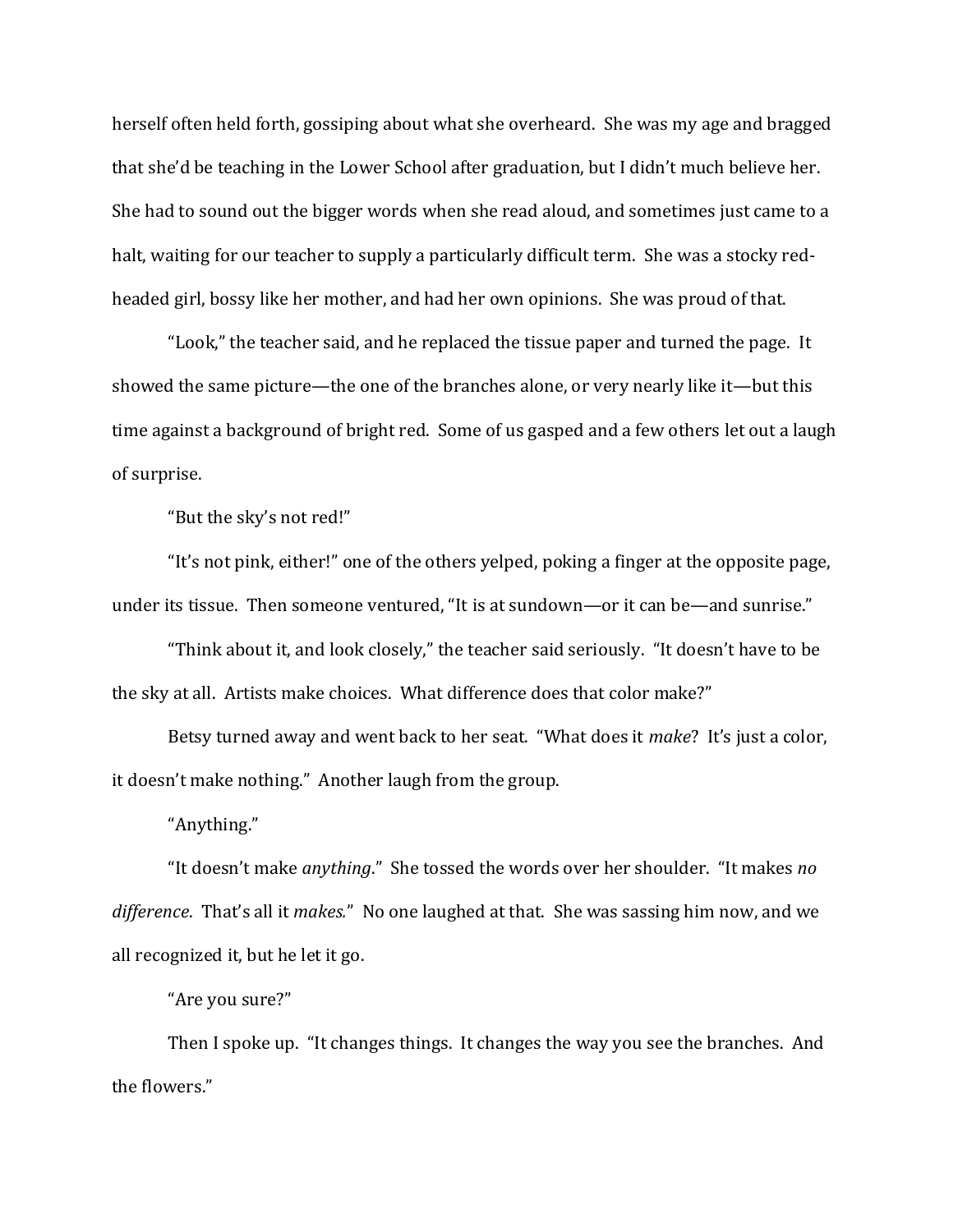herself often held forth, gossiping about what she overheard. She was my age and bragged that she'd be teaching in the Lower School after graduation, but I didn't much believe her. She had to sound out the bigger words when she read aloud, and sometimes just came to a halt, waiting for our teacher to supply a particularly difficult term. She was a stocky red-headed girl, bossy like her mother, and had her own opinions. She was proud of that.

"Look," the teacher said, and he replaced the tissue paper and turned the page. It showed the same picture—the one of the branches alone, or very nearly like it—but this time against a background of bright red. Some of us gasped and a few others let out a laugh of surprise.

"But the sky's not red!"

"It's not pink, either!" one of the others yelped, poking a finger at the opposite page, under its tissue. Then someone ventured, "It is at sundown—or it can be—and sunrise."

"Think about it, and look closely," the teacher said seriously. "It doesn't have to be the sky at all. Artists make choices. What difference does that color make?"

Betsy turned away and went back to her seat. "What does it *make*? It's just a color, it doesn't make nothing." Another laugh from the group.

"Anything."

"It doesn't make *anything*." She tossed the words over her shoulder. "It makes *no difference*. That's all it *makes.*" No one laughed at that. She was sassing him now, and we all recognized it, but he let it go.

"Are you sure?"

Then I spoke up. "It changes things. It changes the way you see the branches. And the flowers."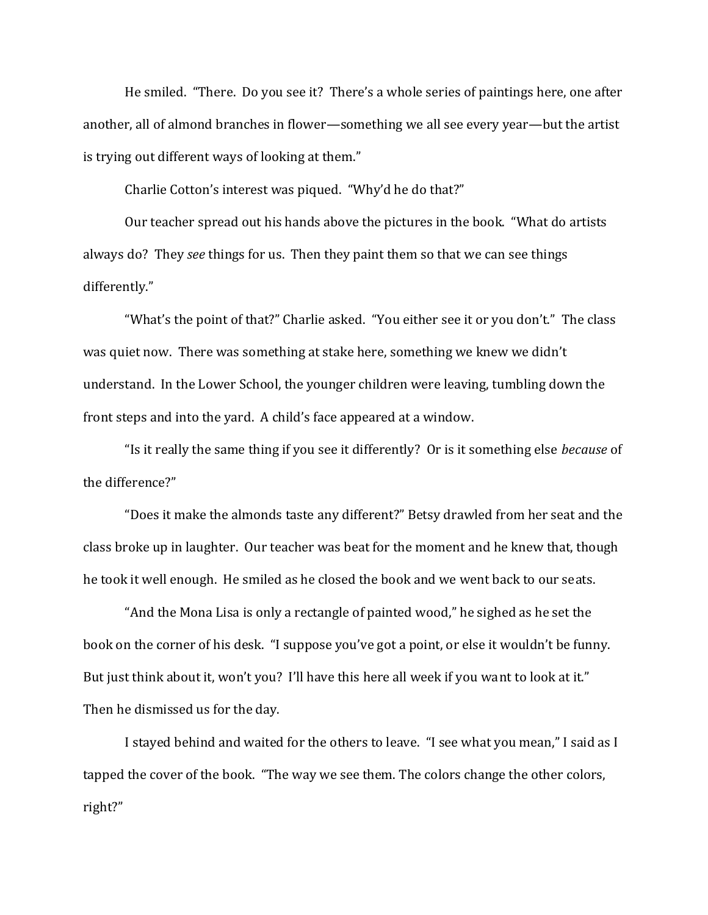He smiled. "There. Do you see it? There's a whole series of paintings here, one after another, all of almond branches in flower—something we all see every year—but the artist is trying out different ways of looking at them."

Charlie Cotton's interest was piqued. "Why'd he do that?"

Our teacher spread out his hands above the pictures in the book. "What do artists always do? They *see* things for us. Then they paint them so that we can see things differently."

"What's the point of that?" Charlie asked. "You either see it or you don't." The class was quiet now. There was something at stake here, something we knew we didn't understand. In the Lower School, the younger children were leaving, tumbling down the front steps and into the yard. A child's face appeared at a window.

"Is it really the same thing if you see it differently? Or is it something else *because* of the difference?"

"Does it make the almonds taste any different?" Betsy drawled from her seat and the class broke up in laughter. Our teacher was beat for the moment and he knew that, though he took it well enough. He smiled as he closed the book and we went back to our seats.

"And the Mona Lisa is only a rectangle of painted wood," he sighed as he set the book on the corner of his desk. "I suppose you've got a point, or else it wouldn't be funny. But just think about it, won't you? I'll have this here all week if you want to look at it." Then he dismissed us for the day.

I stayed behind and waited for the others to leave. "I see what you mean," I said as I tapped the cover of the book. "The way we see them. The colors change the other colors, right?"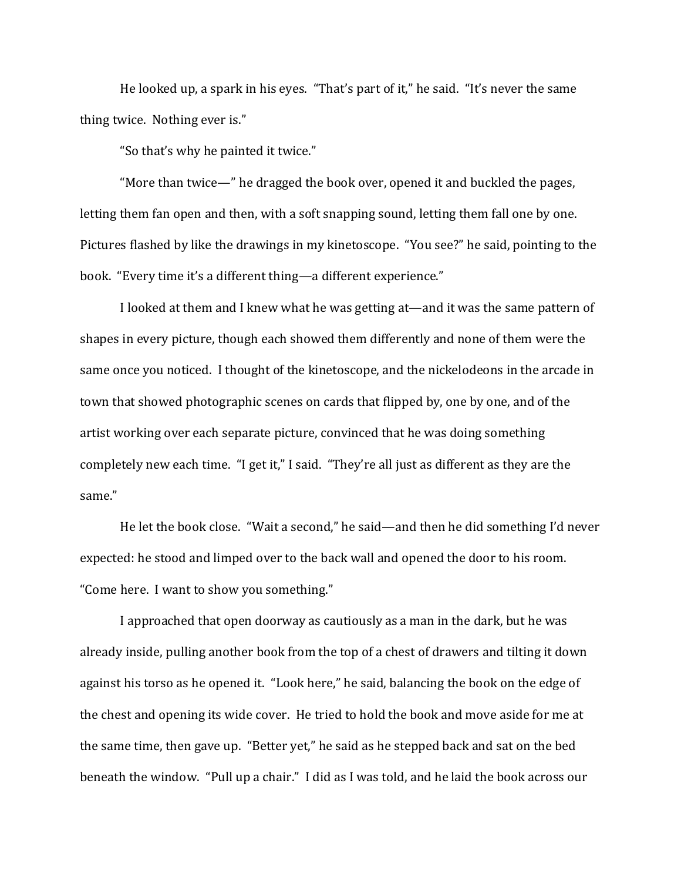He looked up, a spark in his eyes. "That's part of it," he said. "It's never the same thing twice. Nothing ever is."

"So that's why he painted it twice."

"More than twice—" he dragged the book over, opened it and buckled the pages, letting them fan open and then, with a soft snapping sound, letting them fall one by one. Pictures flashed by like the drawings in my kinetoscope. "You see?" he said, pointing to the book. "Every time it's a different thing—a different experience."

I looked at them and I knew what he was getting at—and it was the same pattern of shapes in every picture, though each showed them differently and none of them were the same once you noticed. I thought of the kinetoscope, and the nickelodeons in the arcade in town that showed photographic scenes on cards that flipped by, one by one, and of the artist working over each separate picture, convinced that he was doing something completely new each time. "I get it," I said. "They're all just as different as they are the same."

He let the book close. "Wait a second," he said—and then he did something I'd never expected: he stood and limped over to the back wall and opened the door to his room. "Come here. I want to show you something."

I approached that open doorway as cautiously as a man in the dark, but he was already inside, pulling another book from the top of a chest of drawers and tilting it down against his torso as he opened it. "Look here," he said, balancing the book on the edge of the chest and opening its wide cover. He tried to hold the book and move aside for me at the same time, then gave up. "Better yet," he said as he stepped back and sat on the bed beneath the window. "Pull up a chair." I did as I was told, and he laid the book across our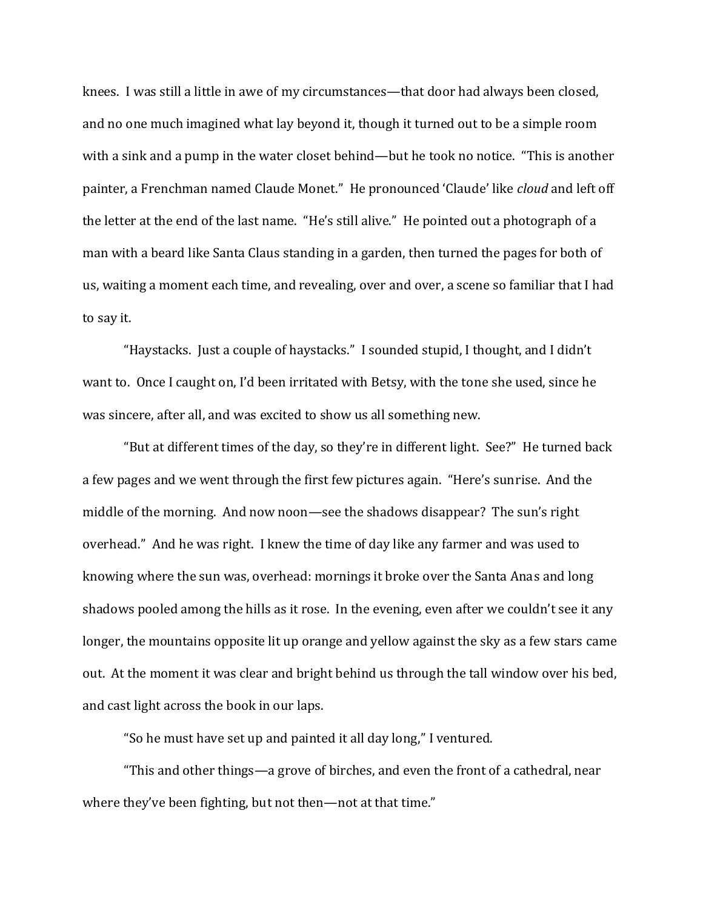knees. I was still a little in awe of my circumstances—that door had always been closed, and no one much imagined what lay beyond it, though it turned out to be a simple room with a sink and a pump in the water closet behind—but he took no notice. “This is another painter, a Frenchman named Claude Monet.” He pronounced ‘Claude’ like *cloud* and left off the letter at the end of the last name. “He’s still alive.” He pointed out a photograph of a man with a beard like Santa Claus standing in a garden, then turned the pages for both of us, waiting a moment each time, and revealing, over and over, a scene so familiar that I had to say it.

“Haystacks. Just a couple of haystacks.” I sounded stupid, I thought, and I didn’t want to. Once I caught on, I’d been irritated with Betsy, with the tone she used, since he was sincere, after all, and was excited to show us all something new.

“But at different times of the day, so they’re in different light. See?” He turned back a few pages and we went through the first few pictures again. “Here’s sunrise. And the middle of the morning. And now noon—see the shadows disappear? The sun’s right overhead.” And he was right. I knew the time of day like any farmer and was used to knowing where the sun was, overhead: mornings it broke over the Santa Anas and long shadows pooled among the hills as it rose. In the evening, even after we couldn’t see it any longer, the mountains opposite lit up orange and yellow against the sky as a few stars came out. At the moment it was clear and bright behind us through the tall window over his bed, and cast light across the book in our laps.

“So he must have set up and painted it all day long,” I ventured.

“This and other things—a grove of birches, and even the front of a cathedral, near where they’ve been fighting, but not then—not at that time.”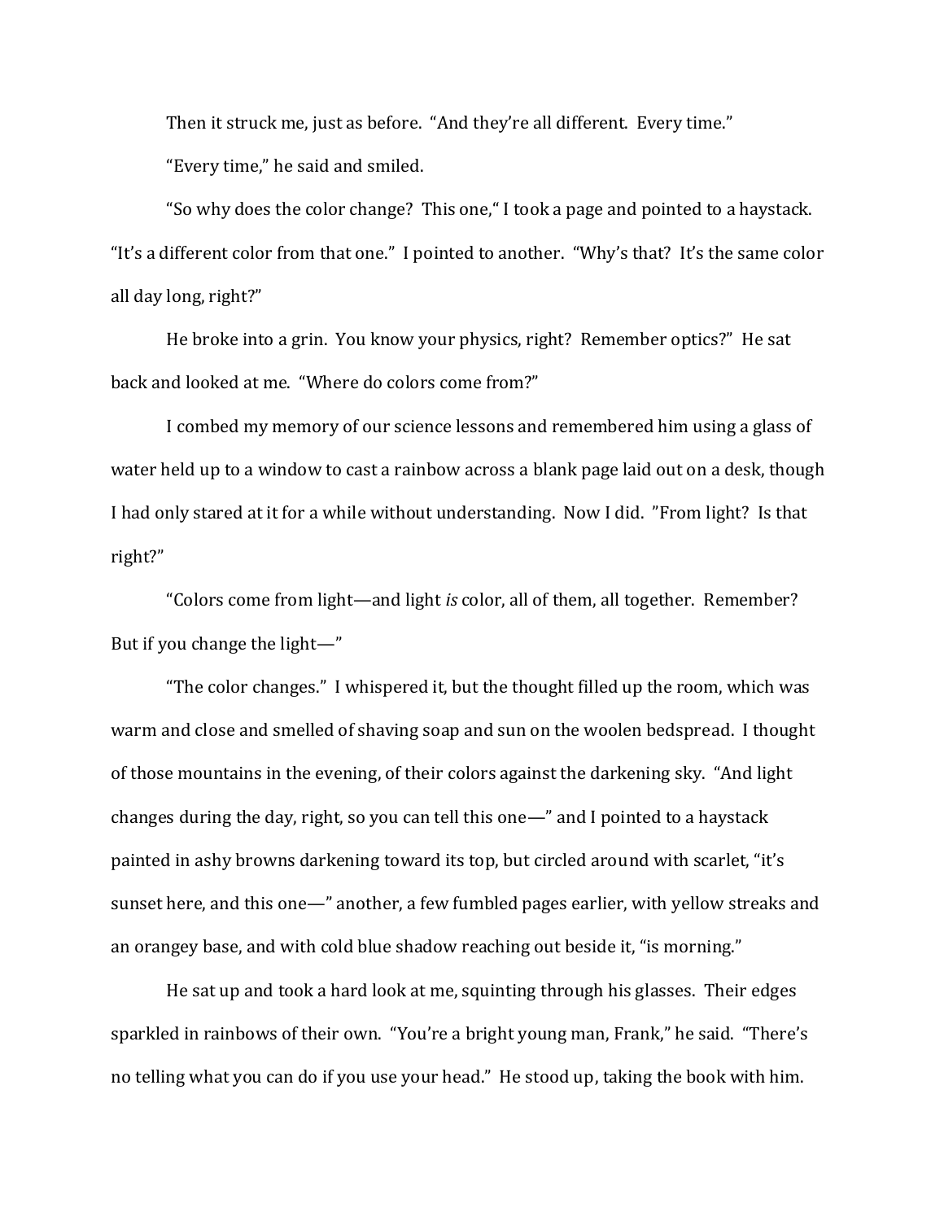Then it struck me, just as before. "And they're all different. Every time."

"Every time," he said and smiled.

"So why does the color change? This one," I took a page and pointed to a haystack. "It's a different color from that one." I pointed to another. "Why's that? It's the same color all day long, right?"

He broke into a grin. You know your physics, right? Remember optics?" He sat back and looked at me. "Where do colors come from?"

I combed my memory of our science lessons and remembered him using a glass of water held up to a window to cast a rainbow across a blank page laid out on a desk, though I had only stared at it for a while without understanding. Now I did. "From light? Is that right?"

"Colors come from light—and light *is* color, all of them, all together. Remember? But if you change the light—"

"The color changes." I whispered it, but the thought filled up the room, which was warm and close and smelled of shaving soap and sun on the woolen bedspread. I thought of those mountains in the evening, of their colors against the darkening sky. "And light changes during the day, right, so you can tell this one—" and I pointed to a haystack painted in ashy browns darkening toward its top, but circled around with scarlet, "it's sunset here, and this one—" another, a few fumbled pages earlier, with yellow streaks and an orangey base, and with cold blue shadow reaching out beside it, "is morning."

He sat up and took a hard look at me, squinting through his glasses. Their edges sparkled in rainbows of their own. "You're a bright young man, Frank," he said. "There's no telling what you can do if you use your head." He stood up, taking the book with him.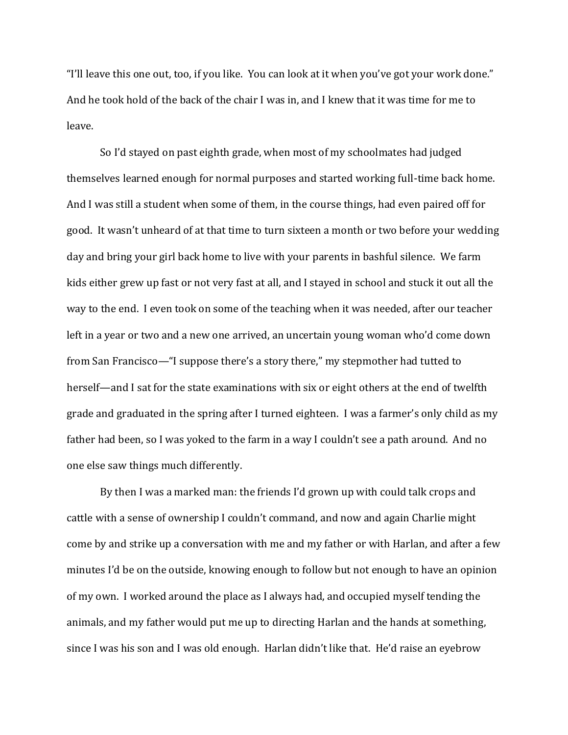"I'll leave this one out, too, if you like. You can look at it when you've got your work done." And he took hold of the back of the chair I was in, and I knew that it was time for me to leave.

So I'd stayed on past eighth grade, when most of my schoolmates had judged themselves learned enough for normal purposes and started working full-time back home. And I was still a student when some of them, in the course things, had even paired off for good. It wasn't unheard of at that time to turn sixteen a month or two before your wedding day and bring your girl back home to live with your parents in bashful silence. We farm kids either grew up fast or not very fast at all, and I stayed in school and stuck it out all the way to the end. I even took on some of the teaching when it was needed, after our teacher left in a year or two and a new one arrived, an uncertain young woman who'd come down from San Francisco—"I suppose there's a story there," my stepmother had tutted to herself—and I sat for the state examinations with six or eight others at the end of twelfth grade and graduated in the spring after I turned eighteen. I was a farmer's only child as my father had been, so I was yoked to the farm in a way I couldn't see a path around. And no one else saw things much differently.

By then I was a marked man: the friends I'd grown up with could talk crops and cattle with a sense of ownership I couldn't command, and now and again Charlie might come by and strike up a conversation with me and my father or with Harlan, and after a few minutes I'd be on the outside, knowing enough to follow but not enough to have an opinion of my own. I worked around the place as I always had, and occupied myself tending the animals, and my father would put me up to directing Harlan and the hands at something, since I was his son and I was old enough. Harlan didn't like that. He'd raise an eyebrow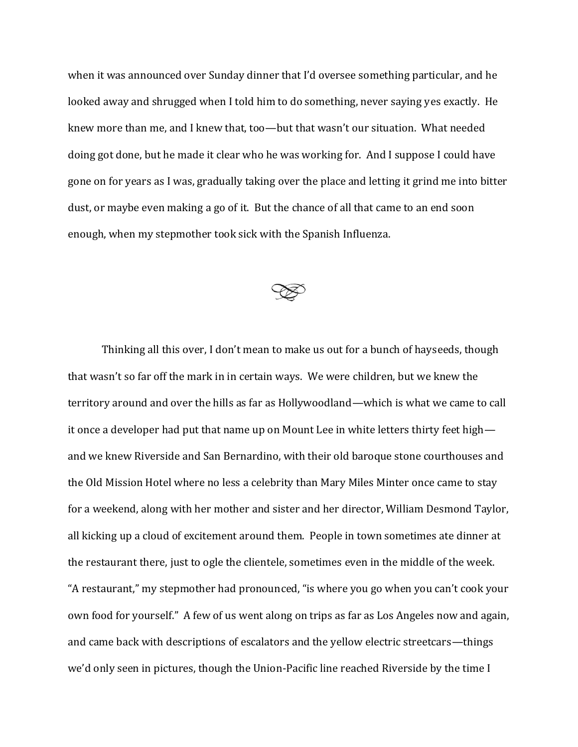when it was announced over Sunday dinner that I'd oversee something particular, and he looked away and shrugged when I told him to do something, never saying yes exactly. He knew more than me, and I knew that, too—but that wasn't our situation. What needed doing got done, but he made it clear who he was working for. And I suppose I could have gone on for years as I was, gradually taking over the place and letting it grind me into bitter dust, or maybe even making a go of it. But the chance of all that came to an end soon enough, when my stepmother took sick with the Spanish Influenza.

---

Thinking all this over, I don't mean to make us out for a bunch of hayseeds, though that wasn't so far off the mark in in certain ways. We were children, but we knew the territory around and over the hills as far as Hollywoodland—which is what we came to call it once a developer had put that name up on Mount Lee in white letters thirty feet high—and we knew Riverside and San Bernardino, with their old baroque stone courthouses and the Old Mission Hotel where no less a celebrity than Mary Miles Minter once came to stay for a weekend, along with her mother and sister and her director, William Desmond Taylor, all kicking up a cloud of excitement around them. People in town sometimes ate dinner at the restaurant there, just to ogle the clientele, sometimes even in the middle of the week. "A restaurant," my stepmother had pronounced, "is where you go when you can't cook your own food for yourself." A few of us went along on trips as far as Los Angeles now and again, and came back with descriptions of escalators and the yellow electric streetcars—things we'd only seen in pictures, though the Union-Pacific line reached Riverside by the time I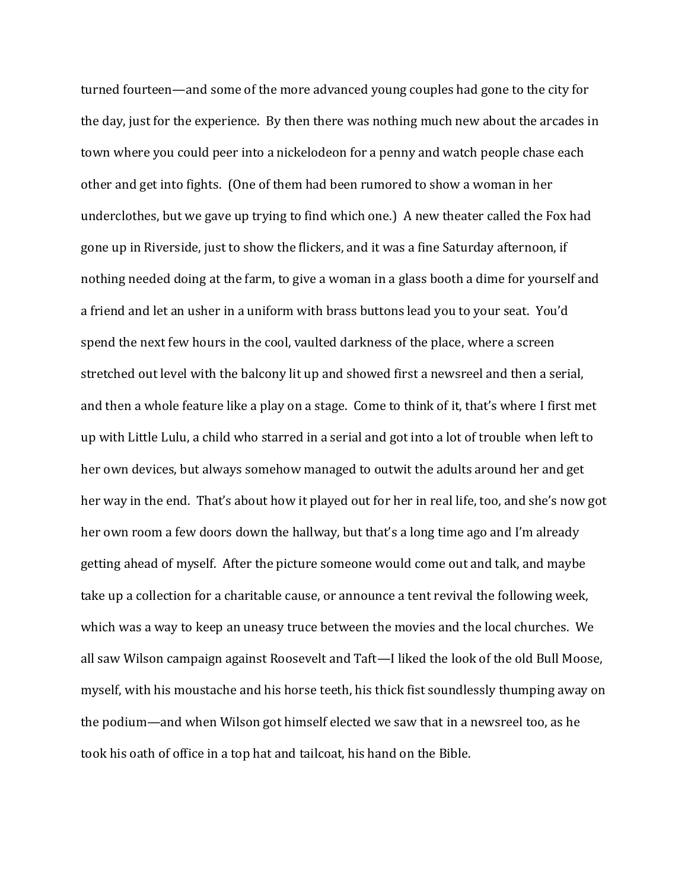turned fourteen—and some of the more advanced young couples had gone to the city for the day, just for the experience. By then there was nothing much new about the arcades in town where you could peer into a nickelodeon for a penny and watch people chase each other and get into fights. (One of them had been rumored to show a woman in her underclothes, but we gave up trying to find which one.) A new theater called the Fox had gone up in Riverside, just to show the flickers, and it was a fine Saturday afternoon, if nothing needed doing at the farm, to give a woman in a glass booth a dime for yourself and a friend and let an usher in a uniform with brass buttons lead you to your seat. You'd spend the next few hours in the cool, vaulted darkness of the place, where a screen stretched out level with the balcony lit up and showed first a newsreel and then a serial, and then a whole feature like a play on a stage. Come to think of it, that's where I first met up with Little Lulu, a child who starred in a serial and got into a lot of trouble when left to her own devices, but always somehow managed to outwit the adults around her and get her way in the end. That's about how it played out for her in real life, too, and she's now got her own room a few doors down the hallway, but that's a long time ago and I'm already getting ahead of myself. After the picture someone would come out and talk, and maybe take up a collection for a charitable cause, or announce a tent revival the following week, which was a way to keep an uneasy truce between the movies and the local churches. We all saw Wilson campaign against Roosevelt and Taft—I liked the look of the old Bull Moose, myself, with his moustache and his horse teeth, his thick fist soundlessly thumping away on the podium—and when Wilson got himself elected we saw that in a newsreel too, as he took his oath of office in a top hat and tailcoat, his hand on the Bible.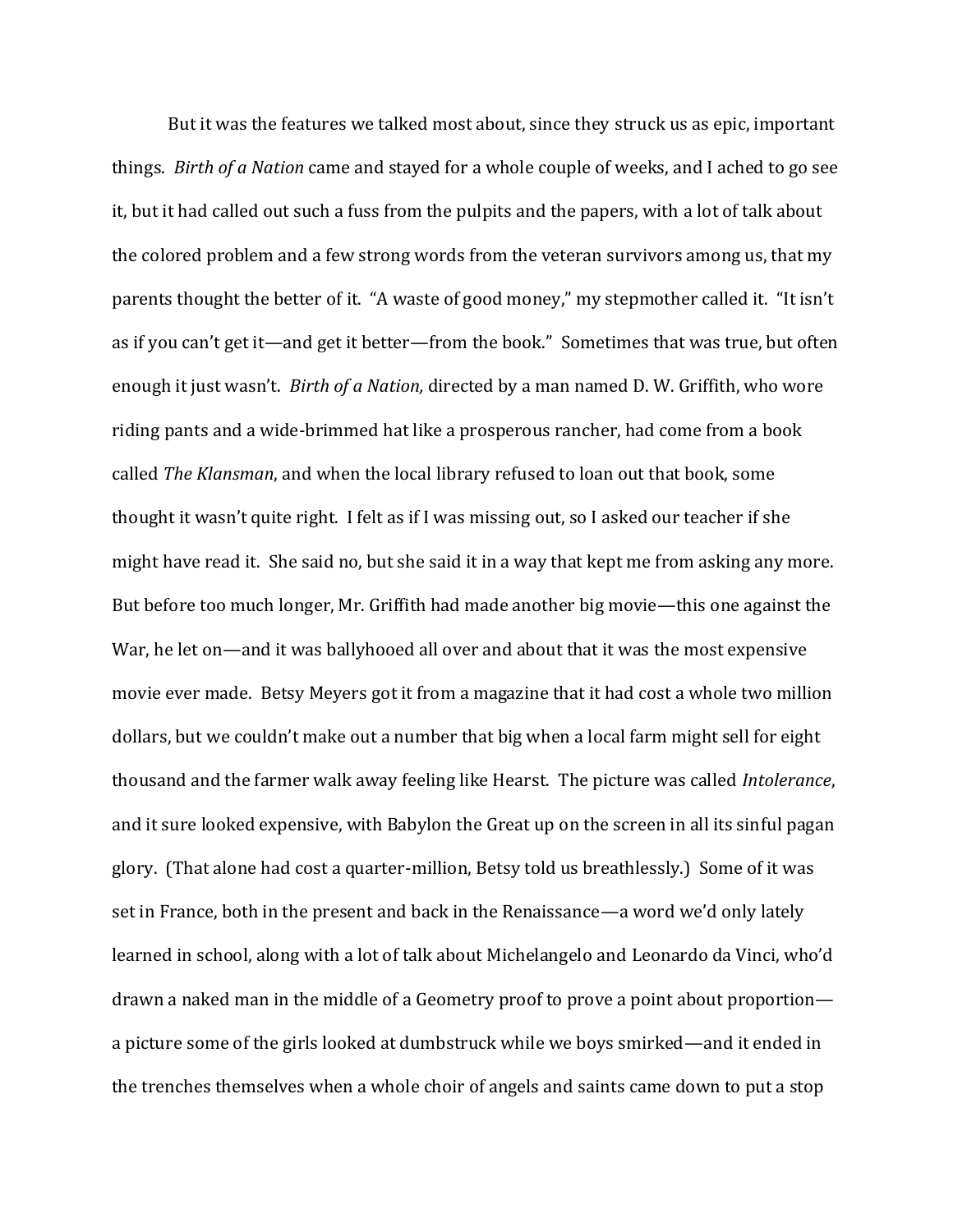But it was the features we talked most about, since they struck us as epic, important things. *Birth of a Nation* came and stayed for a whole couple of weeks, and I ached to go see it, but it had called out such a fuss from the pulpits and the papers, with a lot of talk about the colored problem and a few strong words from the veteran survivors among us, that my parents thought the better of it. "A waste of good money," my stepmother called it. "It isn't as if you can't get it—and get it better—from the book." Sometimes that was true, but often enough it just wasn't. *Birth of a Nation,* directed by a man named D. W. Griffith, who wore riding pants and a wide-brimmed hat like a prosperous rancher, had come from a book called *The Klansman*, and when the local library refused to loan out that book, some thought it wasn't quite right. I felt as if I was missing out, so I asked our teacher if she might have read it. She said no, but she said it in a way that kept me from asking any more. But before too much longer, Mr. Griffith had made another big movie—this one against the War, he let on—and it was ballyhooed all over and about that it was the most expensive movie ever made. Betsy Meyers got it from a magazine that it had cost a whole two million dollars, but we couldn't make out a number that big when a local farm might sell for eight thousand and the farmer walk away feeling like Hearst. The picture was called *Intolerance*, and it sure looked expensive, with Babylon the Great up on the screen in all its sinful pagan glory. (That alone had cost a quarter-million, Betsy told us breathlessly.) Some of it was set in France, both in the present and back in the Renaissance—a word we'd only lately learned in school, along with a lot of talk about Michelangelo and Leonardo da Vinci, who'd drawn a naked man in the middle of a Geometry proof to prove a point about proportion—a picture some of the girls looked at dumbstruck while we boys smirked—and it ended in the trenches themselves when a whole choir of angels and saints came down to put a stop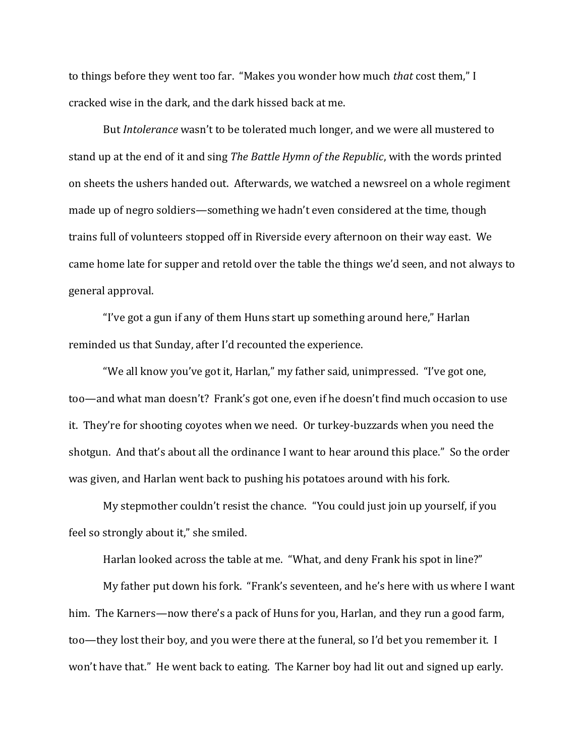to things before they went too far. “Makes you wonder how much *that* cost them,” I cracked wise in the dark, and the dark hissed back at me.

But *Intolerance* wasn’t to be tolerated much longer, and we were all mustered to stand up at the end of it and sing *The Battle Hymn of the Republic*, with the words printed on sheets the ushers handed out. Afterwards, we watched a newsreel on a whole regiment made up of negro soldiers—something we hadn’t even considered at the time, though trains full of volunteers stopped off in Riverside every afternoon on their way east. We came home late for supper and retold over the table the things we’d seen, and not always to general approval.

“I’ve got a gun if any of them Huns start up something around here,” Harlan reminded us that Sunday, after I’d recounted the experience.

“We all know you’ve got it, Harlan,” my father said, unimpressed. “I’ve got one, too—and what man doesn’t? Frank’s got one, even if he doesn’t find much occasion to use it. They’re for shooting coyotes when we need. Or turkey-buzzards when you need the shotgun. And that’s about all the ordinance I want to hear around this place.” So the order was given, and Harlan went back to pushing his potatoes around with his fork.

My stepmother couldn’t resist the chance. “You could just join up yourself, if you feel so strongly about it,” she smiled.

Harlan looked across the table at me. “What, and deny Frank his spot in line?”

My father put down his fork. “Frank’s seventeen, and he’s here with us where I want him. The Karners—now there’s a pack of Huns for you, Harlan, and they run a good farm, too—they lost their boy, and you were there at the funeral, so I’d bet you remember it. I won’t have that.” He went back to eating. The Karner boy had lit out and signed up early.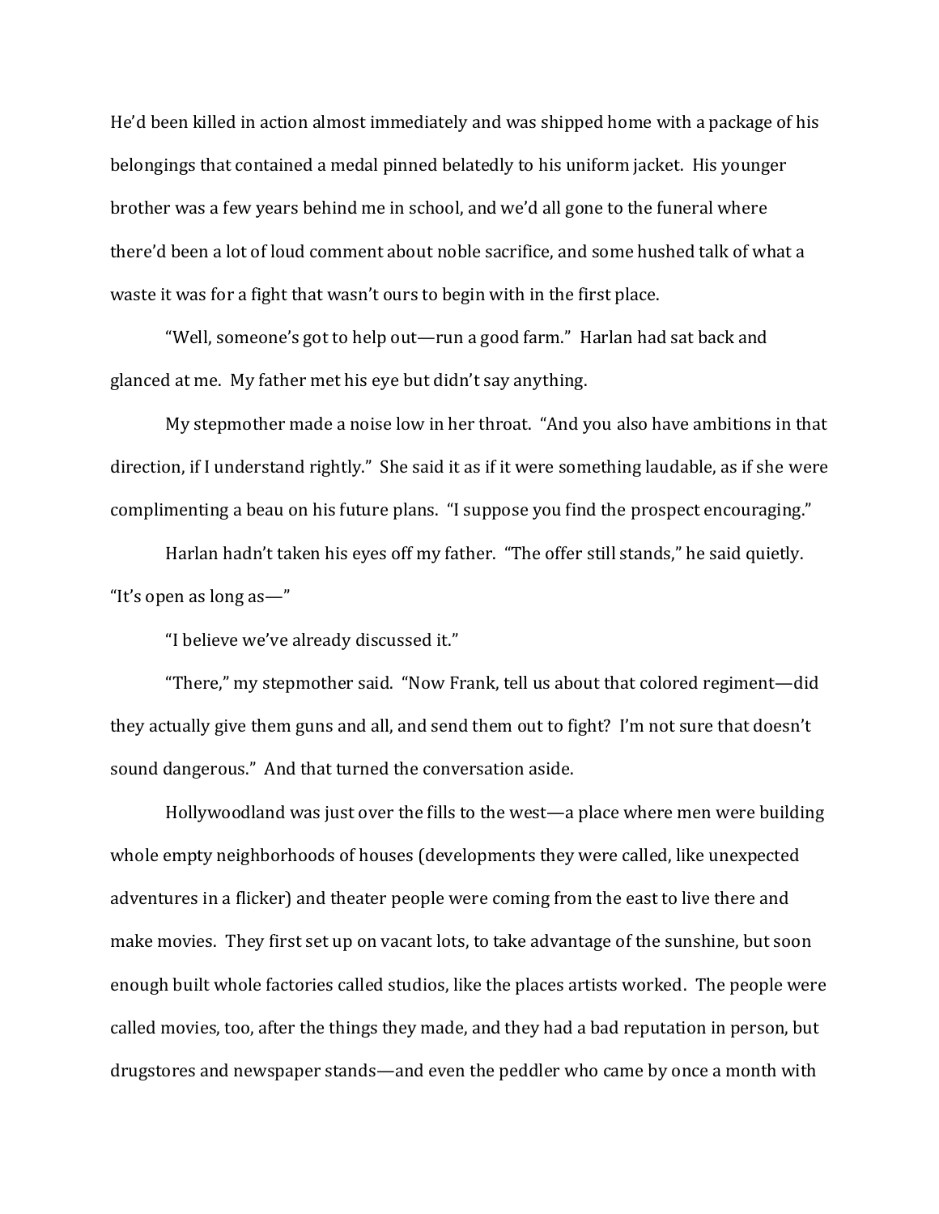He'd been killed in action almost immediately and was shipped home with a package of his belongings that contained a medal pinned belatedly to his uniform jacket. His younger brother was a few years behind me in school, and we'd all gone to the funeral where there'd been a lot of loud comment about noble sacrifice, and some hushed talk of what a waste it was for a fight that wasn't ours to begin with in the first place.

"Well, someone's got to help out—run a good farm." Harlan had sat back and glanced at me. My father met his eye but didn't say anything.

My stepmother made a noise low in her throat. "And you also have ambitions in that direction, if I understand rightly." She said it as if it were something laudable, as if she were complimenting a beau on his future plans. "I suppose you find the prospect encouraging."

Harlan hadn't taken his eyes off my father. "The offer still stands," he said quietly. "It's open as long as—"

"I believe we've already discussed it."

"There," my stepmother said. "Now Frank, tell us about that colored regiment—did they actually give them guns and all, and send them out to fight? I'm not sure that doesn't sound dangerous." And that turned the conversation aside.

Hollywoodland was just over the fills to the west—a place where men were building whole empty neighborhoods of houses (developments they were called, like unexpected adventures in a flicker) and theater people were coming from the east to live there and make movies. They first set up on vacant lots, to take advantage of the sunshine, but soon enough built whole factories called studios, like the places artists worked. The people were called movies, too, after the things they made, and they had a bad reputation in person, but drugstores and newspaper stands—and even the peddler who came by once a month with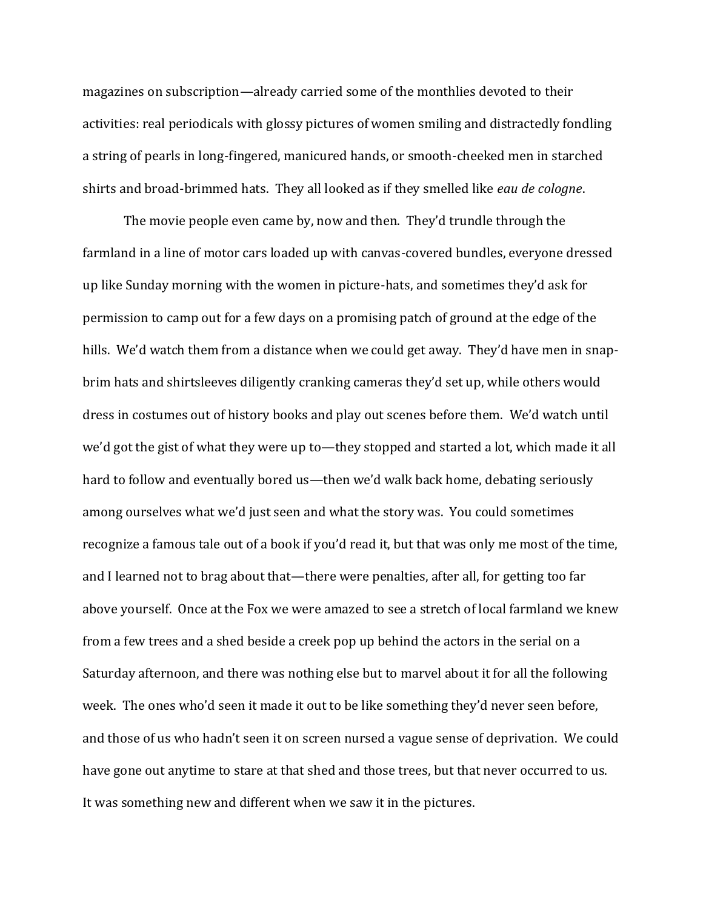magazines on subscription—already carried some of the monthlies devoted to their activities: real periodicals with glossy pictures of women smiling and distractedly fondling a string of pearls in long-fingered, manicured hands, or smooth-cheeked men in starched shirts and broad-brimmed hats. They all looked as if they smelled like *eau de cologne*.

The movie people even came by, now and then. They'd trundle through the farmland in a line of motor cars loaded up with canvas-covered bundles, everyone dressed up like Sunday morning with the women in picture-hats, and sometimes they'd ask for permission to camp out for a few days on a promising patch of ground at the edge of the hills. We'd watch them from a distance when we could get away. They'd have men in snap-brim hats and shirtsleeves diligently cranking cameras they'd set up, while others would dress in costumes out of history books and play out scenes before them. We'd watch until we'd got the gist of what they were up to—they stopped and started a lot, which made it all hard to follow and eventually bored us—then we'd walk back home, debating seriously among ourselves what we'd just seen and what the story was. You could sometimes recognize a famous tale out of a book if you'd read it, but that was only me most of the time, and I learned not to brag about that—there were penalties, after all, for getting too far above yourself. Once at the Fox we were amazed to see a stretch of local farmland we knew from a few trees and a shed beside a creek pop up behind the actors in the serial on a Saturday afternoon, and there was nothing else but to marvel about it for all the following week. The ones who'd seen it made it out to be like something they'd never seen before, and those of us who hadn't seen it on screen nursed a vague sense of deprivation. We could have gone out anytime to stare at that shed and those trees, but that never occurred to us. It was something new and different when we saw it in the pictures.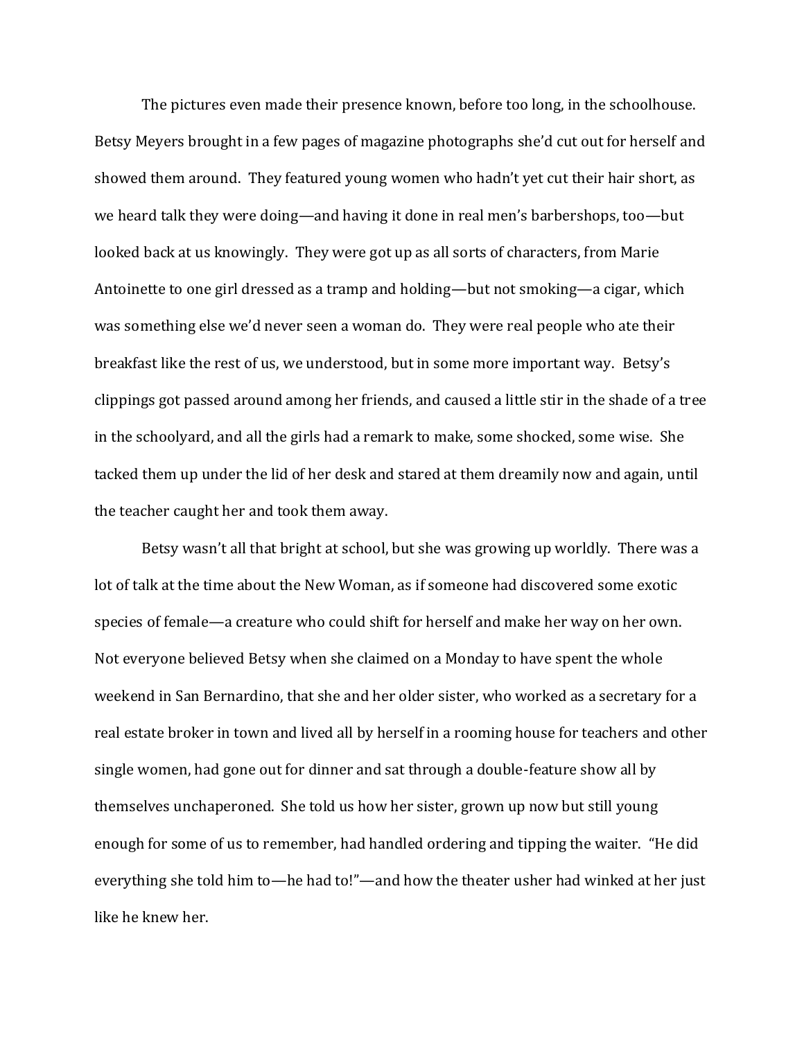The pictures even made their presence known, before too long, in the schoolhouse. Betsy Meyers brought in a few pages of magazine photographs she'd cut out for herself and showed them around. They featured young women who hadn't yet cut their hair short, as we heard talk they were doing—and having it done in real men's barbershops, too—but looked back at us knowingly. They were got up as all sorts of characters, from Marie Antoinette to one girl dressed as a tramp and holding—but not smoking—a cigar, which was something else we'd never seen a woman do. They were real people who ate their breakfast like the rest of us, we understood, but in some more important way. Betsy's clippings got passed around among her friends, and caused a little stir in the shade of a tree in the schoolyard, and all the girls had a remark to make, some shocked, some wise. She tacked them up under the lid of her desk and stared at them dreamily now and again, until the teacher caught her and took them away.

Betsy wasn't all that bright at school, but she was growing up worldly. There was a lot of talk at the time about the New Woman, as if someone had discovered some exotic species of female—a creature who could shift for herself and make her way on her own. Not everyone believed Betsy when she claimed on a Monday to have spent the whole weekend in San Bernardino, that she and her older sister, who worked as a secretary for a real estate broker in town and lived all by herself in a rooming house for teachers and other single women, had gone out for dinner and sat through a double-feature show all by themselves unchaperoned. She told us how her sister, grown up now but still young enough for some of us to remember, had handled ordering and tipping the waiter. "He did everything she told him to—he had to!"—and how the theater usher had winked at her just like he knew her.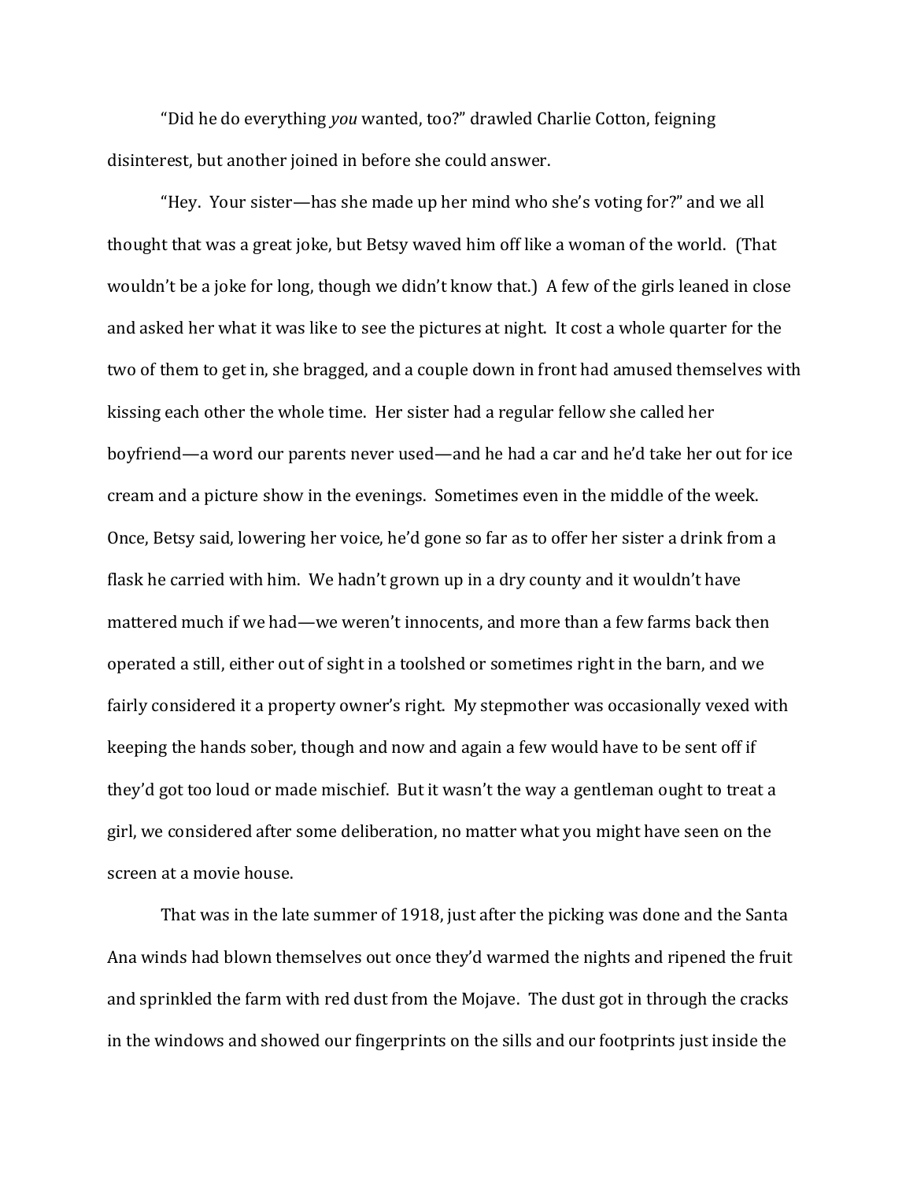“Did he do everything *you* wanted, too?” drawled Charlie Cotton, feigning disinterest, but another joined in before she could answer.

“Hey. Your sister—has she made up her mind who she’s voting for?” and we all thought that was a great joke, but Betsy waved him off like a woman of the world. (That wouldn’t be a joke for long, though we didn’t know that.) A few of the girls leaned in close and asked her what it was like to see the pictures at night. It cost a whole quarter for the two of them to get in, she bragged, and a couple down in front had amused themselves with kissing each other the whole time. Her sister had a regular fellow she called her boyfriend—a word our parents never used—and he had a car and he’d take her out for ice cream and a picture show in the evenings. Sometimes even in the middle of the week. Once, Betsy said, lowering her voice, he’d gone so far as to offer her sister a drink from a flask he carried with him. We hadn’t grown up in a dry county and it wouldn’t have mattered much if we had—we weren’t innocents, and more than a few farms back then operated a still, either out of sight in a toolshed or sometimes right in the barn, and we fairly considered it a property owner’s right. My stepmother was occasionally vexed with keeping the hands sober, though and now and again a few would have to be sent off if they’d got too loud or made mischief. But it wasn’t the way a gentleman ought to treat a girl, we considered after some deliberation, no matter what you might have seen on the screen at a movie house.

That was in the late summer of 1918, just after the picking was done and the Santa Ana winds had blown themselves out once they’d warmed the nights and ripened the fruit and sprinkled the farm with red dust from the Mojave. The dust got in through the cracks in the windows and showed our fingerprints on the sills and our footprints just inside the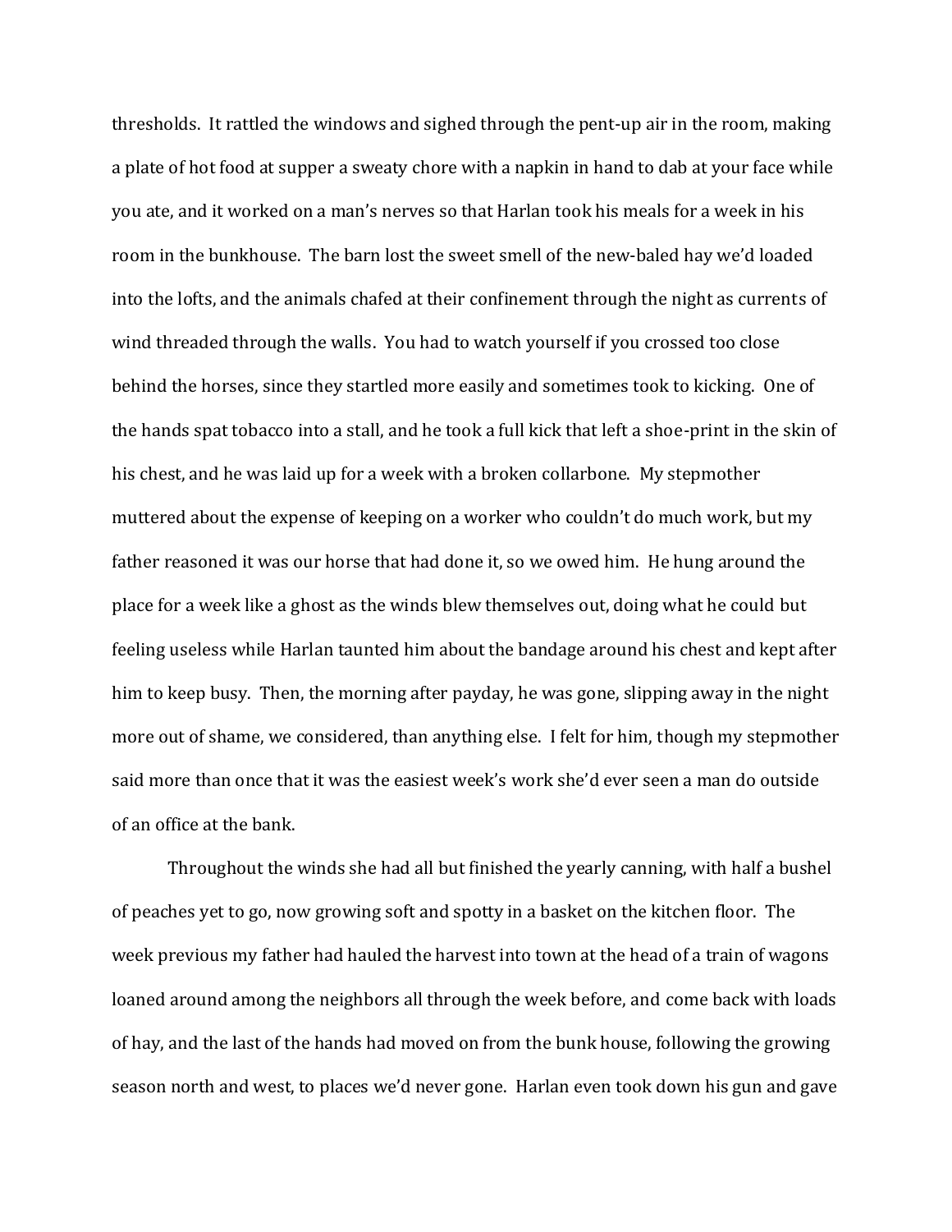thresholds. It rattled the windows and sighed through the pent-up air in the room, making a plate of hot food at supper a sweaty chore with a napkin in hand to dab at your face while you ate, and it worked on a man's nerves so that Harlan took his meals for a week in his room in the bunkhouse. The barn lost the sweet smell of the new-baled hay we'd loaded into the lofts, and the animals chafed at their confinement through the night as currents of wind threaded through the walls. You had to watch yourself if you crossed too close behind the horses, since they startled more easily and sometimes took to kicking. One of the hands spat tobacco into a stall, and he took a full kick that left a shoe-print in the skin of his chest, and he was laid up for a week with a broken collarbone. My stepmother muttered about the expense of keeping on a worker who couldn't do much work, but my father reasoned it was our horse that had done it, so we owed him. He hung around the place for a week like a ghost as the winds blew themselves out, doing what he could but feeling useless while Harlan taunted him about the bandage around his chest and kept after him to keep busy. Then, the morning after payday, he was gone, slipping away in the night more out of shame, we considered, than anything else. I felt for him, though my stepmother said more than once that it was the easiest week's work she'd ever seen a man do outside of an office at the bank.

Throughout the winds she had all but finished the yearly canning, with half a bushel of peaches yet to go, now growing soft and spotty in a basket on the kitchen floor. The week previous my father had hauled the harvest into town at the head of a train of wagons loaned around among the neighbors all through the week before, and come back with loads of hay, and the last of the hands had moved on from the bunk house, following the growing season north and west, to places we'd never gone. Harlan even took down his gun and gave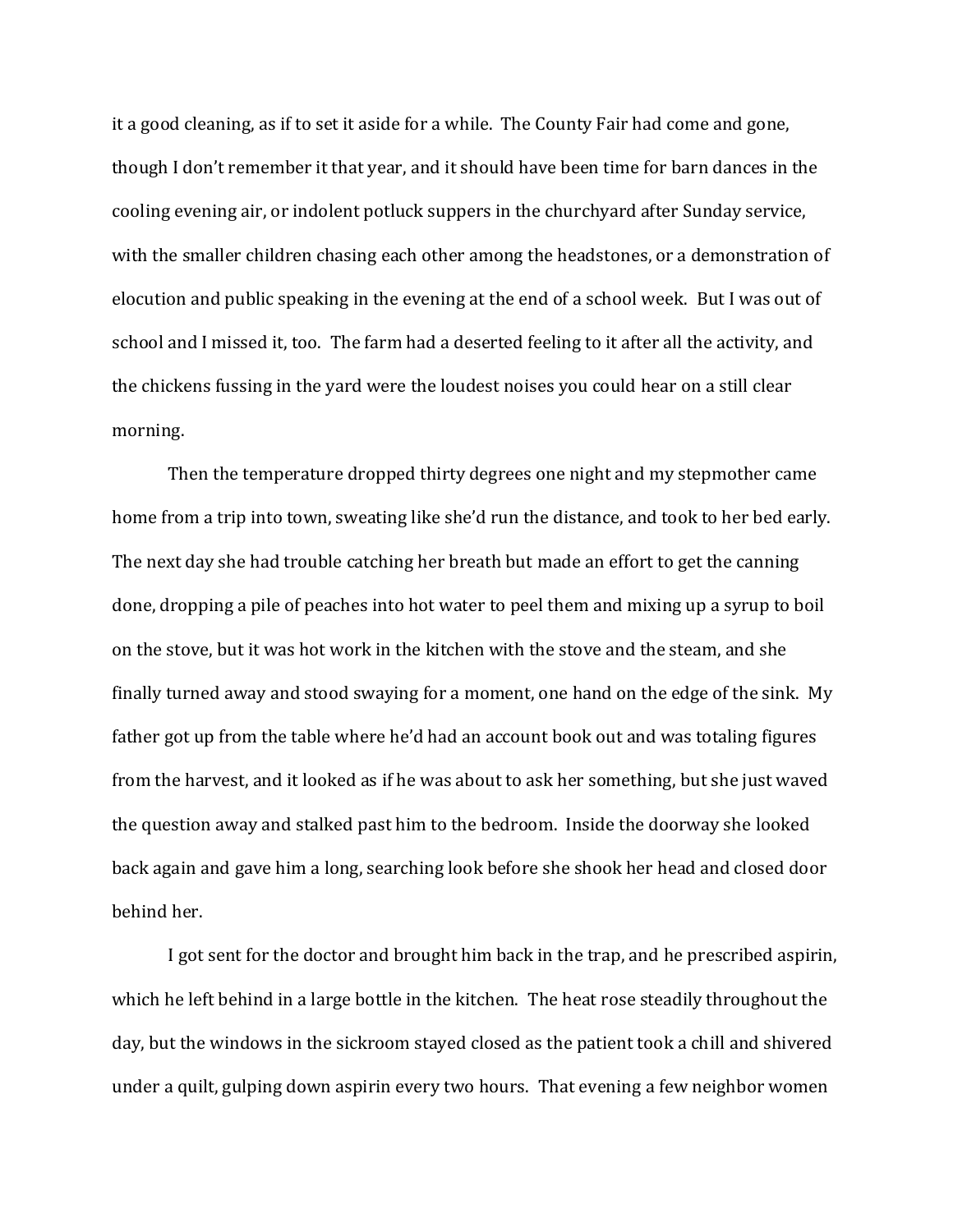it a good cleaning, as if to set it aside for a while. The County Fair had come and gone, though I don't remember it that year, and it should have been time for barn dances in the cooling evening air, or indolent potluck suppers in the churchyard after Sunday service, with the smaller children chasing each other among the headstones, or a demonstration of elocution and public speaking in the evening at the end of a school week. But I was out of school and I missed it, too. The farm had a deserted feeling to it after all the activity, and the chickens fussing in the yard were the loudest noises you could hear on a still clear morning.

Then the temperature dropped thirty degrees one night and my stepmother came home from a trip into town, sweating like she'd run the distance, and took to her bed early. The next day she had trouble catching her breath but made an effort to get the canning done, dropping a pile of peaches into hot water to peel them and mixing up a syrup to boil on the stove, but it was hot work in the kitchen with the stove and the steam, and she finally turned away and stood swaying for a moment, one hand on the edge of the sink. My father got up from the table where he'd had an account book out and was totaling figures from the harvest, and it looked as if he was about to ask her something, but she just waved the question away and stalked past him to the bedroom. Inside the doorway she looked back again and gave him a long, searching look before she shook her head and closed door behind her.

I got sent for the doctor and brought him back in the trap, and he prescribed aspirin, which he left behind in a large bottle in the kitchen. The heat rose steadily throughout the day, but the windows in the sickroom stayed closed as the patient took a chill and shivered under a quilt, gulping down aspirin every two hours. That evening a few neighbor women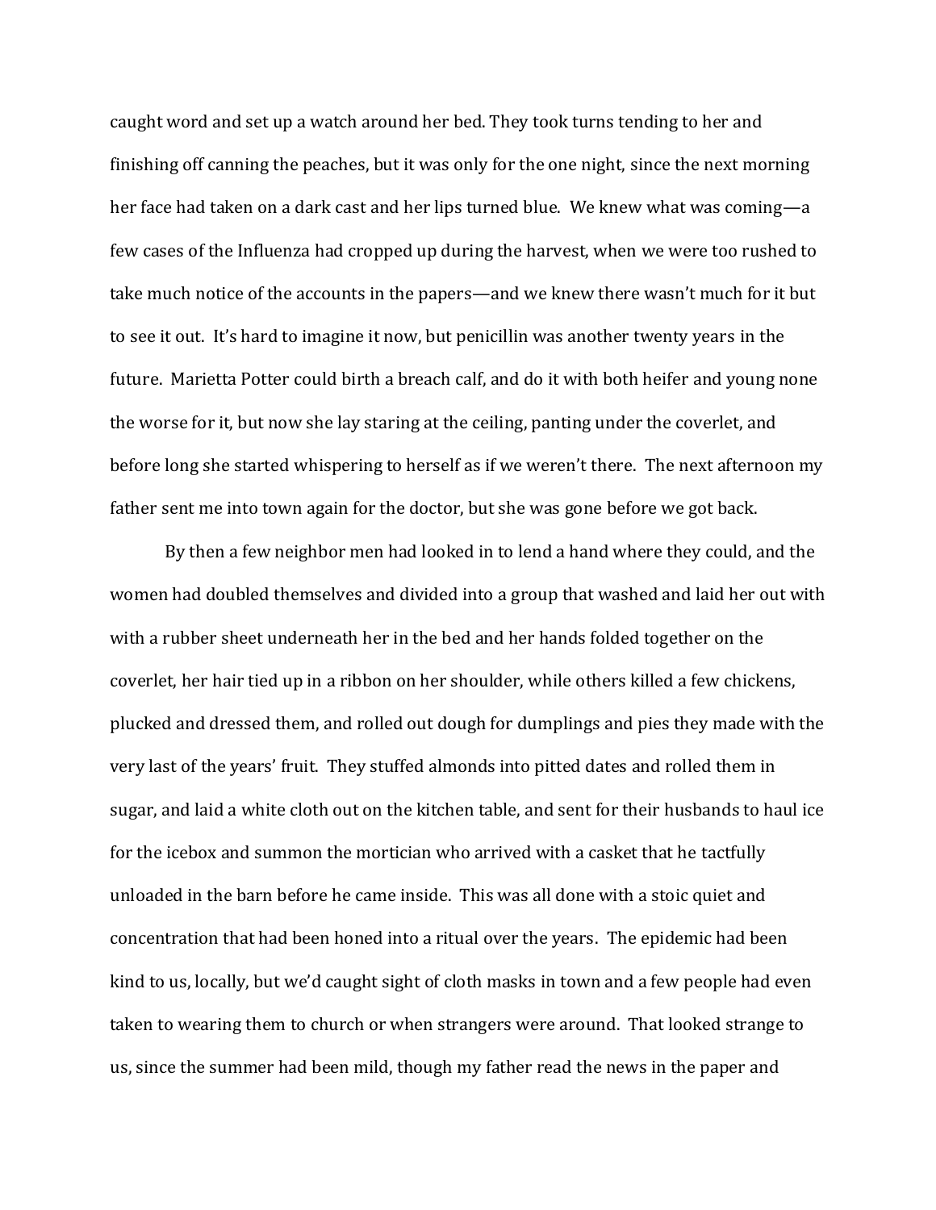caught word and set up a watch around her bed. They took turns tending to her and finishing off canning the peaches, but it was only for the one night, since the next morning her face had taken on a dark cast and her lips turned blue. We knew what was coming—a few cases of the Influenza had cropped up during the harvest, when we were too rushed to take much notice of the accounts in the papers—and we knew there wasn't much for it but to see it out. It's hard to imagine it now, but penicillin was another twenty years in the future. Marietta Potter could birth a breach calf, and do it with both heifer and young none the worse for it, but now she lay staring at the ceiling, panting under the coverlet, and before long she started whispering to herself as if we weren't there. The next afternoon my father sent me into town again for the doctor, but she was gone before we got back.

By then a few neighbor men had looked in to lend a hand where they could, and the women had doubled themselves and divided into a group that washed and laid her out with with a rubber sheet underneath her in the bed and her hands folded together on the coverlet, her hair tied up in a ribbon on her shoulder, while others killed a few chickens, plucked and dressed them, and rolled out dough for dumplings and pies they made with the very last of the years' fruit. They stuffed almonds into pitted dates and rolled them in sugar, and laid a white cloth out on the kitchen table, and sent for their husbands to haul ice for the icebox and summon the mortician who arrived with a casket that he tactfully unloaded in the barn before he came inside. This was all done with a stoic quiet and concentration that had been honed into a ritual over the years. The epidemic had been kind to us, locally, but we'd caught sight of cloth masks in town and a few people had even taken to wearing them to church or when strangers were around. That looked strange to us, since the summer had been mild, though my father read the news in the paper and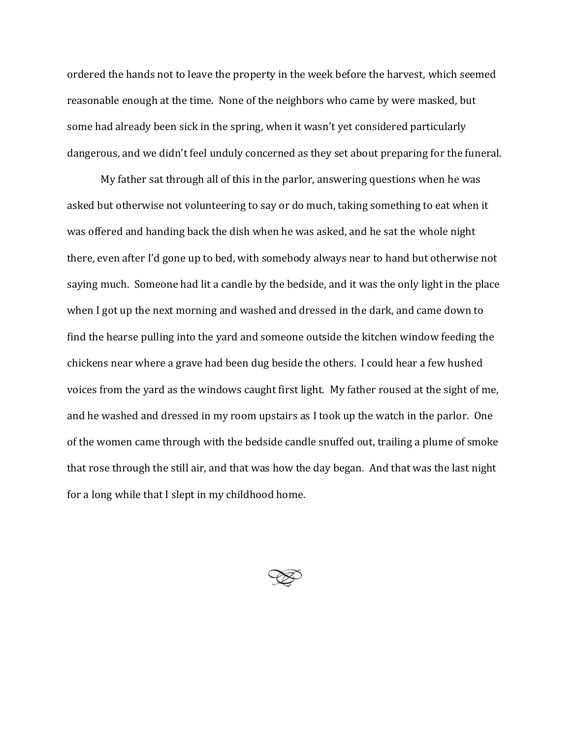ordered the hands not to leave the property in the week before the harvest, which seemed reasonable enough at the time. None of the neighbors who came by were masked, but some had already been sick in the spring, when it wasn't yet considered particularly dangerous, and we didn't feel unduly concerned as they set about preparing for the funeral.

My father sat through all of this in the parlor, answering questions when he was asked but otherwise not volunteering to say or do much, taking something to eat when it was offered and handing back the dish when he was asked, and he sat the whole night there, even after I'd gone up to bed, with somebody always near to hand but otherwise not saying much. Someone had lit a candle by the bedside, and it was the only light in the place when I got up the next morning and washed and dressed in the dark, and came down to find the hearse pulling into the yard and someone outside the kitchen window feeding the chickens near where a grave had been dug beside the others. I could hear a few hushed voices from the yard as the windows caught first light. My father roused at the sight of me, and he washed and dressed in my room upstairs as I took up the watch in the parlor. One of the women came through with the bedside candle snuffed out, trailing a plume of smoke that rose through the still air, and that was how the day began. And that was the last night for a long while that I slept in my childhood home.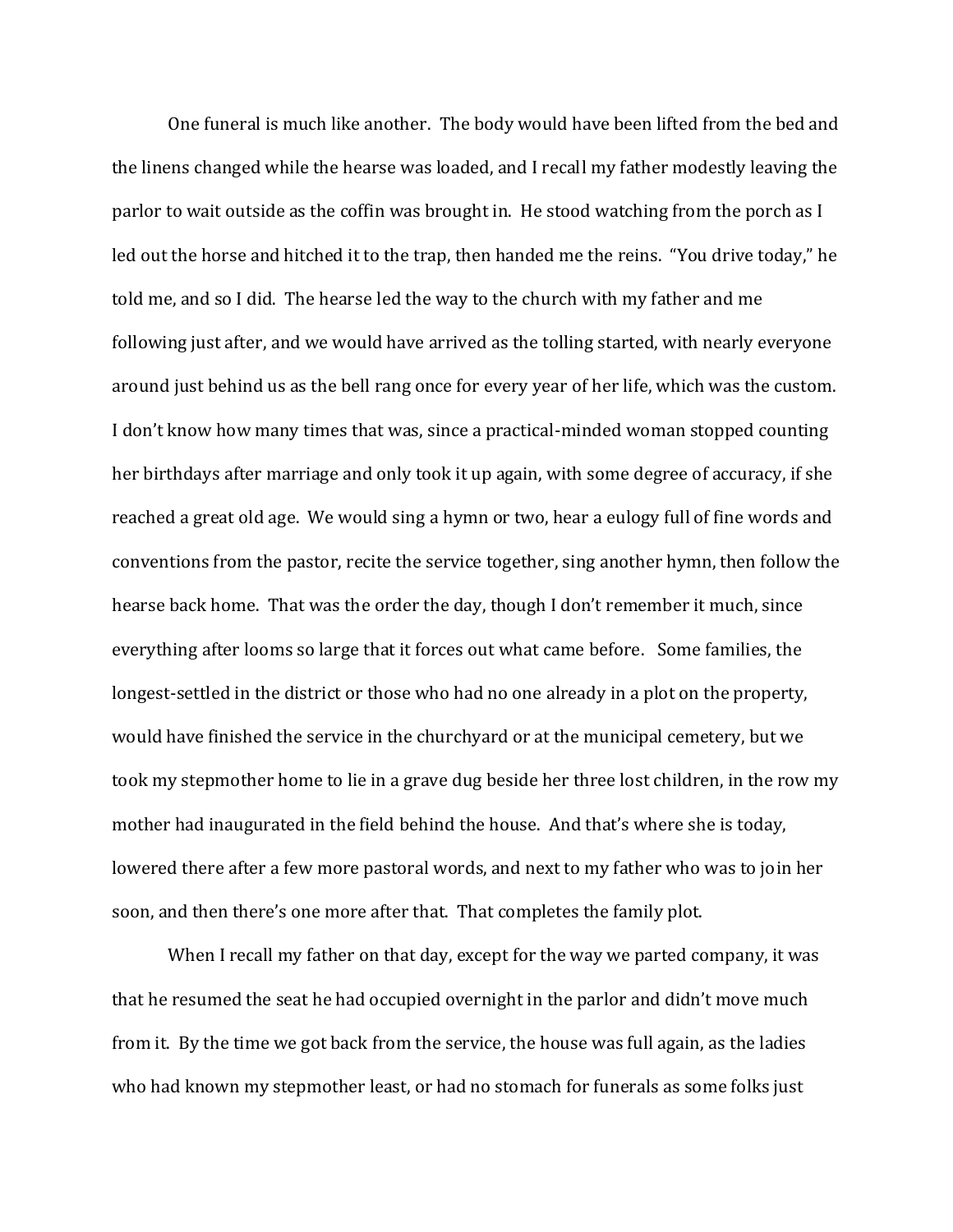One funeral is much like another. The body would have been lifted from the bed and the linens changed while the hearse was loaded, and I recall my father modestly leaving the parlor to wait outside as the coffin was brought in. He stood watching from the porch as I led out the horse and hitched it to the trap, then handed me the reins. "You drive today," he told me, and so I did. The hearse led the way to the church with my father and me following just after, and we would have arrived as the tolling started, with nearly everyone around just behind us as the bell rang once for every year of her life, which was the custom. I don't know how many times that was, since a practical-minded woman stopped counting her birthdays after marriage and only took it up again, with some degree of accuracy, if she reached a great old age. We would sing a hymn or two, hear a eulogy full of fine words and conventions from the pastor, recite the service together, sing another hymn, then follow the hearse back home. That was the order the day, though I don't remember it much, since everything after looms so large that it forces out what came before. Some families, the longest-settled in the district or those who had no one already in a plot on the property, would have finished the service in the churchyard or at the municipal cemetery, but we took my stepmother home to lie in a grave dug beside her three lost children, in the row my mother had inaugurated in the field behind the house. And that's where she is today, lowered there after a few more pastoral words, and next to my father who was to join her soon, and then there's one more after that. That completes the family plot.

When I recall my father on that day, except for the way we parted company, it was that he resumed the seat he had occupied overnight in the parlor and didn't move much from it. By the time we got back from the service, the house was full again, as the ladies who had known my stepmother least, or had no stomach for funerals as some folks just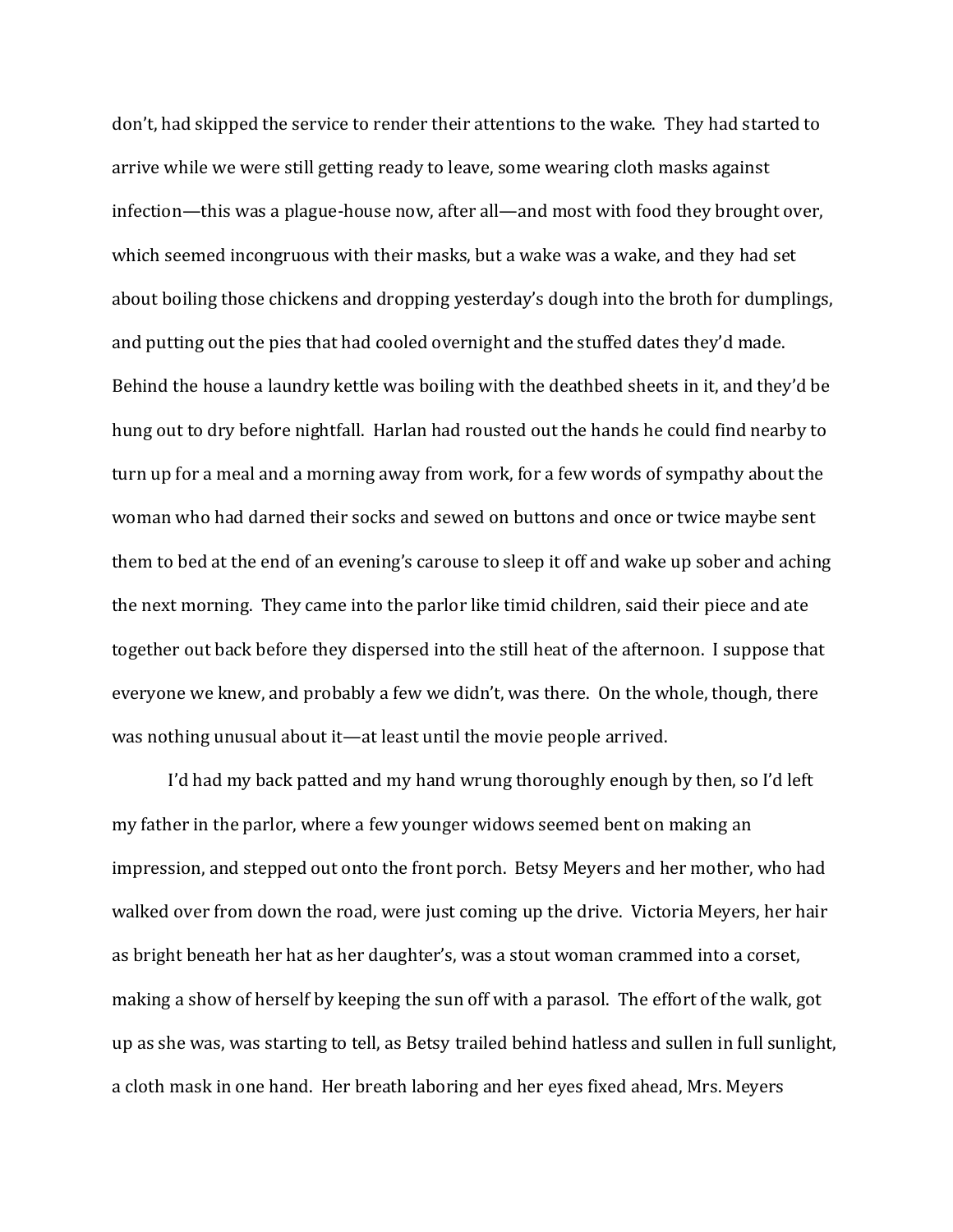don't, had skipped the service to render their attentions to the wake. They had started to arrive while we were still getting ready to leave, some wearing cloth masks against infection—this was a plague-house now, after all—and most with food they brought over, which seemed incongruous with their masks, but a wake was a wake, and they had set about boiling those chickens and dropping yesterday's dough into the broth for dumplings, and putting out the pies that had cooled overnight and the stuffed dates they'd made. Behind the house a laundry kettle was boiling with the deathbed sheets in it, and they'd be hung out to dry before nightfall. Harlan had rousted out the hands he could find nearby to turn up for a meal and a morning away from work, for a few words of sympathy about the woman who had darned their socks and sewed on buttons and once or twice maybe sent them to bed at the end of an evening's carouse to sleep it off and wake up sober and aching the next morning. They came into the parlor like timid children, said their piece and ate together out back before they dispersed into the still heat of the afternoon. I suppose that everyone we knew, and probably a few we didn't, was there. On the whole, though, there was nothing unusual about it—at least until the movie people arrived.

I'd had my back patted and my hand wrung thoroughly enough by then, so I'd left my father in the parlor, where a few younger widows seemed bent on making an impression, and stepped out onto the front porch. Betsy Meyers and her mother, who had walked over from down the road, were just coming up the drive. Victoria Meyers, her hair as bright beneath her hat as her daughter's, was a stout woman crammed into a corset, making a show of herself by keeping the sun off with a parasol. The effort of the walk, got up as she was, was starting to tell, as Betsy trailed behind hatless and sullen in full sunlight, a cloth mask in one hand. Her breath laboring and her eyes fixed ahead, Mrs. Meyers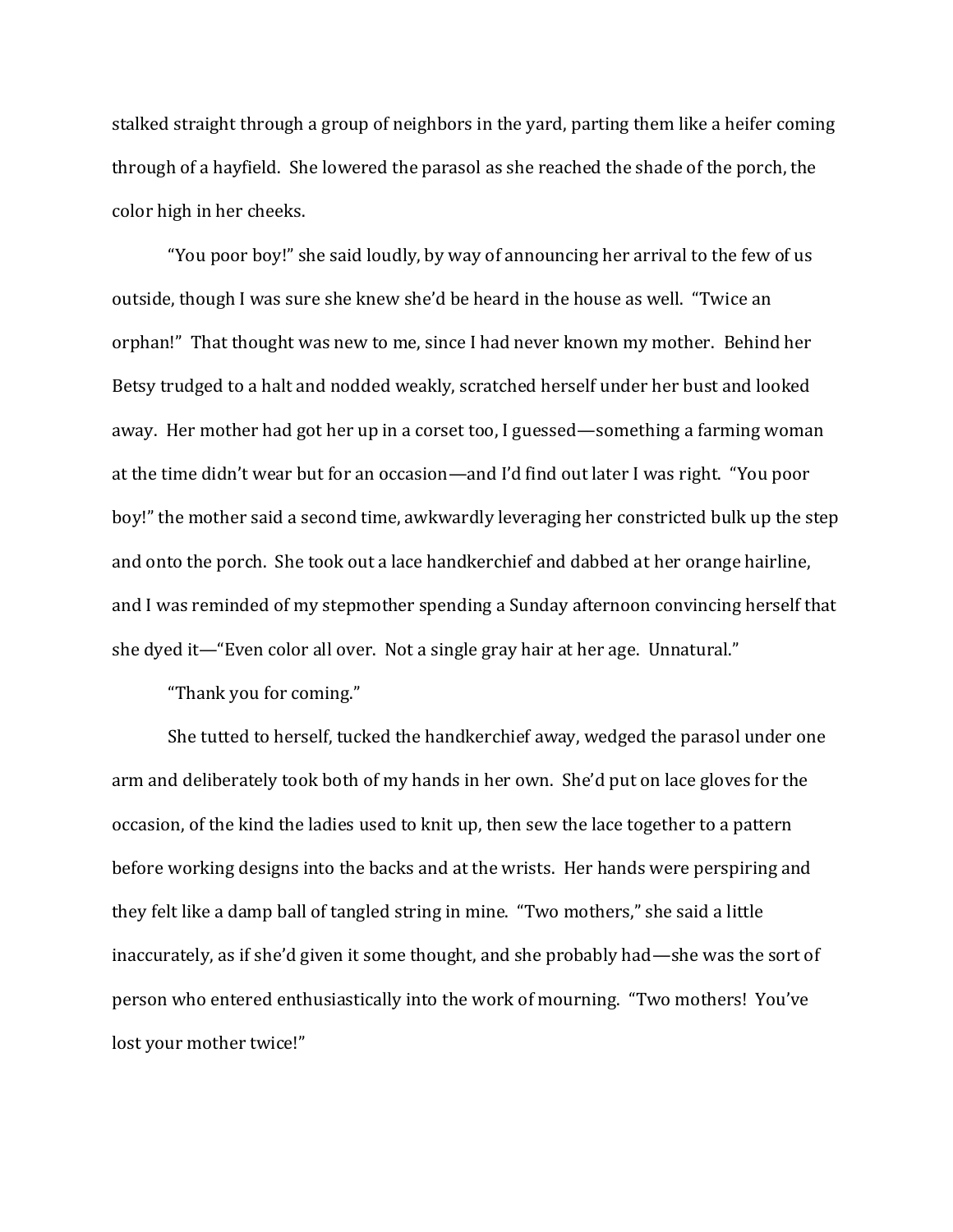stalked straight through a group of neighbors in the yard, parting them like a heifer coming through of a hayfield. She lowered the parasol as she reached the shade of the porch, the color high in her cheeks.

"You poor boy!" she said loudly, by way of announcing her arrival to the few of us outside, though I was sure she knew she'd be heard in the house as well. "Twice an orphan!" That thought was new to me, since I had never known my mother. Behind her Betsy trudged to a halt and nodded weakly, scratched herself under her bust and looked away. Her mother had got her up in a corset too, I guessed—something a farming woman at the time didn't wear but for an occasion—and I'd find out later I was right. "You poor boy!" the mother said a second time, awkwardly leveraging her constricted bulk up the step and onto the porch. She took out a lace handkerchief and dabbed at her orange hairline, and I was reminded of my stepmother spending a Sunday afternoon convincing herself that she dyed it—"Even color all over. Not a single gray hair at her age. Unnatural."

"Thank you for coming."

She tutted to herself, tucked the handkerchief away, wedged the parasol under one arm and deliberately took both of my hands in her own. She'd put on lace gloves for the occasion, of the kind the ladies used to knit up, then sew the lace together to a pattern before working designs into the backs and at the wrists. Her hands were perspiring and they felt like a damp ball of tangled string in mine. "Two mothers," she said a little inaccurately, as if she'd given it some thought, and she probably had—she was the sort of person who entered enthusiastically into the work of mourning. "Two mothers! You've lost your mother twice!"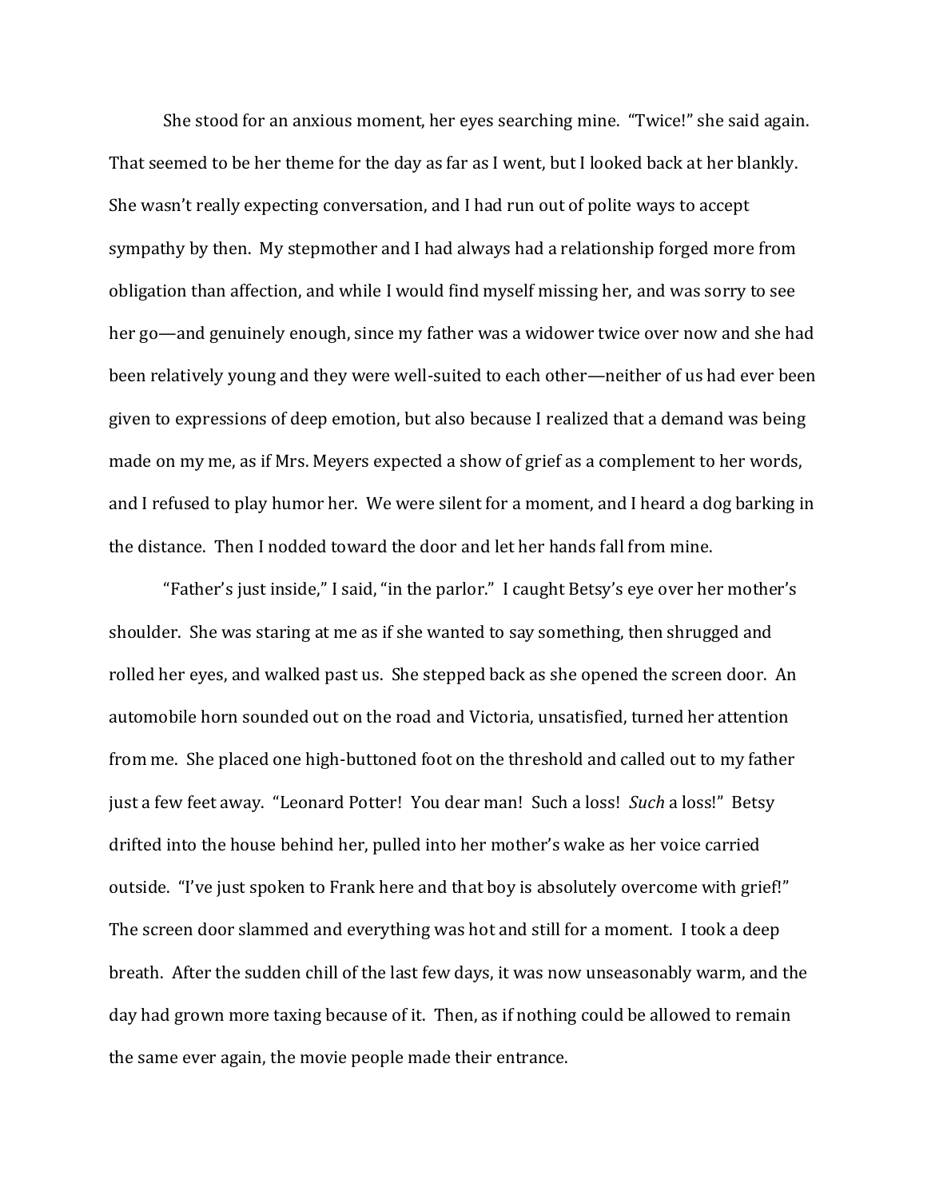She stood for an anxious moment, her eyes searching mine. "Twice!" she said again. That seemed to be her theme for the day as far as I went, but I looked back at her blankly. She wasn't really expecting conversation, and I had run out of polite ways to accept sympathy by then. My stepmother and I had always had a relationship forged more from obligation than affection, and while I would find myself missing her, and was sorry to see her go—and genuinely enough, since my father was a widower twice over now and she had been relatively young and they were well-suited to each other—neither of us had ever been given to expressions of deep emotion, but also because I realized that a demand was being made on my me, as if Mrs. Meyers expected a show of grief as a complement to her words, and I refused to play humor her. We were silent for a moment, and I heard a dog barking in the distance. Then I nodded toward the door and let her hands fall from mine.

"Father's just inside," I said, "in the parlor." I caught Betsy's eye over her mother's shoulder. She was staring at me as if she wanted to say something, then shrugged and rolled her eyes, and walked past us. She stepped back as she opened the screen door. An automobile horn sounded out on the road and Victoria, unsatisfied, turned her attention from me. She placed one high-buttoned foot on the threshold and called out to my father just a few feet away. "Leonard Potter! You dear man! Such a loss! *Such* a loss!" Betsy drifted into the house behind her, pulled into her mother's wake as her voice carried outside. "I've just spoken to Frank here and that boy is absolutely overcome with grief!" The screen door slammed and everything was hot and still for a moment. I took a deep breath. After the sudden chill of the last few days, it was now unseasonably warm, and the day had grown more taxing because of it. Then, as if nothing could be allowed to remain the same ever again, the movie people made their entrance.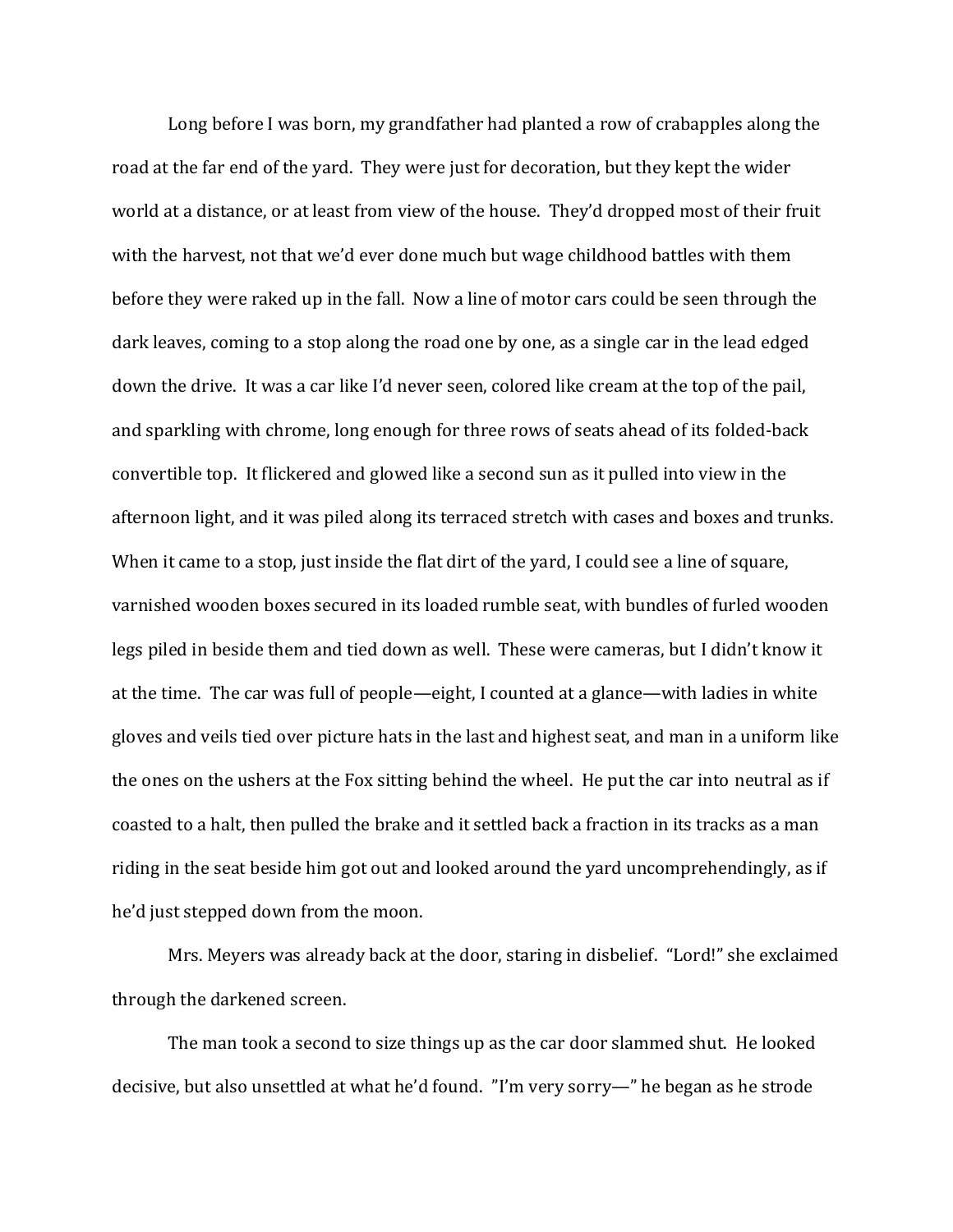Long before I was born, my grandfather had planted a row of crabapples along the road at the far end of the yard. They were just for decoration, but they kept the wider world at a distance, or at least from view of the house. They'd dropped most of their fruit with the harvest, not that we'd ever done much but wage childhood battles with them before they were raked up in the fall. Now a line of motor cars could be seen through the dark leaves, coming to a stop along the road one by one, as a single car in the lead edged down the drive. It was a car like I'd never seen, colored like cream at the top of the pail, and sparkling with chrome, long enough for three rows of seats ahead of its folded-back convertible top. It flickered and glowed like a second sun as it pulled into view in the afternoon light, and it was piled along its terraced stretch with cases and boxes and trunks. When it came to a stop, just inside the flat dirt of the yard, I could see a line of square, varnished wooden boxes secured in its loaded rumble seat, with bundles of furled wooden legs piled in beside them and tied down as well. These were cameras, but I didn't know it at the time. The car was full of people—eight, I counted at a glance—with ladies in white gloves and veils tied over picture hats in the last and highest seat, and man in a uniform like the ones on the ushers at the Fox sitting behind the wheel. He put the car into neutral as if coasted to a halt, then pulled the brake and it settled back a fraction in its tracks as a man riding in the seat beside him got out and looked around the yard uncomprehendingly, as if he'd just stepped down from the moon.

Mrs. Meyers was already back at the door, staring in disbelief. "Lord!" she exclaimed through the darkened screen.

The man took a second to size things up as the car door slammed shut. He looked decisive, but also unsettled at what he'd found. "I'm very sorry—" he began as he strode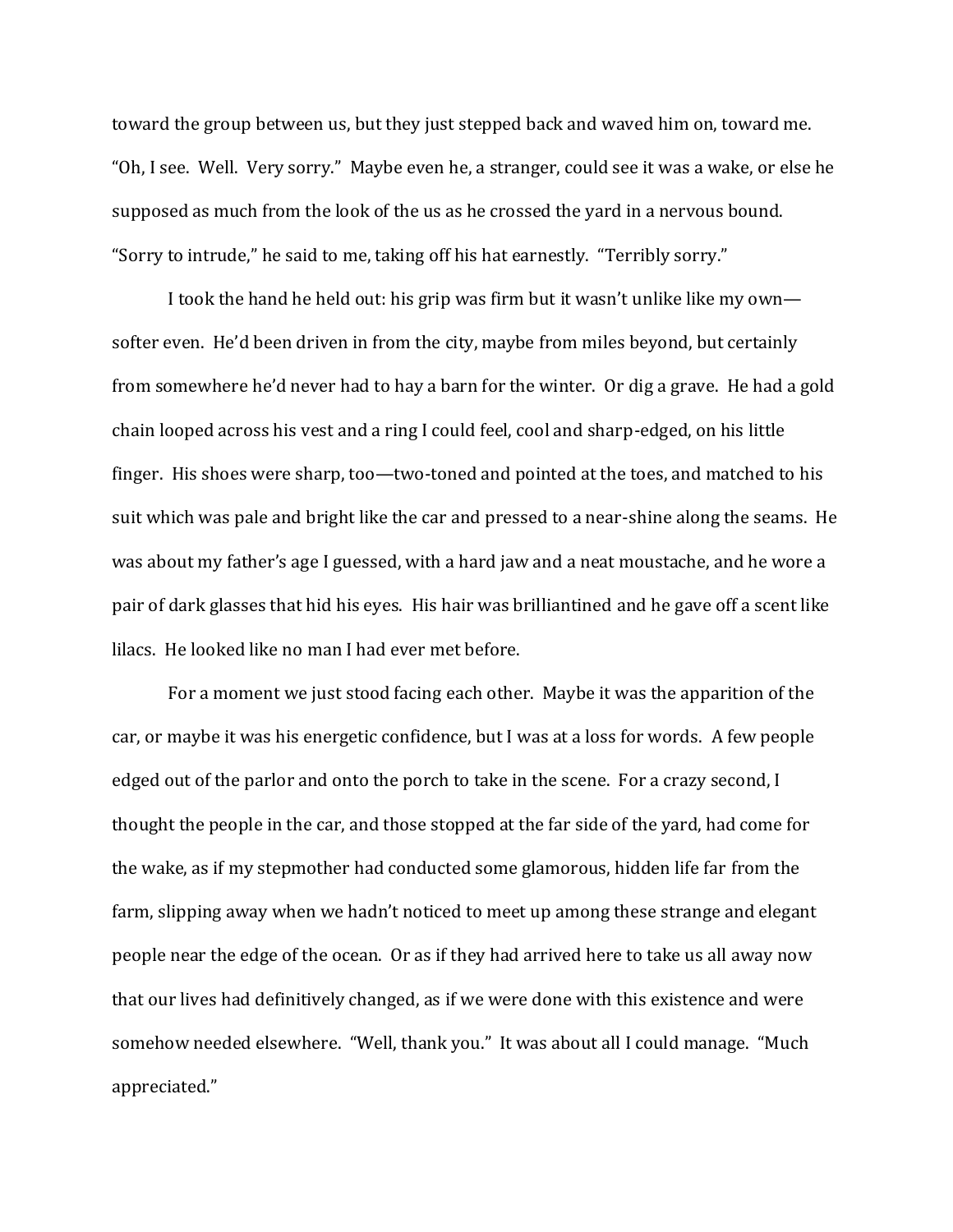toward the group between us, but they just stepped back and waved him on, toward me. "Oh, I see. Well. Very sorry." Maybe even he, a stranger, could see it was a wake, or else he supposed as much from the look of the us as he crossed the yard in a nervous bound. "Sorry to intrude," he said to me, taking off his hat earnestly. "Terribly sorry."

I took the hand he held out: his grip was firm but it wasn't unlike like my own—softer even. He'd been driven in from the city, maybe from miles beyond, but certainly from somewhere he'd never had to hay a barn for the winter. Or dig a grave. He had a gold chain looped across his vest and a ring I could feel, cool and sharp-edged, on his little finger. His shoes were sharp, too—two-toned and pointed at the toes, and matched to his suit which was pale and bright like the car and pressed to a near-shine along the seams. He was about my father's age I guessed, with a hard jaw and a neat moustache, and he wore a pair of dark glasses that hid his eyes. His hair was brilliantined and he gave off a scent like lilacs. He looked like no man I had ever met before.

For a moment we just stood facing each other. Maybe it was the apparition of the car, or maybe it was his energetic confidence, but I was at a loss for words. A few people edged out of the parlor and onto the porch to take in the scene. For a crazy second, I thought the people in the car, and those stopped at the far side of the yard, had come for the wake, as if my stepmother had conducted some glamorous, hidden life far from the farm, slipping away when we hadn't noticed to meet up among these strange and elegant people near the edge of the ocean. Or as if they had arrived here to take us all away now that our lives had definitively changed, as if we were done with this existence and were somehow needed elsewhere. "Well, thank you." It was about all I could manage. "Much appreciated."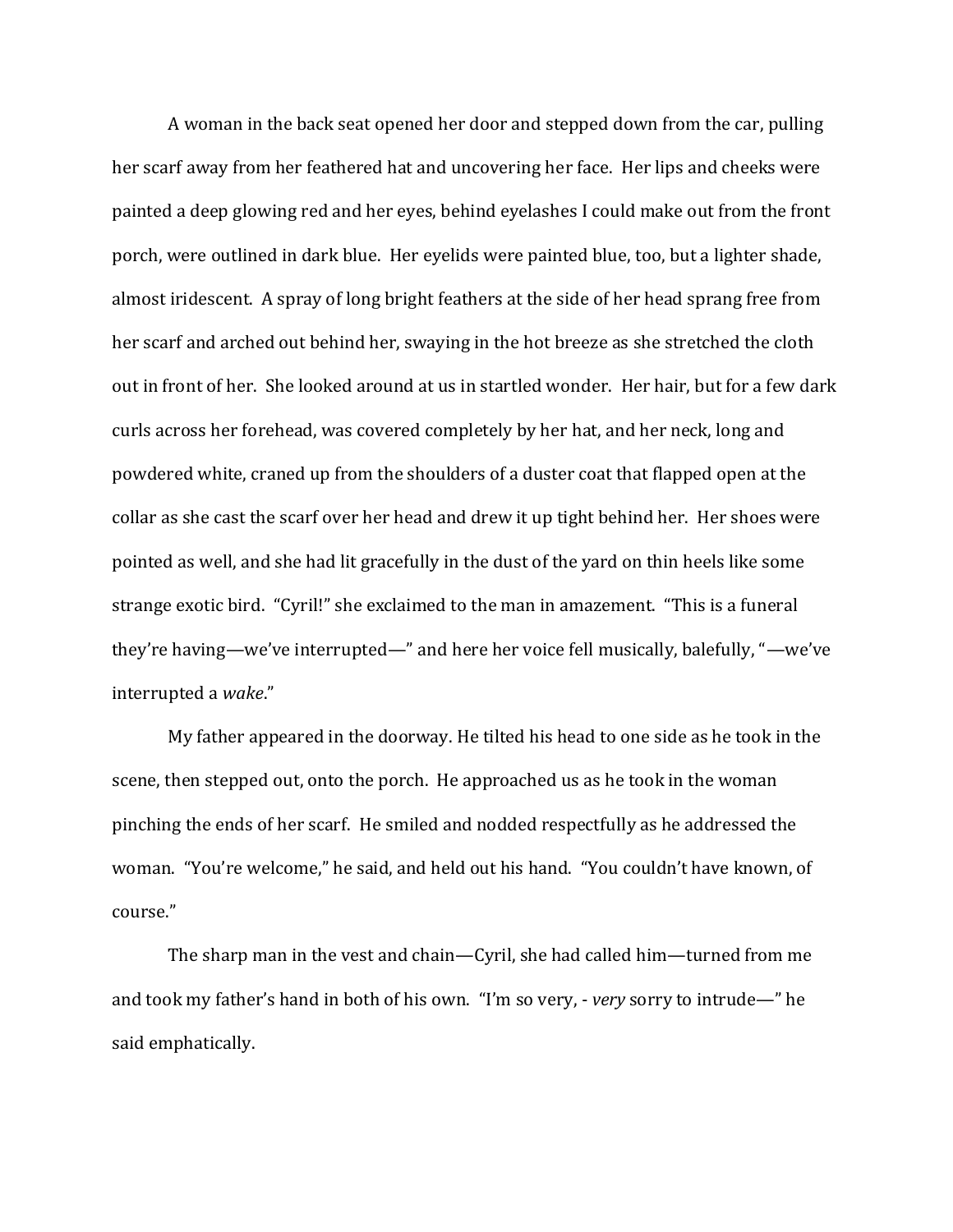A woman in the back seat opened her door and stepped down from the car, pulling her scarf away from her feathered hat and uncovering her face. Her lips and cheeks were painted a deep glowing red and her eyes, behind eyelashes I could make out from the front porch, were outlined in dark blue. Her eyelids were painted blue, too, but a lighter shade, almost iridescent. A spray of long bright feathers at the side of her head sprang free from her scarf and arched out behind her, swaying in the hot breeze as she stretched the cloth out in front of her. She looked around at us in startled wonder. Her hair, but for a few dark curls across her forehead, was covered completely by her hat, and her neck, long and powdered white, craned up from the shoulders of a duster coat that flapped open at the collar as she cast the scarf over her head and drew it up tight behind her. Her shoes were pointed as well, and she had lit gracefully in the dust of the yard on thin heels like some strange exotic bird. "Cyril!" she exclaimed to the man in amazement. "This is a funeral they're having—we've interrupted—" and here her voice fell musically, balefully, "—we've interrupted a *wake*."

My father appeared in the doorway. He tilted his head to one side as he took in the scene, then stepped out, onto the porch. He approached us as he took in the woman pinching the ends of her scarf. He smiled and nodded respectfully as he addressed the woman. "You're welcome," he said, and held out his hand. "You couldn't have known, of course."

The sharp man in the vest and chain—Cyril, she had called him—turned from me and took my father's hand in both of his own. "I'm so very, - *very* sorry to intrude—" he said emphatically.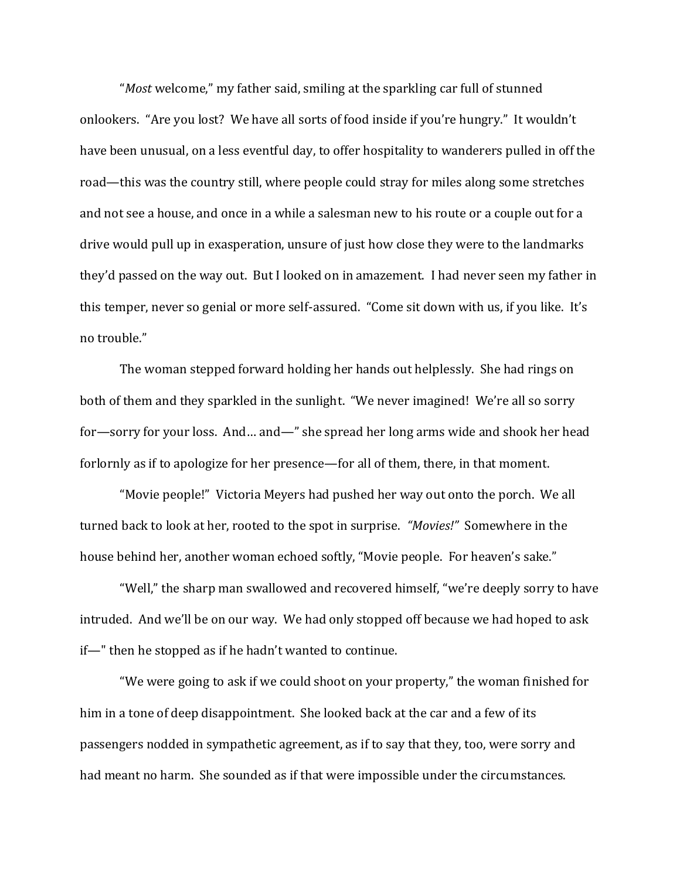"*Most* welcome," my father said, smiling at the sparkling car full of stunned onlookers. "Are you lost? We have all sorts of food inside if you're hungry." It wouldn't have been unusual, on a less eventful day, to offer hospitality to wanderers pulled in off the road—this was the country still, where people could stray for miles along some stretches and not see a house, and once in a while a salesman new to his route or a couple out for a drive would pull up in exasperation, unsure of just how close they were to the landmarks they'd passed on the way out. But I looked on in amazement. I had never seen my father in this temper, never so genial or more self-assured. "Come sit down with us, if you like. It's no trouble."

The woman stepped forward holding her hands out helplessly. She had rings on both of them and they sparkled in the sunlight. "We never imagined! We're all so sorry for—sorry for your loss. And… and—" she spread her long arms wide and shook her head forlornly as if to apologize for her presence—for all of them, there, in that moment.

"Movie people!" Victoria Meyers had pushed her way out onto the porch. We all turned back to look at her, rooted to the spot in surprise. *"Movies!"* Somewhere in the house behind her, another woman echoed softly, "Movie people. For heaven's sake."

"Well," the sharp man swallowed and recovered himself, "we're deeply sorry to have intruded. And we'll be on our way. We had only stopped off because we had hoped to ask if—" then he stopped as if he hadn't wanted to continue.

"We were going to ask if we could shoot on your property," the woman finished for him in a tone of deep disappointment. She looked back at the car and a few of its passengers nodded in sympathetic agreement, as if to say that they, too, were sorry and had meant no harm. She sounded as if that were impossible under the circumstances.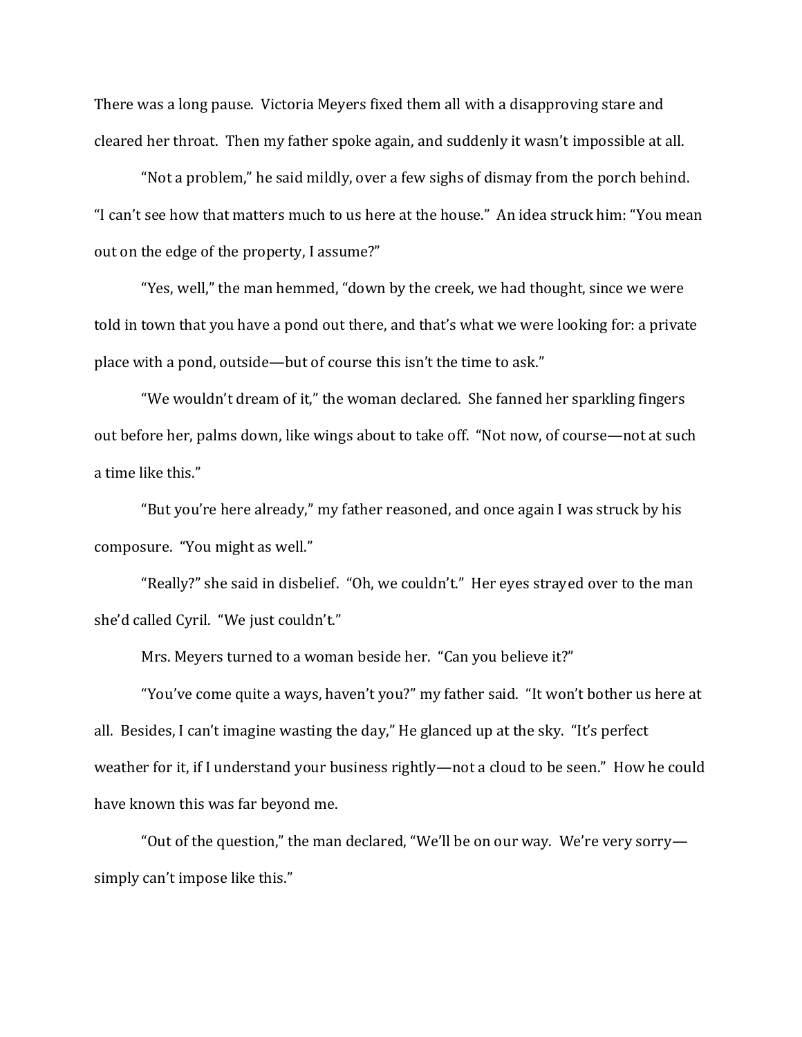There was a long pause. Victoria Meyers fixed them all with a disapproving stare and cleared her throat. Then my father spoke again, and suddenly it wasn't impossible at all.

"Not a problem," he said mildly, over a few sighs of dismay from the porch behind. "I can't see how that matters much to us here at the house." An idea struck him: "You mean out on the edge of the property, I assume?"

"Yes, well," the man hemmed, "down by the creek, we had thought, since we were told in town that you have a pond out there, and that's what we were looking for: a private place with a pond, outside—but of course this isn't the time to ask."

"We wouldn't dream of it," the woman declared. She fanned her sparkling fingers out before her, palms down, like wings about to take off. "Not now, of course—not at such a time like this."

"But you're here already," my father reasoned, and once again I was struck by his composure. "You might as well."

"Really?" she said in disbelief. "Oh, we couldn't." Her eyes strayed over to the man she'd called Cyril. "We just couldn't."

Mrs. Meyers turned to a woman beside her. "Can you believe it?"

"You've come quite a ways, haven't you?" my father said. "It won't bother us here at all. Besides, I can't imagine wasting the day," He glanced up at the sky. "It's perfect weather for it, if I understand your business rightly—not a cloud to be seen." How he could have known this was far beyond me.

"Out of the question," the man declared, "We'll be on our way. We're very sorry—simply can't impose like this."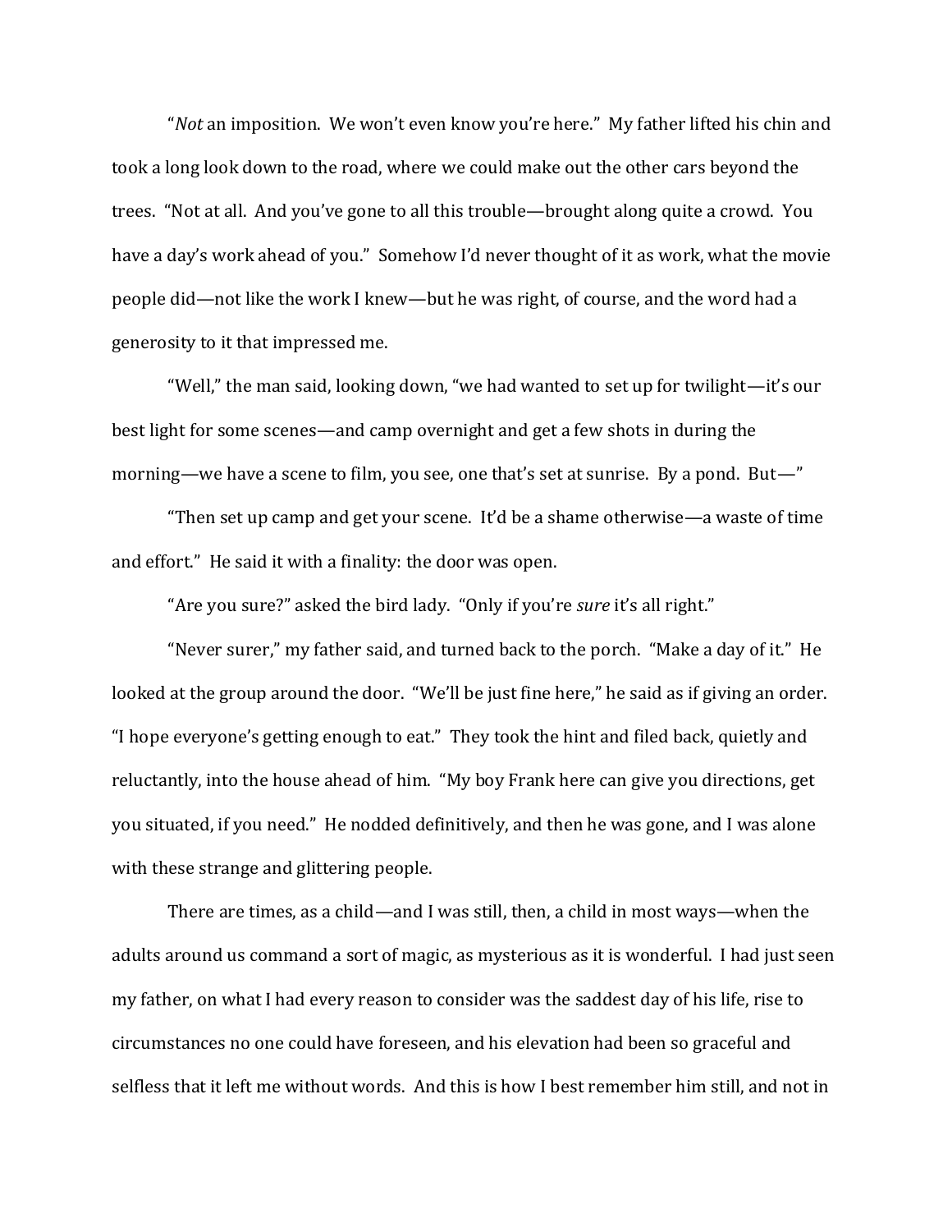"*Not* an imposition. We won't even know you're here." My father lifted his chin and took a long look down to the road, where we could make out the other cars beyond the trees. "Not at all. And you've gone to all this trouble—brought along quite a crowd. You have a day's work ahead of you." Somehow I'd never thought of it as work, what the movie people did—not like the work I knew—but he was right, of course, and the word had a generosity to it that impressed me.

"Well," the man said, looking down, "we had wanted to set up for twilight—it's our best light for some scenes—and camp overnight and get a few shots in during the morning—we have a scene to film, you see, one that's set at sunrise. By a pond. But—"

"Then set up camp and get your scene. It'd be a shame otherwise—a waste of time and effort." He said it with a finality: the door was open.

"Are you sure?" asked the bird lady. "Only if you're *sure* it's all right."

"Never surer," my father said, and turned back to the porch. "Make a day of it." He looked at the group around the door. "We'll be just fine here," he said as if giving an order. "I hope everyone's getting enough to eat." They took the hint and filed back, quietly and reluctantly, into the house ahead of him. "My boy Frank here can give you directions, get you situated, if you need." He nodded definitively, and then he was gone, and I was alone with these strange and glittering people.

There are times, as a child—and I was still, then, a child in most ways—when the adults around us command a sort of magic, as mysterious as it is wonderful. I had just seen my father, on what I had every reason to consider was the saddest day of his life, rise to circumstances no one could have foreseen, and his elevation had been so graceful and selfless that it left me without words. And this is how I best remember him still, and not in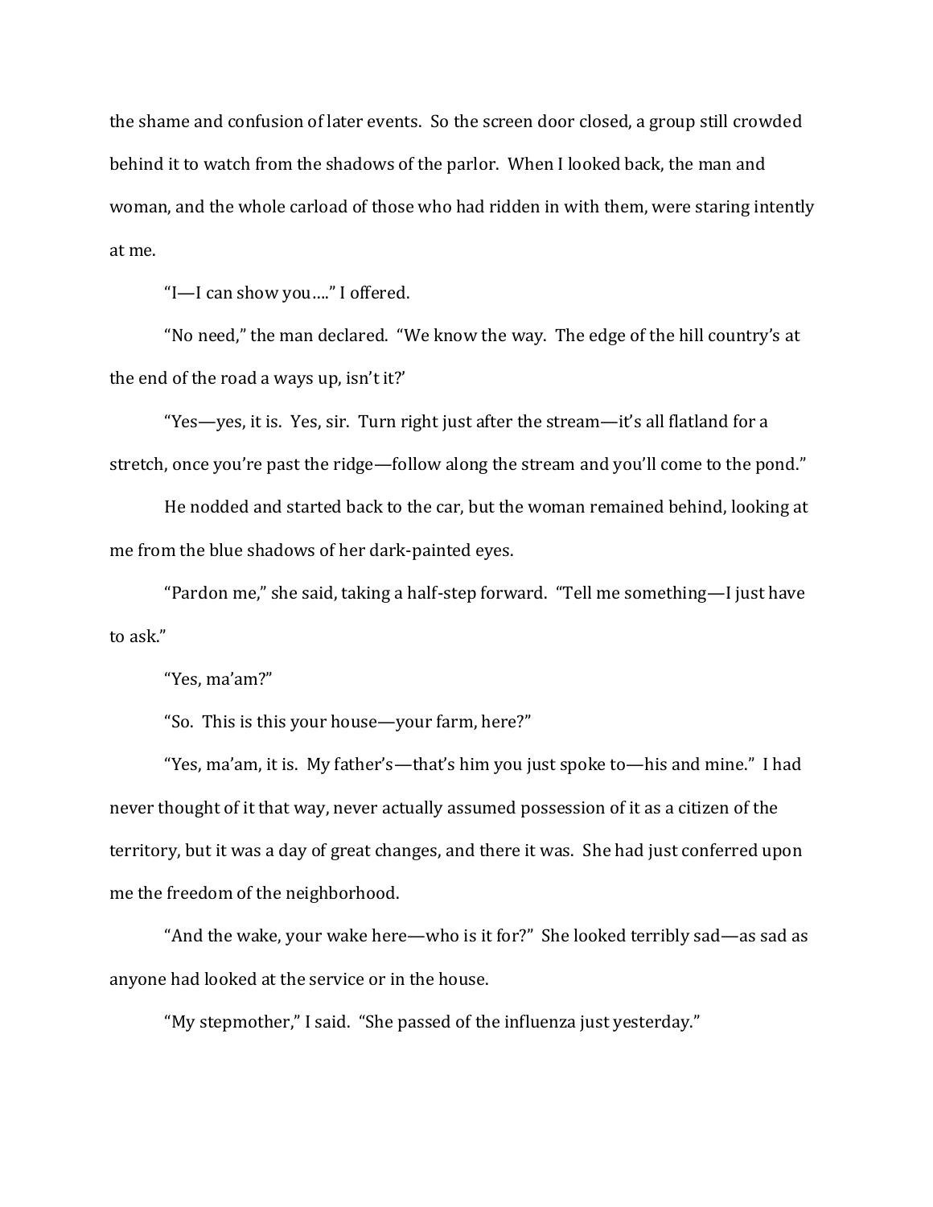the shame and confusion of later events. So the screen door closed, a group still crowded behind it to watch from the shadows of the parlor. When I looked back, the man and woman, and the whole carload of those who had ridden in with them, were staring intently at me.

"I—I can show you…." I offered.

"No need," the man declared. "We know the way. The edge of the hill country's at the end of the road a ways up, isn't it?'

"Yes—yes, it is. Yes, sir. Turn right just after the stream—it's all flatland for a stretch, once you're past the ridge—follow along the stream and you'll come to the pond."

He nodded and started back to the car, but the woman remained behind, looking at me from the blue shadows of her dark-painted eyes.

"Pardon me," she said, taking a half-step forward. "Tell me something—I just have to ask."

"Yes, ma'am?"

"So. This is this your house—your farm, here?"

"Yes, ma'am, it is. My father's—that's him you just spoke to—his and mine." I had never thought of it that way, never actually assumed possession of it as a citizen of the territory, but it was a day of great changes, and there it was. She had just conferred upon me the freedom of the neighborhood.

"And the wake, your wake here—who is it for?" She looked terribly sad—as sad as anyone had looked at the service or in the house.

"My stepmother," I said. "She passed of the influenza just yesterday."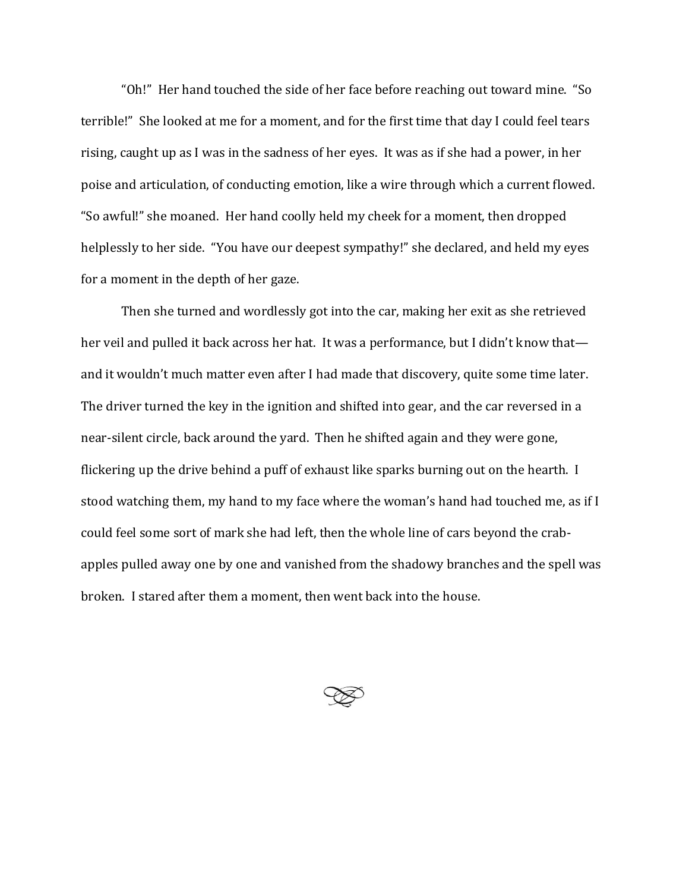"Oh!" Her hand touched the side of her face before reaching out toward mine. "So terrible!" She looked at me for a moment, and for the first time that day I could feel tears rising, caught up as I was in the sadness of her eyes. It was as if she had a power, in her poise and articulation, of conducting emotion, like a wire through which a current flowed. "So awful!" she moaned. Her hand coolly held my cheek for a moment, then dropped helplessly to her side. "You have our deepest sympathy!" she declared, and held my eyes for a moment in the depth of her gaze.

Then she turned and wordlessly got into the car, making her exit as she retrieved her veil and pulled it back across her hat. It was a performance, but I didn't know that—and it wouldn't much matter even after I had made that discovery, quite some time later. The driver turned the key in the ignition and shifted into gear, and the car reversed in a near-silent circle, back around the yard. Then he shifted again and they were gone, flickering up the drive behind a puff of exhaust like sparks burning out on the hearth. I stood watching them, my hand to my face where the woman's hand had touched me, as if I could feel some sort of mark she had left, then the whole line of cars beyond the crab-apples pulled away one by one and vanished from the shadowy branches and the spell was broken. I stared after them a moment, then went back into the house.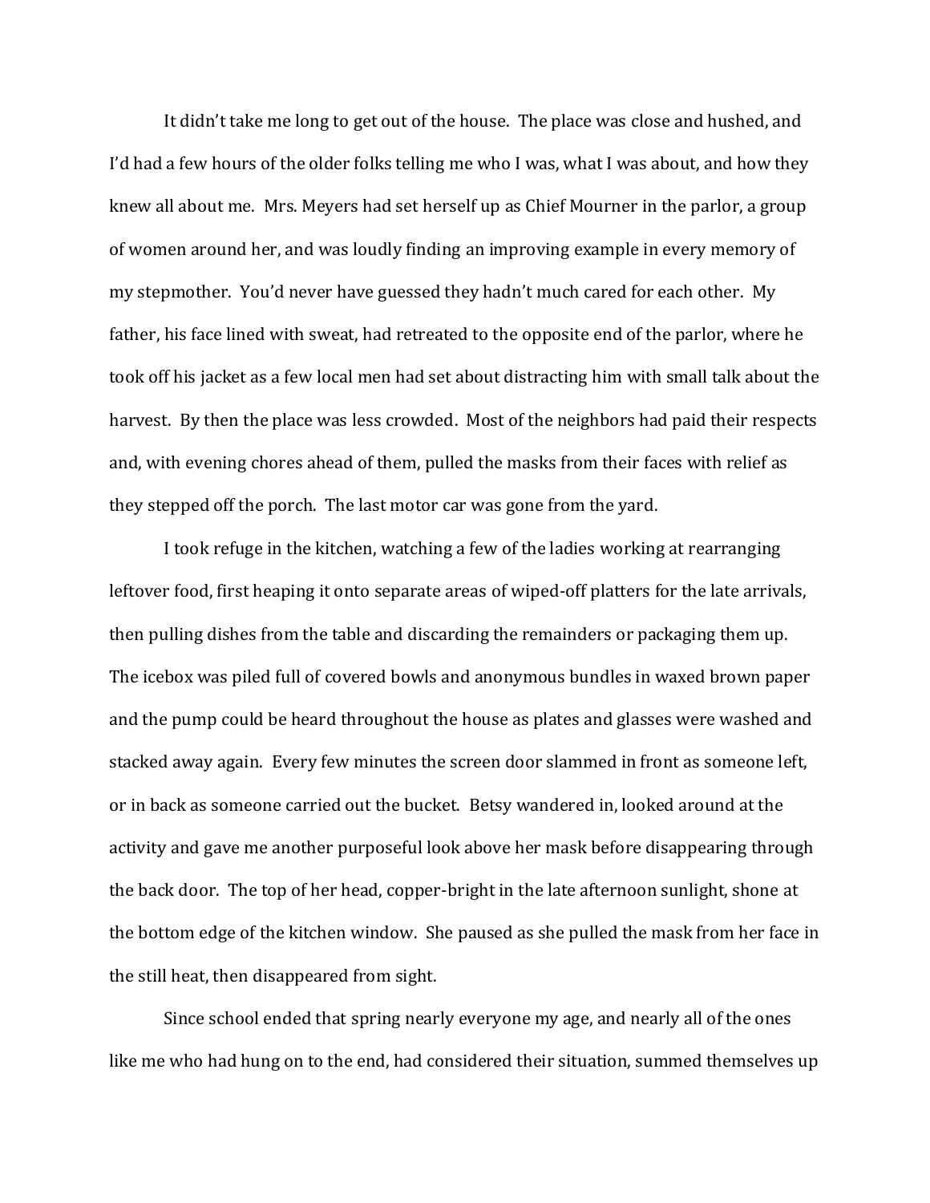It didn't take me long to get out of the house. The place was close and hushed, and I'd had a few hours of the older folks telling me who I was, what I was about, and how they knew all about me. Mrs. Meyers had set herself up as Chief Mourner in the parlor, a group of women around her, and was loudly finding an improving example in every memory of my stepmother. You'd never have guessed they hadn't much cared for each other. My father, his face lined with sweat, had retreated to the opposite end of the parlor, where he took off his jacket as a few local men had set about distracting him with small talk about the harvest. By then the place was less crowded. Most of the neighbors had paid their respects and, with evening chores ahead of them, pulled the masks from their faces with relief as they stepped off the porch. The last motor car was gone from the yard.

I took refuge in the kitchen, watching a few of the ladies working at rearranging leftover food, first heaping it onto separate areas of wiped-off platters for the late arrivals, then pulling dishes from the table and discarding the remainders or packaging them up. The icebox was piled full of covered bowls and anonymous bundles in waxed brown paper and the pump could be heard throughout the house as plates and glasses were washed and stacked away again. Every few minutes the screen door slammed in front as someone left, or in back as someone carried out the bucket. Betsy wandered in, looked around at the activity and gave me another purposeful look above her mask before disappearing through the back door. The top of her head, copper-bright in the late afternoon sunlight, shone at the bottom edge of the kitchen window. She paused as she pulled the mask from her face in the still heat, then disappeared from sight.

Since school ended that spring nearly everyone my age, and nearly all of the ones like me who had hung on to the end, had considered their situation, summed themselves up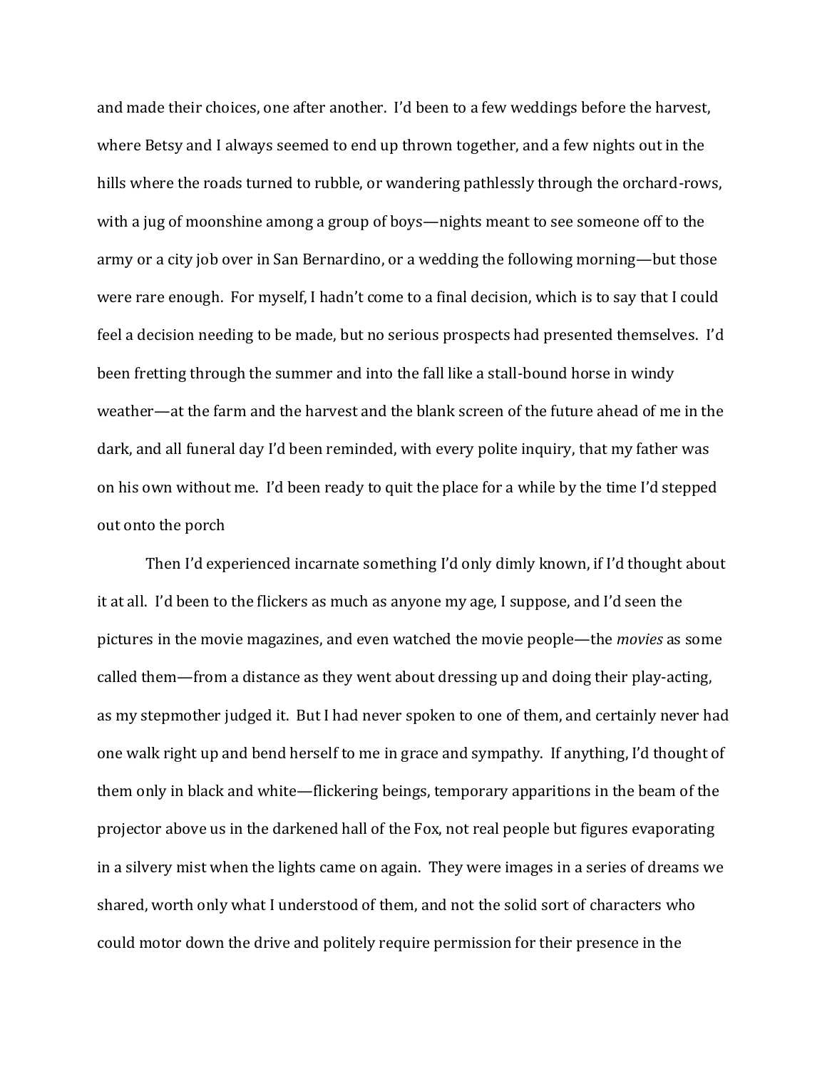and made their choices, one after another. I'd been to a few weddings before the harvest, where Betsy and I always seemed to end up thrown together, and a few nights out in the hills where the roads turned to rubble, or wandering pathlessly through the orchard-rows, with a jug of moonshine among a group of boys—nights meant to see someone off to the army or a city job over in San Bernardino, or a wedding the following morning—but those were rare enough. For myself, I hadn't come to a final decision, which is to say that I could feel a decision needing to be made, but no serious prospects had presented themselves. I'd been fretting through the summer and into the fall like a stall-bound horse in windy weather—at the farm and the harvest and the blank screen of the future ahead of me in the dark, and all funeral day I'd been reminded, with every polite inquiry, that my father was on his own without me. I'd been ready to quit the place for a while by the time I'd stepped out onto the porch

Then I'd experienced incarnate something I'd only dimly known, if I'd thought about it at all. I'd been to the flickers as much as anyone my age, I suppose, and I'd seen the pictures in the movie magazines, and even watched the movie people—the *movies* as some called them—from a distance as they went about dressing up and doing their play-acting, as my stepmother judged it. But I had never spoken to one of them, and certainly never had one walk right up and bend herself to me in grace and sympathy. If anything, I'd thought of them only in black and white—flickering beings, temporary apparitions in the beam of the projector above us in the darkened hall of the Fox, not real people but figures evaporating in a silvery mist when the lights came on again. They were images in a series of dreams we shared, worth only what I understood of them, and not the solid sort of characters who could motor down the drive and politely require permission for their presence in the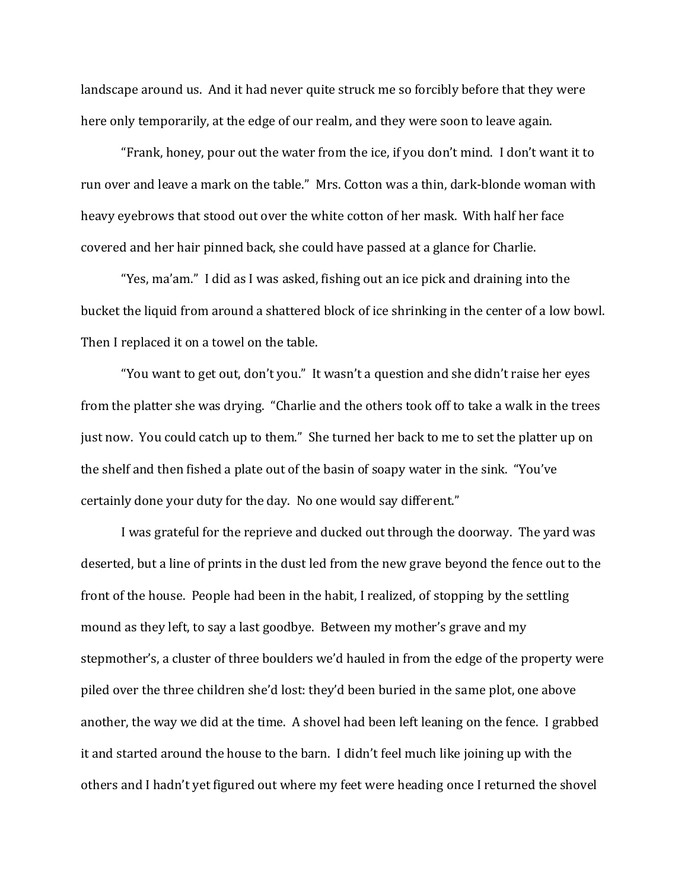landscape around us. And it had never quite struck me so forcibly before that they were here only temporarily, at the edge of our realm, and they were soon to leave again.

"Frank, honey, pour out the water from the ice, if you don't mind. I don't want it to run over and leave a mark on the table." Mrs. Cotton was a thin, dark-blonde woman with heavy eyebrows that stood out over the white cotton of her mask. With half her face covered and her hair pinned back, she could have passed at a glance for Charlie.

"Yes, ma'am." I did as I was asked, fishing out an ice pick and draining into the bucket the liquid from around a shattered block of ice shrinking in the center of a low bowl. Then I replaced it on a towel on the table.

"You want to get out, don't you." It wasn't a question and she didn't raise her eyes from the platter she was drying. "Charlie and the others took off to take a walk in the trees just now. You could catch up to them." She turned her back to me to set the platter up on the shelf and then fished a plate out of the basin of soapy water in the sink. "You've certainly done your duty for the day. No one would say different."

I was grateful for the reprieve and ducked out through the doorway. The yard was deserted, but a line of prints in the dust led from the new grave beyond the fence out to the front of the house. People had been in the habit, I realized, of stopping by the settling mound as they left, to say a last goodbye. Between my mother's grave and my stepmother's, a cluster of three boulders we'd hauled in from the edge of the property were piled over the three children she'd lost: they'd been buried in the same plot, one above another, the way we did at the time. A shovel had been left leaning on the fence. I grabbed it and started around the house to the barn. I didn't feel much like joining up with the others and I hadn't yet figured out where my feet were heading once I returned the shovel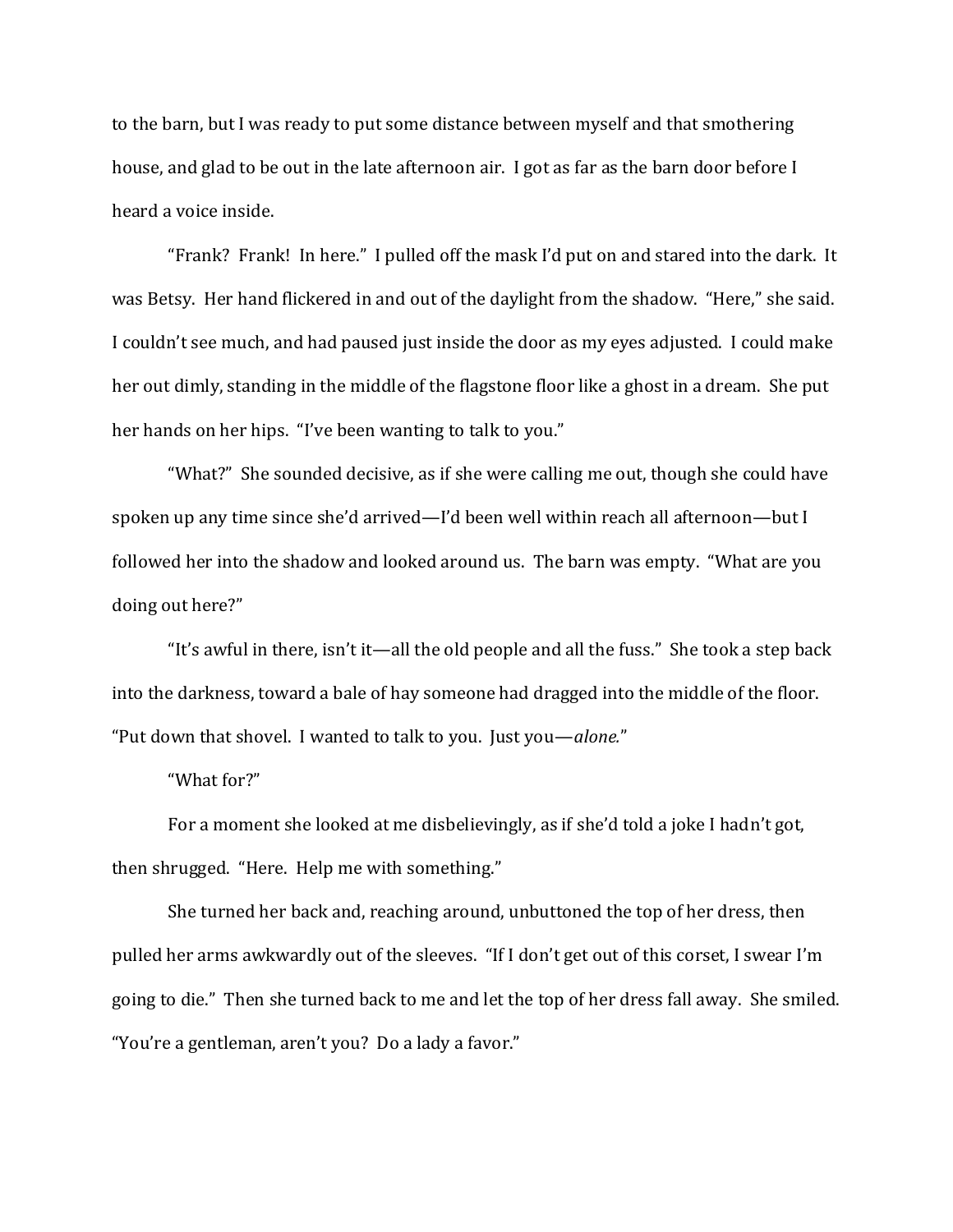to the barn, but I was ready to put some distance between myself and that smothering house, and glad to be out in the late afternoon air. I got as far as the barn door before I heard a voice inside.

"Frank? Frank! In here." I pulled off the mask I'd put on and stared into the dark. It was Betsy. Her hand flickered in and out of the daylight from the shadow. "Here," she said. I couldn't see much, and had paused just inside the door as my eyes adjusted. I could make her out dimly, standing in the middle of the flagstone floor like a ghost in a dream. She put her hands on her hips. "I've been wanting to talk to you."

"What?" She sounded decisive, as if she were calling me out, though she could have spoken up any time since she'd arrived—I'd been well within reach all afternoon—but I followed her into the shadow and looked around us. The barn was empty. "What are you doing out here?"

"It's awful in there, isn't it—all the old people and all the fuss." She took a step back into the darkness, toward a bale of hay someone had dragged into the middle of the floor. "Put down that shovel. I wanted to talk to you. Just you—*alone.*"

"What for?"

For a moment she looked at me disbelievingly, as if she'd told a joke I hadn't got, then shrugged. "Here. Help me with something."

She turned her back and, reaching around, unbuttoned the top of her dress, then pulled her arms awkwardly out of the sleeves. "If I don't get out of this corset, I swear I'm going to die." Then she turned back to me and let the top of her dress fall away. She smiled. "You're a gentleman, aren't you? Do a lady a favor."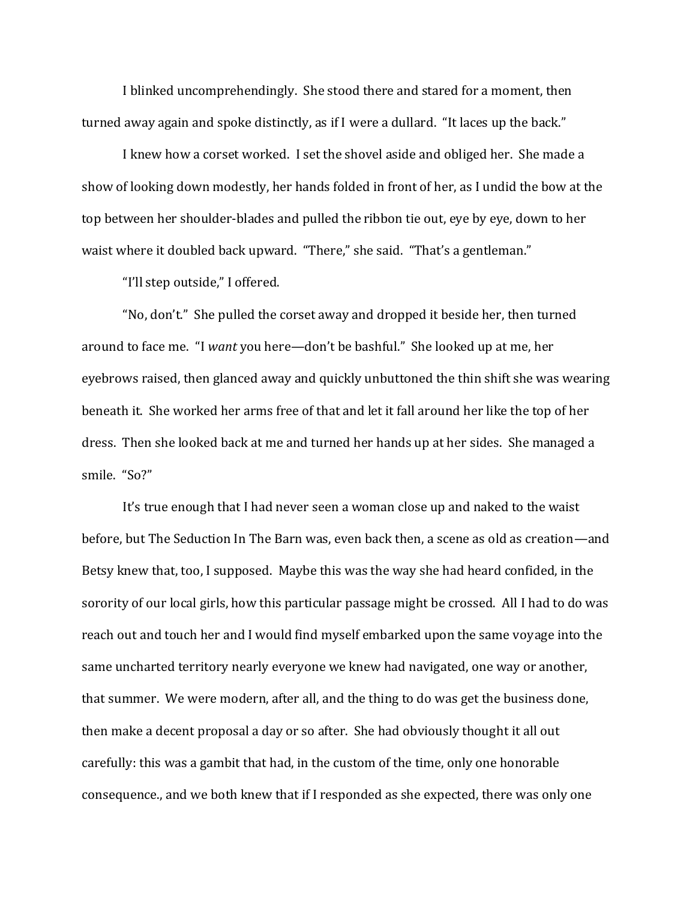I blinked uncomprehendingly. She stood there and stared for a moment, then turned away again and spoke distinctly, as if I were a dullard. "It laces up the back."

I knew how a corset worked. I set the shovel aside and obliged her. She made a show of looking down modestly, her hands folded in front of her, as I undid the bow at the top between her shoulder-blades and pulled the ribbon tie out, eye by eye, down to her waist where it doubled back upward. "There," she said. "That's a gentleman."

"I'll step outside," I offered.

"No, don't." She pulled the corset away and dropped it beside her, then turned around to face me. "I *want* you here—don't be bashful." She looked up at me, her eyebrows raised, then glanced away and quickly unbuttoned the thin shift she was wearing beneath it. She worked her arms free of that and let it fall around her like the top of her dress. Then she looked back at me and turned her hands up at her sides. She managed a smile. "So?"

It's true enough that I had never seen a woman close up and naked to the waist before, but The Seduction In The Barn was, even back then, a scene as old as creation—and Betsy knew that, too, I supposed. Maybe this was the way she had heard confided, in the sorority of our local girls, how this particular passage might be crossed. All I had to do was reach out and touch her and I would find myself embarked upon the same voyage into the same uncharted territory nearly everyone we knew had navigated, one way or another, that summer. We were modern, after all, and the thing to do was get the business done, then make a decent proposal a day or so after. She had obviously thought it all out carefully: this was a gambit that had, in the custom of the time, only one honorable consequence., and we both knew that if I responded as she expected, there was only one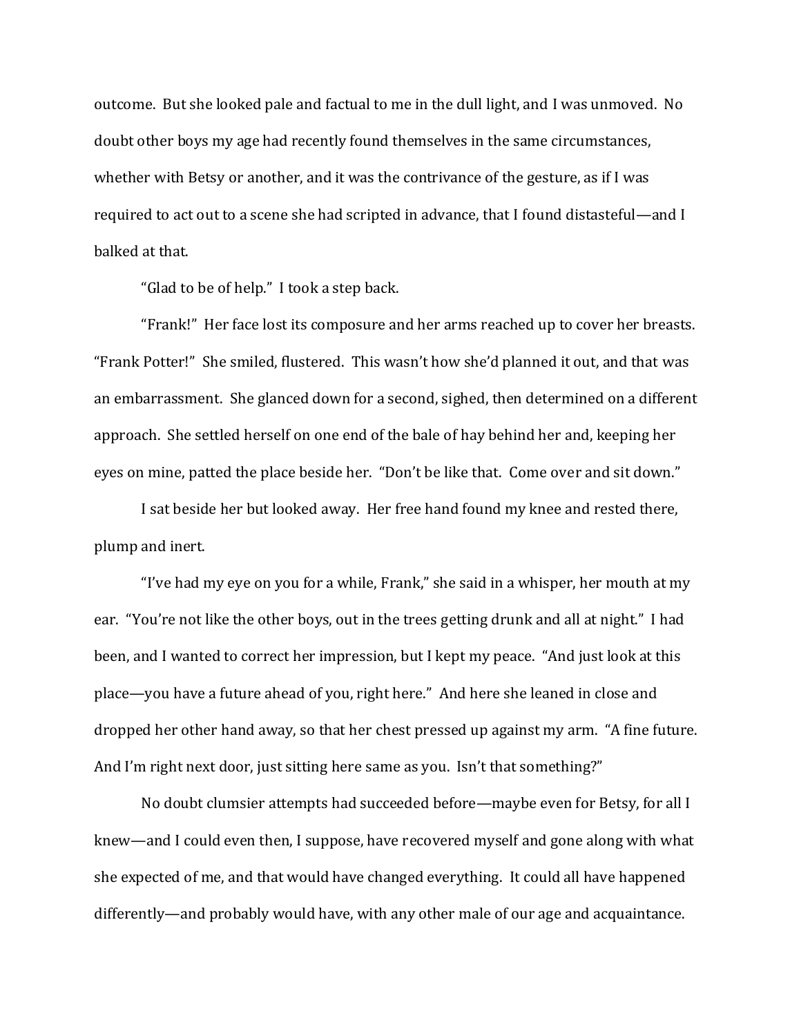outcome. But she looked pale and factual to me in the dull light, and I was unmoved. No doubt other boys my age had recently found themselves in the same circumstances, whether with Betsy or another, and it was the contrivance of the gesture, as if I was required to act out to a scene she had scripted in advance, that I found distasteful—and I balked at that.

"Glad to be of help." I took a step back.

"Frank!" Her face lost its composure and her arms reached up to cover her breasts. "Frank Potter!" She smiled, flustered. This wasn't how she'd planned it out, and that was an embarrassment. She glanced down for a second, sighed, then determined on a different approach. She settled herself on one end of the bale of hay behind her and, keeping her eyes on mine, patted the place beside her. "Don't be like that. Come over and sit down."

I sat beside her but looked away. Her free hand found my knee and rested there, plump and inert.

"I've had my eye on you for a while, Frank," she said in a whisper, her mouth at my ear. "You're not like the other boys, out in the trees getting drunk and all at night." I had been, and I wanted to correct her impression, but I kept my peace. "And just look at this place—you have a future ahead of you, right here." And here she leaned in close and dropped her other hand away, so that her chest pressed up against my arm. "A fine future. And I'm right next door, just sitting here same as you. Isn't that something?"

No doubt clumsier attempts had succeeded before—maybe even for Betsy, for all I knew—and I could even then, I suppose, have recovered myself and gone along with what she expected of me, and that would have changed everything. It could all have happened differently—and probably would have, with any other male of our age and acquaintance.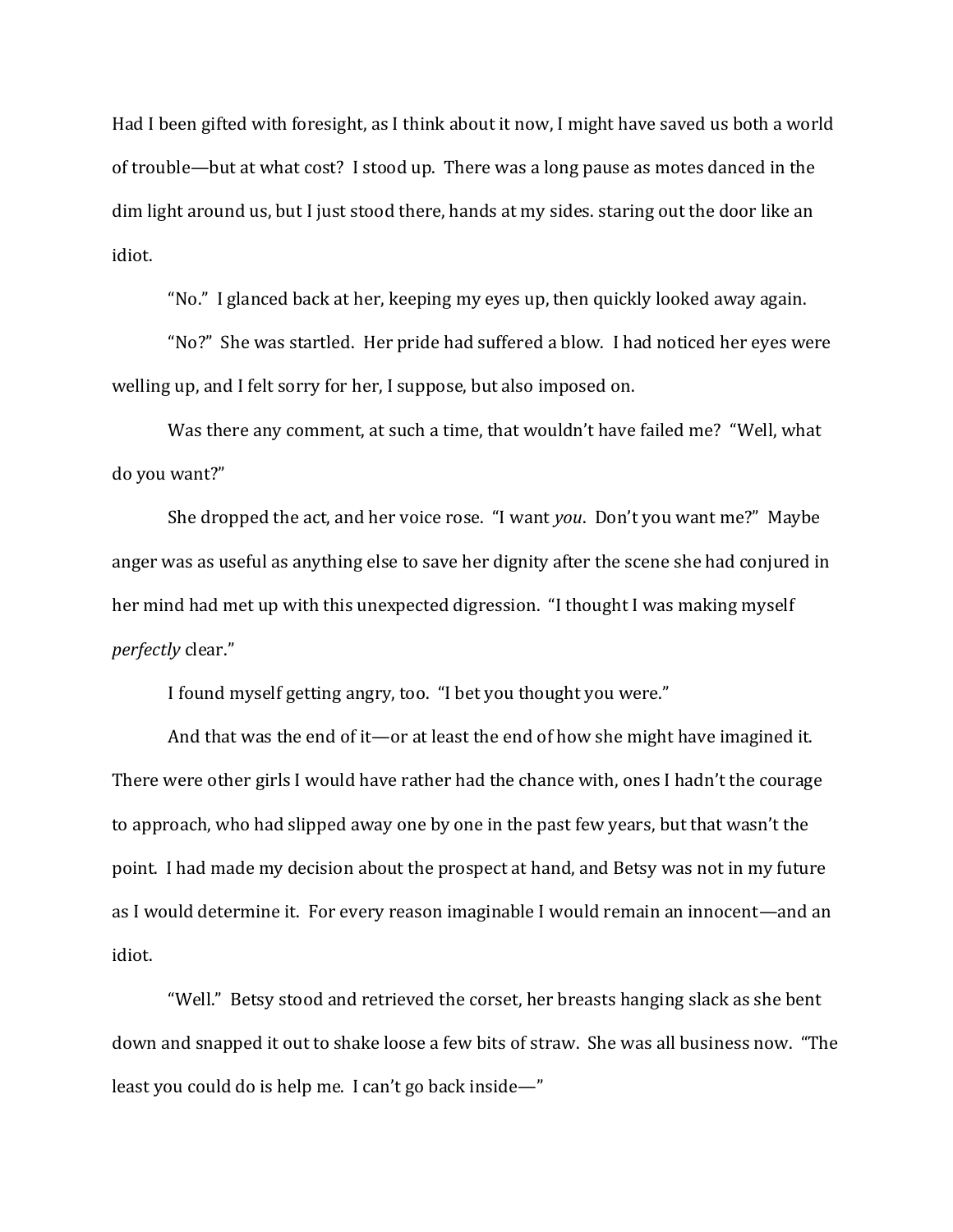Had I been gifted with foresight, as I think about it now, I might have saved us both a world of trouble—but at what cost? I stood up. There was a long pause as motes danced in the dim light around us, but I just stood there, hands at my sides. staring out the door like an idiot.

"No." I glanced back at her, keeping my eyes up, then quickly looked away again.

"No?" She was startled. Her pride had suffered a blow. I had noticed her eyes were welling up, and I felt sorry for her, I suppose, but also imposed on.

Was there any comment, at such a time, that wouldn't have failed me? "Well, what do you want?"

She dropped the act, and her voice rose. "I want *you*. Don't you want me?" Maybe anger was as useful as anything else to save her dignity after the scene she had conjured in her mind had met up with this unexpected digression. "I thought I was making myself *perfectly* clear."

I found myself getting angry, too. "I bet you thought you were."

And that was the end of it—or at least the end of how she might have imagined it. There were other girls I would have rather had the chance with, ones I hadn't the courage to approach, who had slipped away one by one in the past few years, but that wasn't the point. I had made my decision about the prospect at hand, and Betsy was not in my future as I would determine it. For every reason imaginable I would remain an innocent—and an idiot.

"Well." Betsy stood and retrieved the corset, her breasts hanging slack as she bent down and snapped it out to shake loose a few bits of straw. She was all business now. "The least you could do is help me. I can't go back inside—"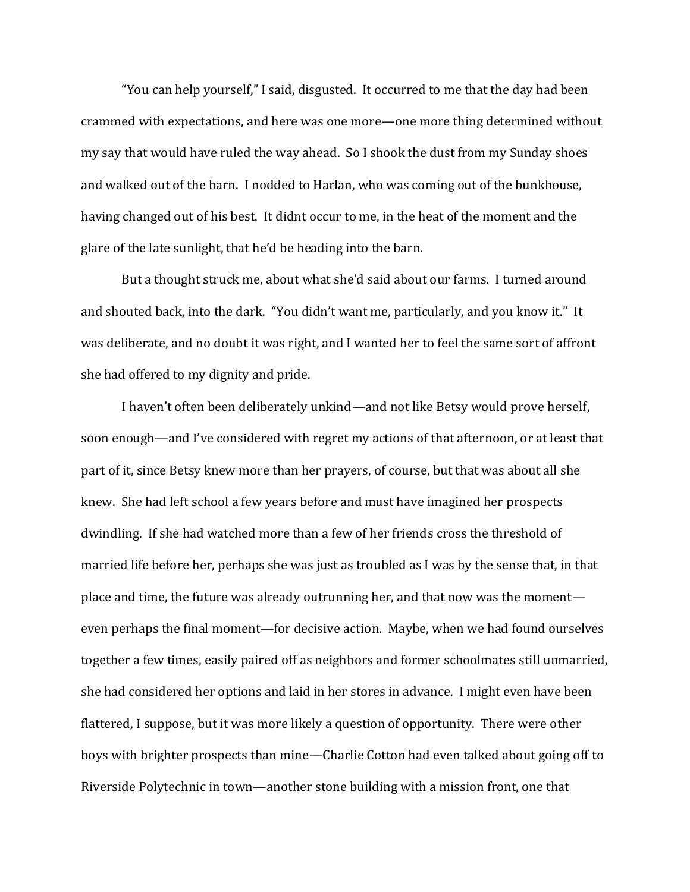"You can help yourself," I said, disgusted. It occurred to me that the day had been crammed with expectations, and here was one more—one more thing determined without my say that would have ruled the way ahead. So I shook the dust from my Sunday shoes and walked out of the barn. I nodded to Harlan, who was coming out of the bunkhouse, having changed out of his best. It didnt occur to me, in the heat of the moment and the glare of the late sunlight, that he'd be heading into the barn.

But a thought struck me, about what she'd said about our farms. I turned around and shouted back, into the dark. "You didn't want me, particularly, and you know it." It was deliberate, and no doubt it was right, and I wanted her to feel the same sort of affront she had offered to my dignity and pride.

I haven't often been deliberately unkind—and not like Betsy would prove herself, soon enough—and I've considered with regret my actions of that afternoon, or at least that part of it, since Betsy knew more than her prayers, of course, but that was about all she knew. She had left school a few years before and must have imagined her prospects dwindling. If she had watched more than a few of her friends cross the threshold of married life before her, perhaps she was just as troubled as I was by the sense that, in that place and time, the future was already outrunning her, and that now was the moment—even perhaps the final moment—for decisive action. Maybe, when we had found ourselves together a few times, easily paired off as neighbors and former schoolmates still unmarried, she had considered her options and laid in her stores in advance. I might even have been flattered, I suppose, but it was more likely a question of opportunity. There were other boys with brighter prospects than mine—Charlie Cotton had even talked about going off to Riverside Polytechnic in town—another stone building with a mission front, one that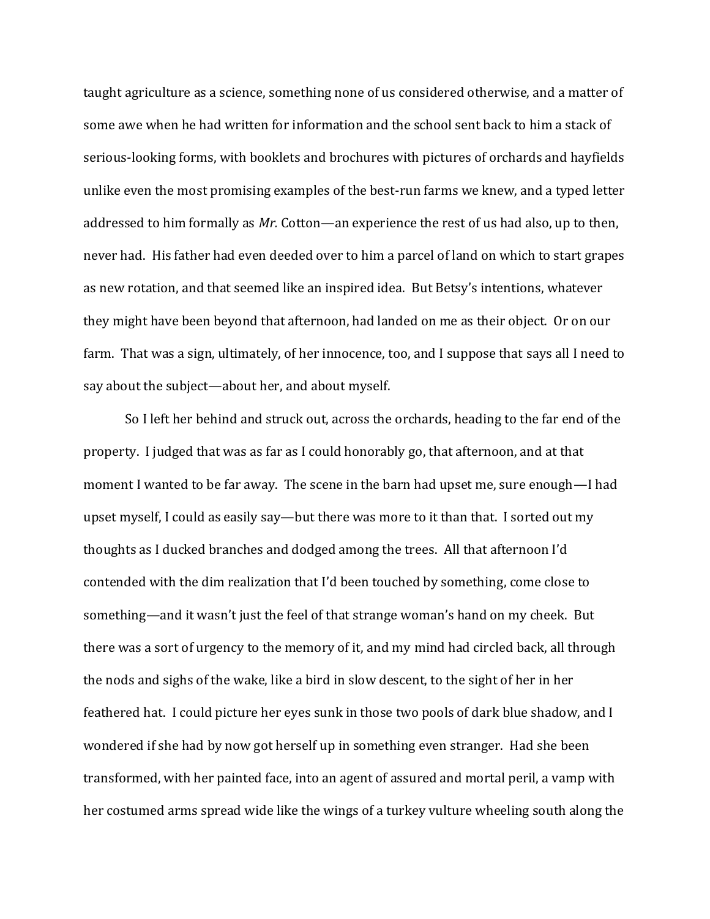taught agriculture as a science, something none of us considered otherwise, and a matter of some awe when he had written for information and the school sent back to him a stack of serious-looking forms, with booklets and brochures with pictures of orchards and hayfields unlike even the most promising examples of the best-run farms we knew, and a typed letter addressed to him formally as *Mr.* Cotton—an experience the rest of us had also, up to then, never had. His father had even deeded over to him a parcel of land on which to start grapes as new rotation, and that seemed like an inspired idea. But Betsy's intentions, whatever they might have been beyond that afternoon, had landed on me as their object. Or on our farm. That was a sign, ultimately, of her innocence, too, and I suppose that says all I need to say about the subject—about her, and about myself.

So I left her behind and struck out, across the orchards, heading to the far end of the property. I judged that was as far as I could honorably go, that afternoon, and at that moment I wanted to be far away. The scene in the barn had upset me, sure enough—I had upset myself, I could as easily say—but there was more to it than that. I sorted out my thoughts as I ducked branches and dodged among the trees. All that afternoon I'd contended with the dim realization that I'd been touched by something, come close to something—and it wasn't just the feel of that strange woman's hand on my cheek. But there was a sort of urgency to the memory of it, and my mind had circled back, all through the nods and sighs of the wake, like a bird in slow descent, to the sight of her in her feathered hat. I could picture her eyes sunk in those two pools of dark blue shadow, and I wondered if she had by now got herself up in something even stranger. Had she been transformed, with her painted face, into an agent of assured and mortal peril, a vamp with her costumed arms spread wide like the wings of a turkey vulture wheeling south along the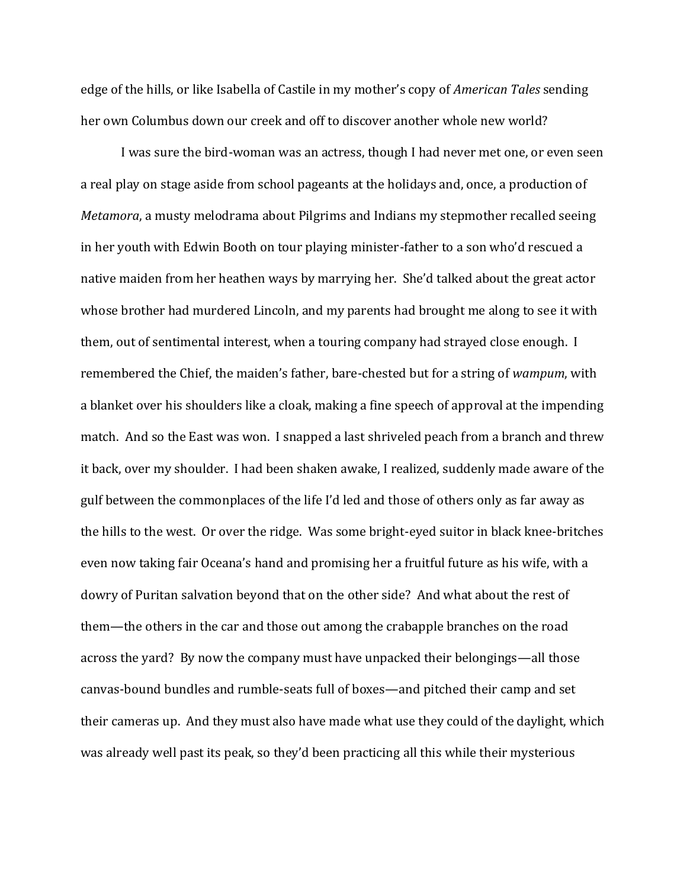edge of the hills, or like Isabella of Castile in my mother's copy of *American Tales* sending her own Columbus down our creek and off to discover another whole new world?

I was sure the bird-woman was an actress, though I had never met one, or even seen a real play on stage aside from school pageants at the holidays and, once, a production of *Metamora*, a musty melodrama about Pilgrims and Indians my stepmother recalled seeing in her youth with Edwin Booth on tour playing minister-father to a son who'd rescued a native maiden from her heathen ways by marrying her. She'd talked about the great actor whose brother had murdered Lincoln, and my parents had brought me along to see it with them, out of sentimental interest, when a touring company had strayed close enough. I remembered the Chief, the maiden's father, bare-chested but for a string of *wampum*, with a blanket over his shoulders like a cloak, making a fine speech of approval at the impending match. And so the East was won. I snapped a last shriveled peach from a branch and threw it back, over my shoulder. I had been shaken awake, I realized, suddenly made aware of the gulf between the commonplaces of the life I'd led and those of others only as far away as the hills to the west. Or over the ridge. Was some bright-eyed suitor in black knee-britches even now taking fair Oceana's hand and promising her a fruitful future as his wife, with a dowry of Puritan salvation beyond that on the other side? And what about the rest of them—the others in the car and those out among the crabapple branches on the road across the yard? By now the company must have unpacked their belongings—all those canvas-bound bundles and rumble-seats full of boxes—and pitched their camp and set their cameras up. And they must also have made what use they could of the daylight, which was already well past its peak, so they'd been practicing all this while their mysterious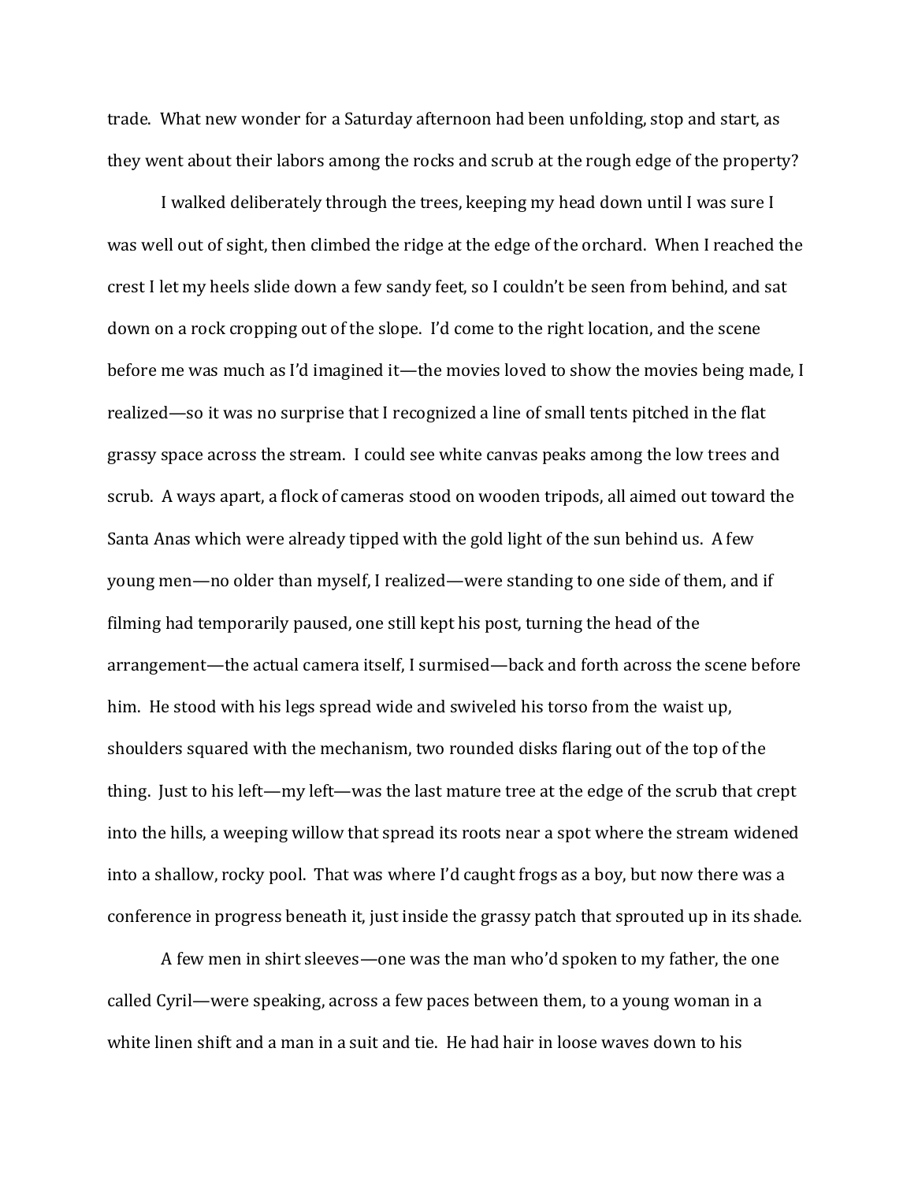trade. What new wonder for a Saturday afternoon had been unfolding, stop and start, as they went about their labors among the rocks and scrub at the rough edge of the property?

I walked deliberately through the trees, keeping my head down until I was sure I was well out of sight, then climbed the ridge at the edge of the orchard. When I reached the crest I let my heels slide down a few sandy feet, so I couldn't be seen from behind, and sat down on a rock cropping out of the slope. I'd come to the right location, and the scene before me was much as I'd imagined it—the movies loved to show the movies being made, I realized—so it was no surprise that I recognized a line of small tents pitched in the flat grassy space across the stream. I could see white canvas peaks among the low trees and scrub. A ways apart, a flock of cameras stood on wooden tripods, all aimed out toward the Santa Anas which were already tipped with the gold light of the sun behind us. A few young men—no older than myself, I realized—were standing to one side of them, and if filming had temporarily paused, one still kept his post, turning the head of the arrangement—the actual camera itself, I surmised—back and forth across the scene before him. He stood with his legs spread wide and swiveled his torso from the waist up, shoulders squared with the mechanism, two rounded disks flaring out of the top of the thing. Just to his left—my left—was the last mature tree at the edge of the scrub that crept into the hills, a weeping willow that spread its roots near a spot where the stream widened into a shallow, rocky pool. That was where I'd caught frogs as a boy, but now there was a conference in progress beneath it, just inside the grassy patch that sprouted up in its shade.

A few men in shirt sleeves—one was the man who'd spoken to my father, the one called Cyril—were speaking, across a few paces between them, to a young woman in a white linen shift and a man in a suit and tie. He had hair in loose waves down to his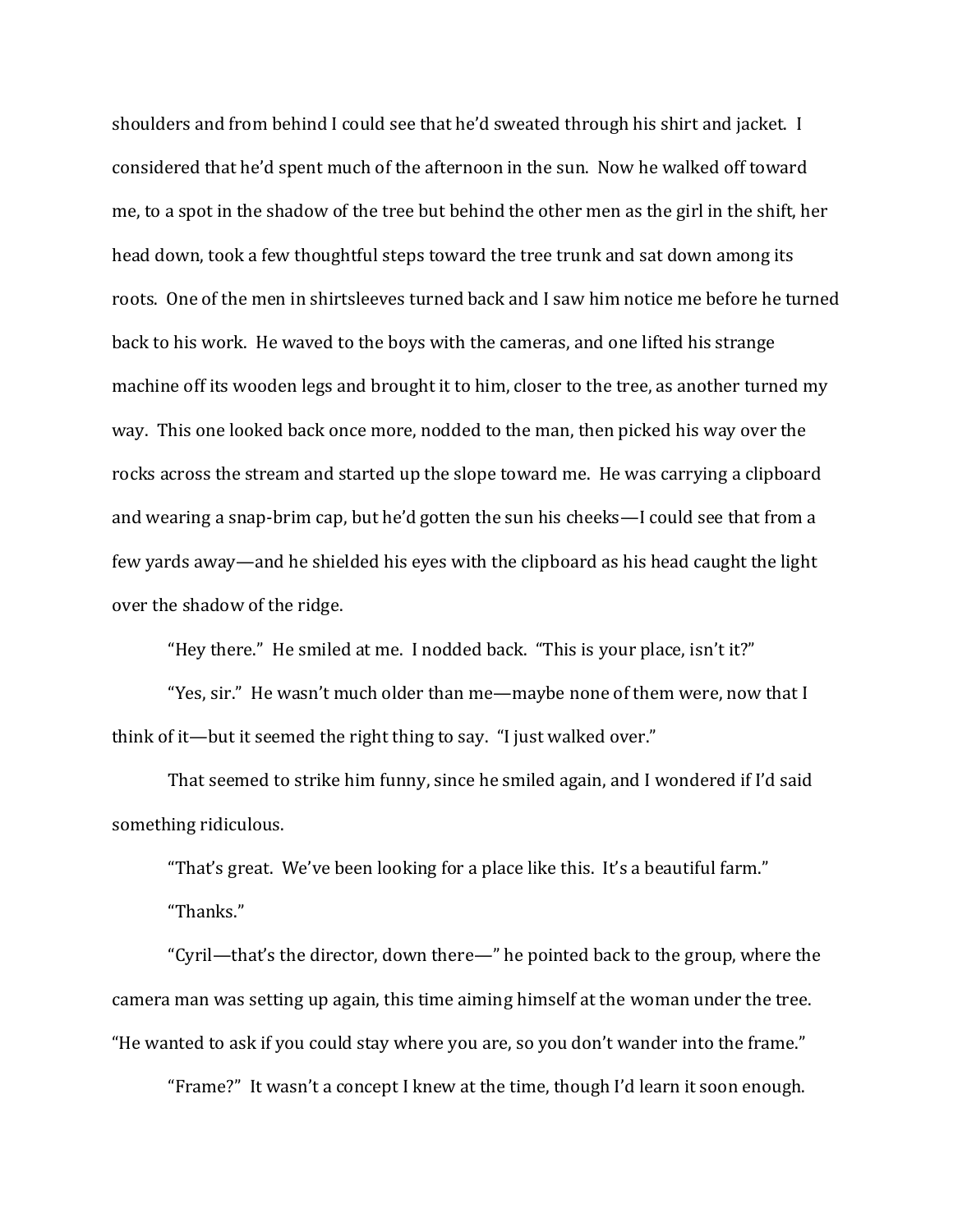shoulders and from behind I could see that he'd sweated through his shirt and jacket. I considered that he'd spent much of the afternoon in the sun. Now he walked off toward me, to a spot in the shadow of the tree but behind the other men as the girl in the shift, her head down, took a few thoughtful steps toward the tree trunk and sat down among its roots. One of the men in shirtsleeves turned back and I saw him notice me before he turned back to his work. He waved to the boys with the cameras, and one lifted his strange machine off its wooden legs and brought it to him, closer to the tree, as another turned my way. This one looked back once more, nodded to the man, then picked his way over the rocks across the stream and started up the slope toward me. He was carrying a clipboard and wearing a snap-brim cap, but he'd gotten the sun his cheeks—I could see that from a few yards away—and he shielded his eyes with the clipboard as his head caught the light over the shadow of the ridge.

"Hey there." He smiled at me. I nodded back. "This is your place, isn't it?"

"Yes, sir." He wasn't much older than me—maybe none of them were, now that I think of it—but it seemed the right thing to say. "I just walked over."

That seemed to strike him funny, since he smiled again, and I wondered if I'd said something ridiculous.

"That's great. We've been looking for a place like this. It's a beautiful farm."

"Thanks."

"Cyril—that's the director, down there—" he pointed back to the group, where the camera man was setting up again, this time aiming himself at the woman under the tree. "He wanted to ask if you could stay where you are, so you don't wander into the frame."

"Frame?" It wasn't a concept I knew at the time, though I'd learn it soon enough.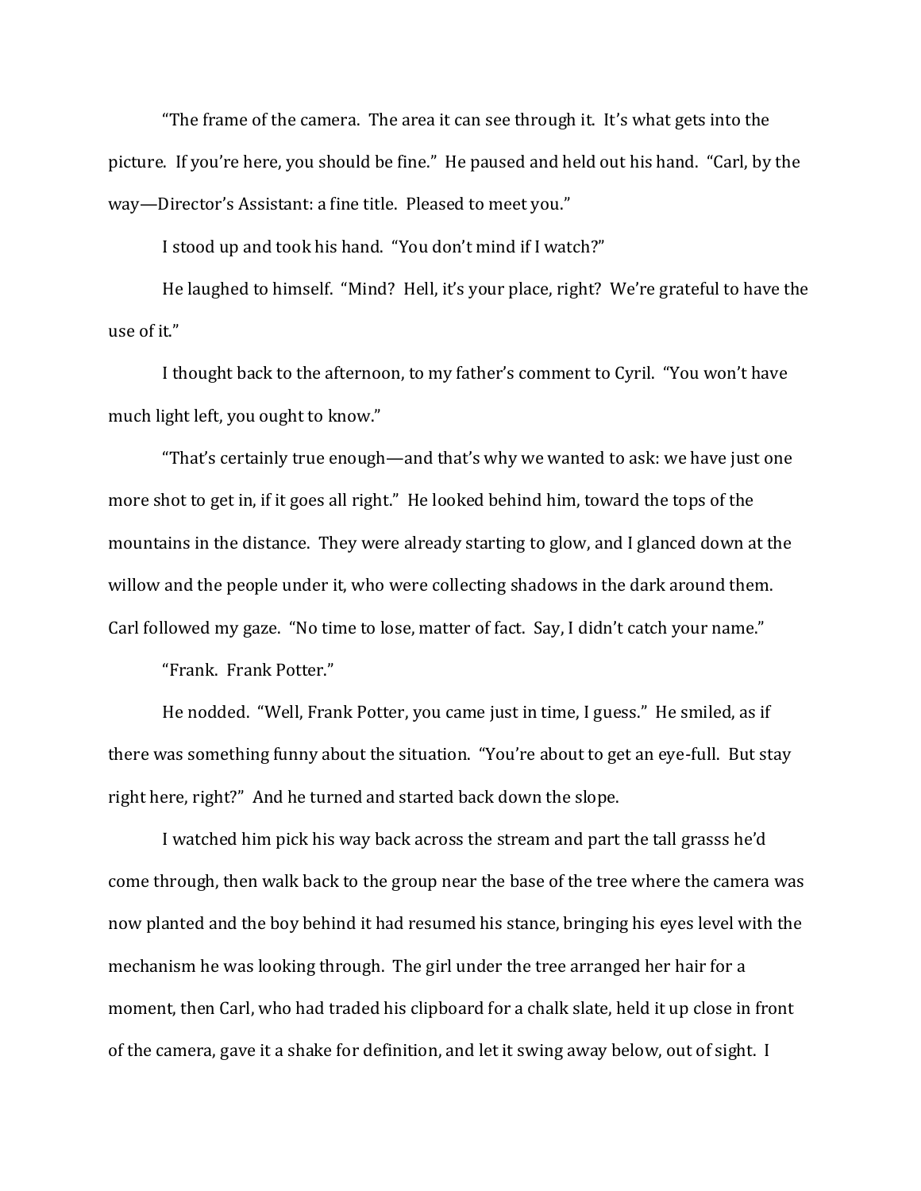"The frame of the camera. The area it can see through it. It's what gets into the picture. If you're here, you should be fine." He paused and held out his hand. "Carl, by the way—Director's Assistant: a fine title. Pleased to meet you."

I stood up and took his hand. "You don't mind if I watch?"

He laughed to himself. "Mind? Hell, it's your place, right? We're grateful to have the use of it."

I thought back to the afternoon, to my father's comment to Cyril. "You won't have much light left, you ought to know."

"That's certainly true enough—and that's why we wanted to ask: we have just one more shot to get in, if it goes all right." He looked behind him, toward the tops of the mountains in the distance. They were already starting to glow, and I glanced down at the willow and the people under it, who were collecting shadows in the dark around them. Carl followed my gaze. "No time to lose, matter of fact. Say, I didn't catch your name."

"Frank. Frank Potter."

He nodded. "Well, Frank Potter, you came just in time, I guess." He smiled, as if there was something funny about the situation. "You're about to get an eye-full. But stay right here, right?" And he turned and started back down the slope.

I watched him pick his way back across the stream and part the tall grasss he'd come through, then walk back to the group near the base of the tree where the camera was now planted and the boy behind it had resumed his stance, bringing his eyes level with the mechanism he was looking through. The girl under the tree arranged her hair for a moment, then Carl, who had traded his clipboard for a chalk slate, held it up close in front of the camera, gave it a shake for definition, and let it swing away below, out of sight. I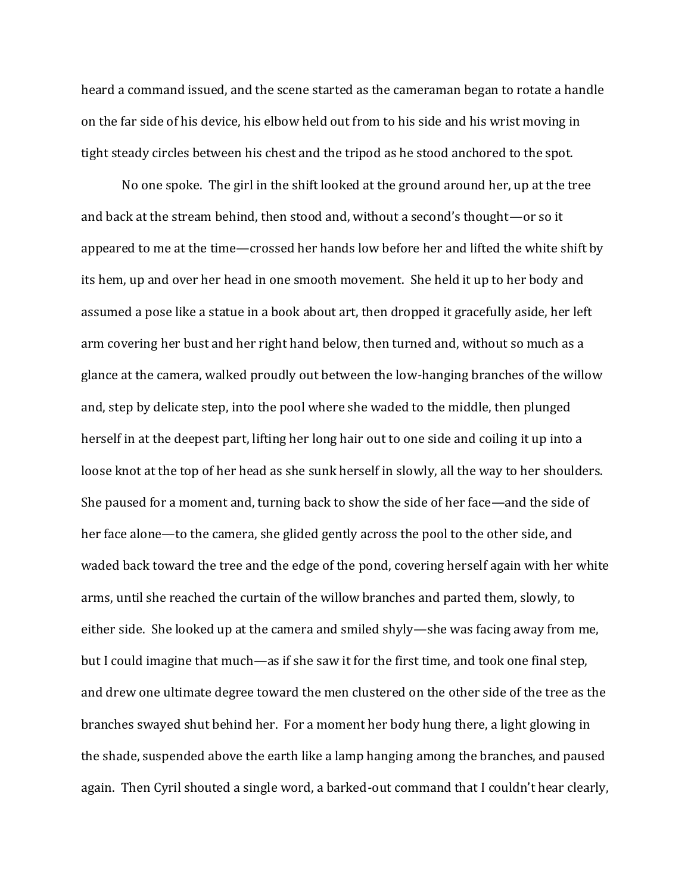heard a command issued, and the scene started as the cameraman began to rotate a handle on the far side of his device, his elbow held out from to his side and his wrist moving in tight steady circles between his chest and the tripod as he stood anchored to the spot.

No one spoke. The girl in the shift looked at the ground around her, up at the tree and back at the stream behind, then stood and, without a second's thought—or so it appeared to me at the time—crossed her hands low before her and lifted the white shift by its hem, up and over her head in one smooth movement. She held it up to her body and assumed a pose like a statue in a book about art, then dropped it gracefully aside, her left arm covering her bust and her right hand below, then turned and, without so much as a glance at the camera, walked proudly out between the low-hanging branches of the willow and, step by delicate step, into the pool where she waded to the middle, then plunged herself in at the deepest part, lifting her long hair out to one side and coiling it up into a loose knot at the top of her head as she sunk herself in slowly, all the way to her shoulders. She paused for a moment and, turning back to show the side of her face—and the side of her face alone—to the camera, she glided gently across the pool to the other side, and waded back toward the tree and the edge of the pond, covering herself again with her white arms, until she reached the curtain of the willow branches and parted them, slowly, to either side. She looked up at the camera and smiled shyly—she was facing away from me, but I could imagine that much—as if she saw it for the first time, and took one final step, and drew one ultimate degree toward the men clustered on the other side of the tree as the branches swayed shut behind her. For a moment her body hung there, a light glowing in the shade, suspended above the earth like a lamp hanging among the branches, and paused again. Then Cyril shouted a single word, a barked-out command that I couldn't hear clearly,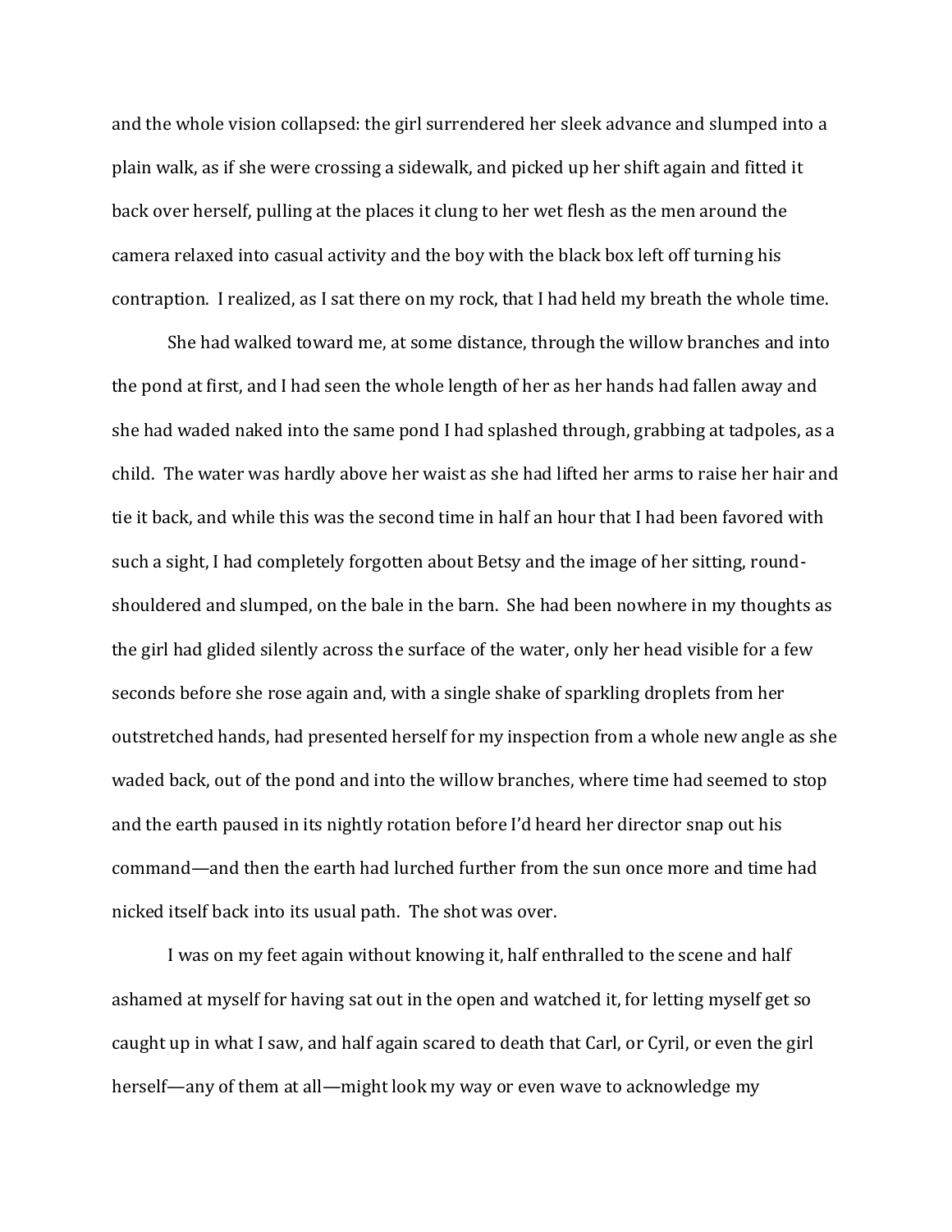and the whole vision collapsed: the girl surrendered her sleek advance and slumped into a plain walk, as if she were crossing a sidewalk, and picked up her shift again and fitted it back over herself, pulling at the places it clung to her wet flesh as the men around the camera relaxed into casual activity and the boy with the black box left off turning his contraption. I realized, as I sat there on my rock, that I had held my breath the whole time.

She had walked toward me, at some distance, through the willow branches and into the pond at first, and I had seen the whole length of her as her hands had fallen away and she had waded naked into the same pond I had splashed through, grabbing at tadpoles, as a child. The water was hardly above her waist as she had lifted her arms to raise her hair and tie it back, and while this was the second time in half an hour that I had been favored with such a sight, I had completely forgotten about Betsy and the image of her sitting, round-shouldered and slumped, on the bale in the barn. She had been nowhere in my thoughts as the girl had glided silently across the surface of the water, only her head visible for a few seconds before she rose again and, with a single shake of sparkling droplets from her outstretched hands, had presented herself for my inspection from a whole new angle as she waded back, out of the pond and into the willow branches, where time had seemed to stop and the earth paused in its nightly rotation before I'd heard her director snap out his command—and then the earth had lurched further from the sun once more and time had nicked itself back into its usual path. The shot was over.

I was on my feet again without knowing it, half enthralled to the scene and half ashamed at myself for having sat out in the open and watched it, for letting myself get so caught up in what I saw, and half again scared to death that Carl, or Cyril, or even the girl herself—any of them at all—might look my way or even wave to acknowledge my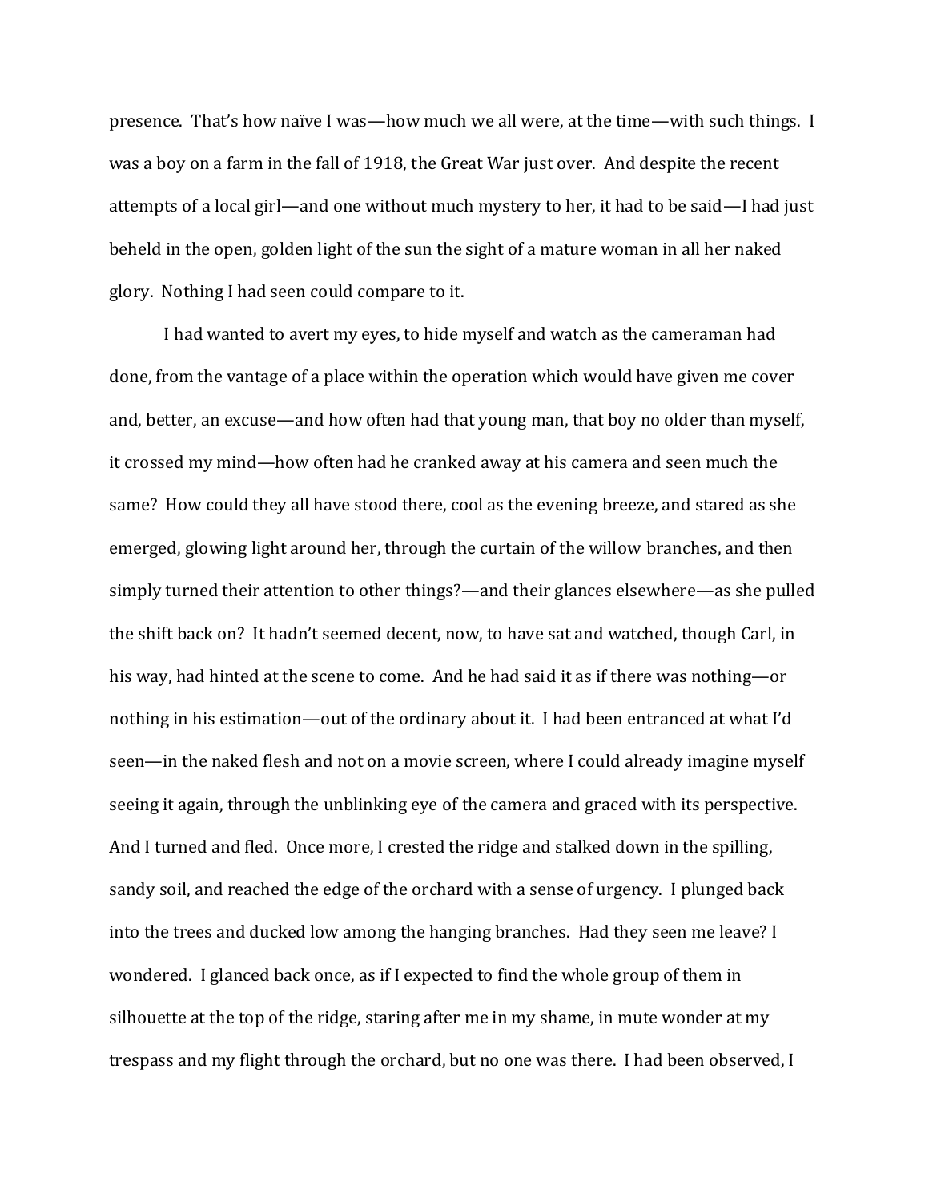presence. That's how naïve I was—how much we all were, at the time—with such things. I was a boy on a farm in the fall of 1918, the Great War just over. And despite the recent attempts of a local girl—and one without much mystery to her, it had to be said—I had just beheld in the open, golden light of the sun the sight of a mature woman in all her naked glory. Nothing I had seen could compare to it.

I had wanted to avert my eyes, to hide myself and watch as the cameraman had done, from the vantage of a place within the operation which would have given me cover and, better, an excuse—and how often had that young man, that boy no older than myself, it crossed my mind—how often had he cranked away at his camera and seen much the same? How could they all have stood there, cool as the evening breeze, and stared as she emerged, glowing light around her, through the curtain of the willow branches, and then simply turned their attention to other things?—and their glances elsewhere—as she pulled the shift back on? It hadn't seemed decent, now, to have sat and watched, though Carl, in his way, had hinted at the scene to come. And he had said it as if there was nothing—or nothing in his estimation—out of the ordinary about it. I had been entranced at what I'd seen—in the naked flesh and not on a movie screen, where I could already imagine myself seeing it again, through the unblinking eye of the camera and graced with its perspective. And I turned and fled. Once more, I crested the ridge and stalked down in the spilling, sandy soil, and reached the edge of the orchard with a sense of urgency. I plunged back into the trees and ducked low among the hanging branches. Had they seen me leave? I wondered. I glanced back once, as if I expected to find the whole group of them in silhouette at the top of the ridge, staring after me in my shame, in mute wonder at my trespass and my flight through the orchard, but no one was there. I had been observed, I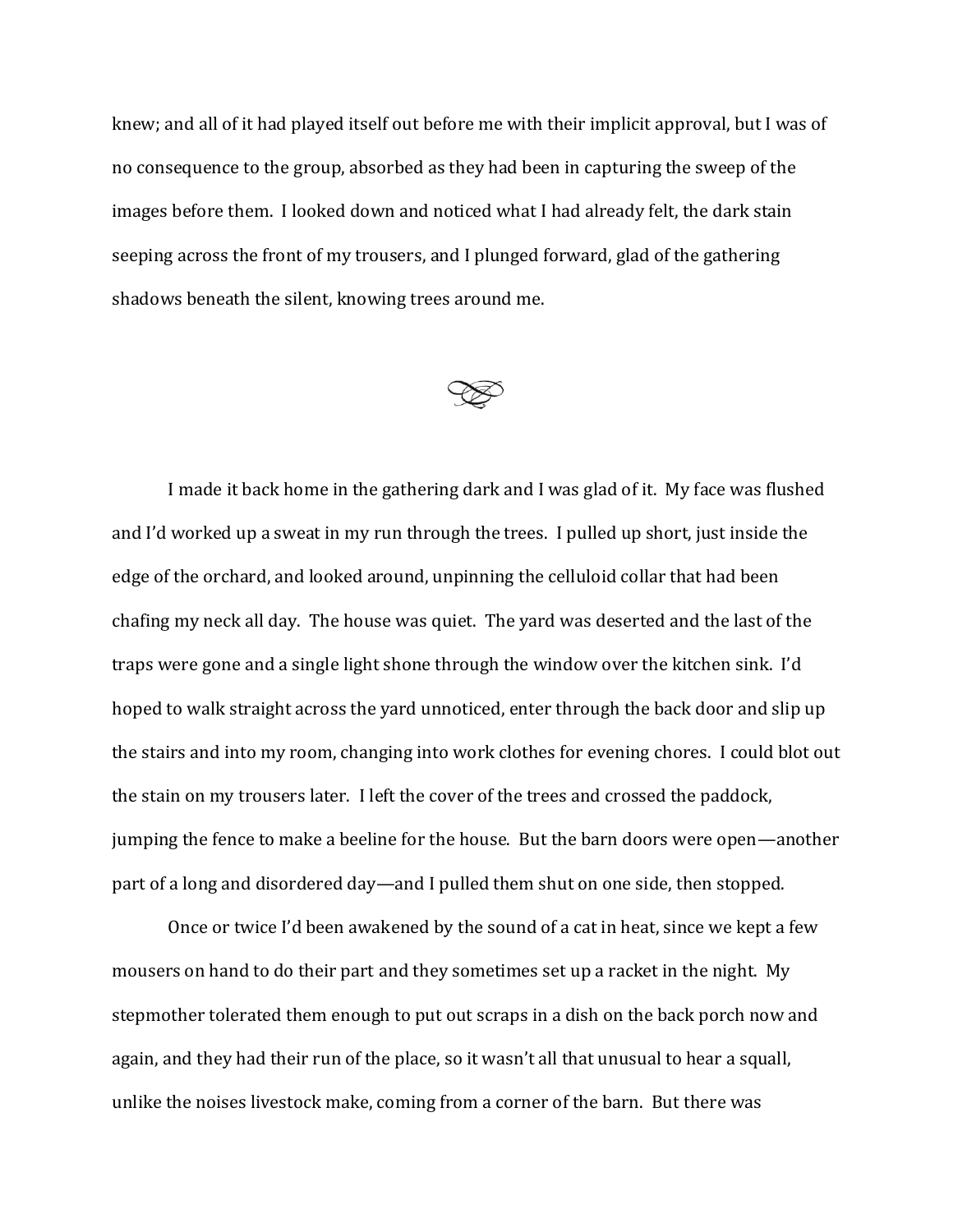knew; and all of it had played itself out before me with their implicit approval, but I was of no consequence to the group, absorbed as they had been in capturing the sweep of the images before them. I looked down and noticed what I had already felt, the dark stain seeping across the front of my trousers, and I plunged forward, glad of the gathering shadows beneath the silent, knowing trees around me.

I made it back home in the gathering dark and I was glad of it. My face was flushed and I'd worked up a sweat in my run through the trees. I pulled up short, just inside the edge of the orchard, and looked around, unpinning the celluloid collar that had been chafing my neck all day. The house was quiet. The yard was deserted and the last of the traps were gone and a single light shone through the window over the kitchen sink. I'd hoped to walk straight across the yard unnoticed, enter through the back door and slip up the stairs and into my room, changing into work clothes for evening chores. I could blot out the stain on my trousers later. I left the cover of the trees and crossed the paddock, jumping the fence to make a beeline for the house. But the barn doors were open—another part of a long and disordered day—and I pulled them shut on one side, then stopped.

Once or twice I'd been awakened by the sound of a cat in heat, since we kept a few mousers on hand to do their part and they sometimes set up a racket in the night. My stepmother tolerated them enough to put out scraps in a dish on the back porch now and again, and they had their run of the place, so it wasn't all that unusual to hear a squall, unlike the noises livestock make, coming from a corner of the barn. But there was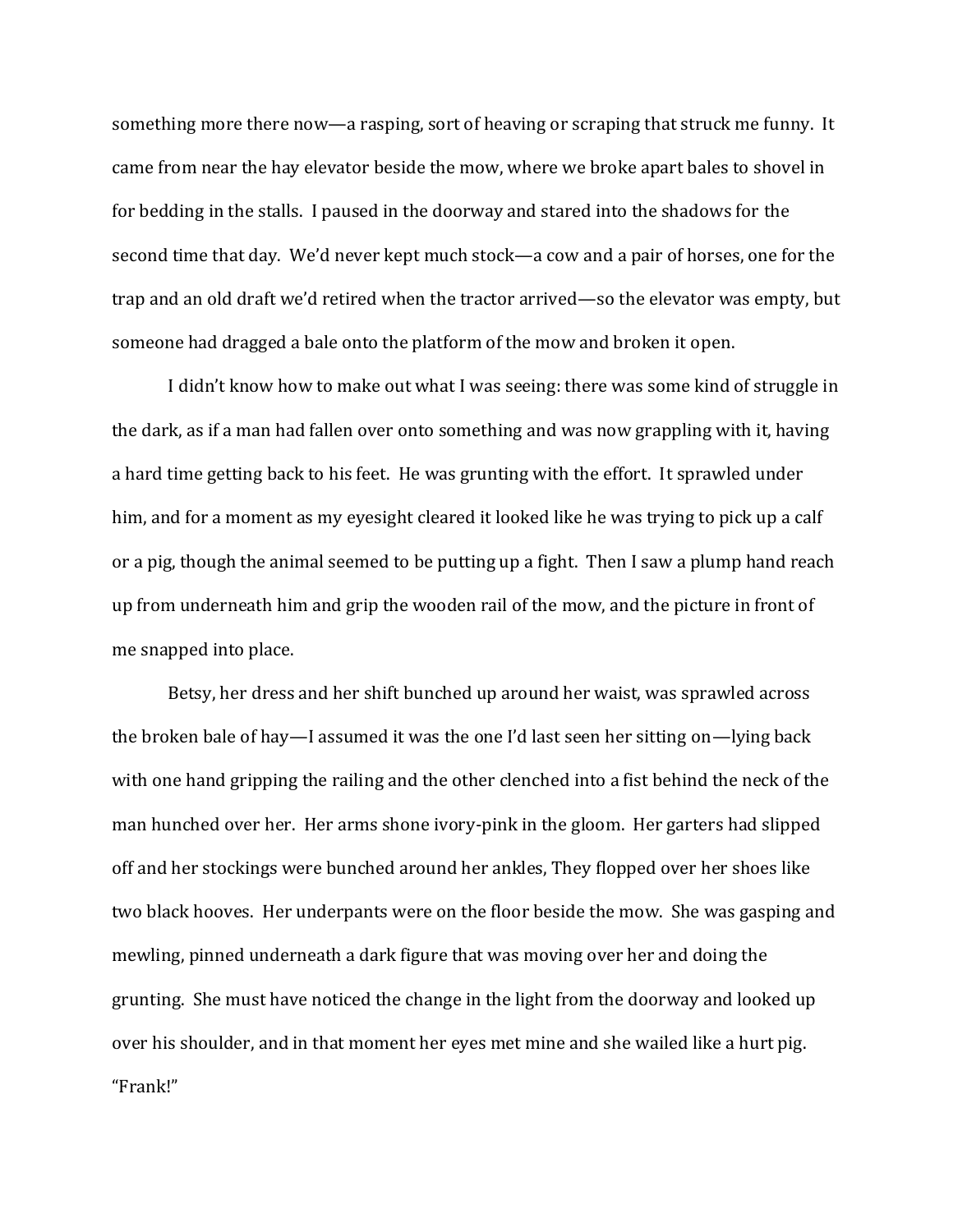something more there now—a rasping, sort of heaving or scraping that struck me funny. It came from near the hay elevator beside the mow, where we broke apart bales to shovel in for bedding in the stalls. I paused in the doorway and stared into the shadows for the second time that day. We'd never kept much stock—a cow and a pair of horses, one for the trap and an old draft we'd retired when the tractor arrived—so the elevator was empty, but someone had dragged a bale onto the platform of the mow and broken it open.

I didn't know how to make out what I was seeing: there was some kind of struggle in the dark, as if a man had fallen over onto something and was now grappling with it, having a hard time getting back to his feet. He was grunting with the effort. It sprawled under him, and for a moment as my eyesight cleared it looked like he was trying to pick up a calf or a pig, though the animal seemed to be putting up a fight. Then I saw a plump hand reach up from underneath him and grip the wooden rail of the mow, and the picture in front of me snapped into place.

Betsy, her dress and her shift bunched up around her waist, was sprawled across the broken bale of hay—I assumed it was the one I'd last seen her sitting on—lying back with one hand gripping the railing and the other clenched into a fist behind the neck of the man hunched over her. Her arms shone ivory-pink in the gloom. Her garters had slipped off and her stockings were bunched around her ankles, They flopped over her shoes like two black hooves. Her underpants were on the floor beside the mow. She was gasping and mewling, pinned underneath a dark figure that was moving over her and doing the grunting. She must have noticed the change in the light from the doorway and looked up over his shoulder, and in that moment her eyes met mine and she wailed like a hurt pig. "Frank!"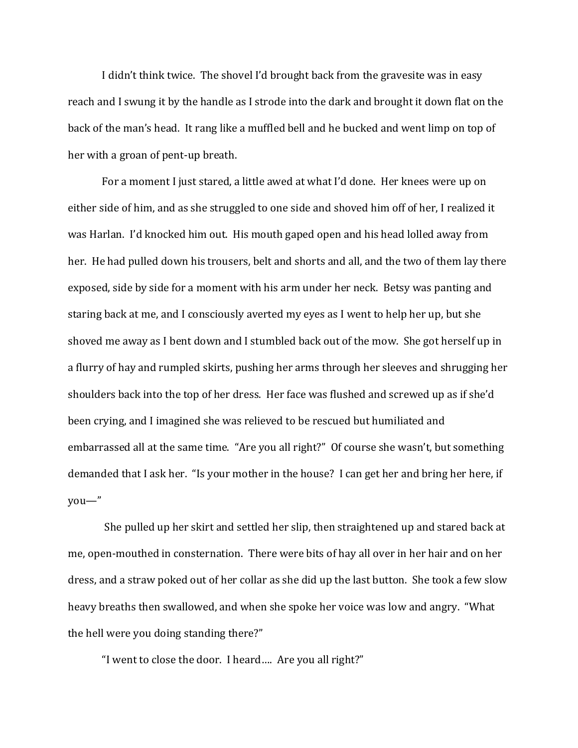I didn't think twice. The shovel I'd brought back from the gravesite was in easy reach and I swung it by the handle as I strode into the dark and brought it down flat on the back of the man's head. It rang like a muffled bell and he bucked and went limp on top of her with a groan of pent-up breath.

For a moment I just stared, a little awed at what I'd done. Her knees were up on either side of him, and as she struggled to one side and shoved him off of her, I realized it was Harlan. I'd knocked him out. His mouth gaped open and his head lolled away from her. He had pulled down his trousers, belt and shorts and all, and the two of them lay there exposed, side by side for a moment with his arm under her neck. Betsy was panting and staring back at me, and I consciously averted my eyes as I went to help her up, but she shoved me away as I bent down and I stumbled back out of the mow. She got herself up in a flurry of hay and rumpled skirts, pushing her arms through her sleeves and shrugging her shoulders back into the top of her dress. Her face was flushed and screwed up as if she'd been crying, and I imagined she was relieved to be rescued but humiliated and embarrassed all at the same time. "Are you all right?" Of course she wasn't, but something demanded that I ask her. "Is your mother in the house? I can get her and bring her here, if you—"

She pulled up her skirt and settled her slip, then straightened up and stared back at me, open-mouthed in consternation. There were bits of hay all over in her hair and on her dress, and a straw poked out of her collar as she did up the last button. She took a few slow heavy breaths then swallowed, and when she spoke her voice was low and angry. "What the hell were you doing standing there?"

"I went to close the door. I heard…. Are you all right?"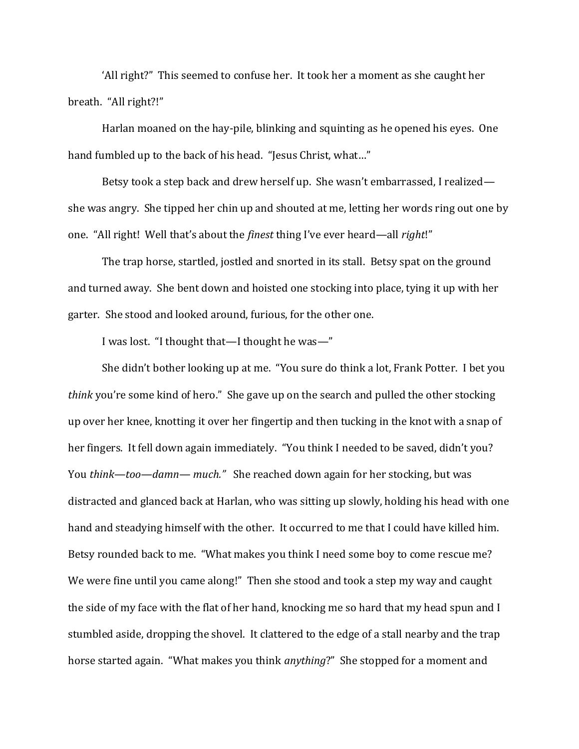‘All right?” This seemed to confuse her. It took her a moment as she caught her breath. “All right?!”

Harlan moaned on the hay-pile, blinking and squinting as he opened his eyes. One hand fumbled up to the back of his head. “Jesus Christ, what…”

Betsy took a step back and drew herself up. She wasn’t embarrassed, I realized—she was angry. She tipped her chin up and shouted at me, letting her words ring out one by one. “All right! Well that’s about the *finest* thing I’ve ever heard—all *right*!”

The trap horse, startled, jostled and snorted in its stall. Betsy spat on the ground and turned away. She bent down and hoisted one stocking into place, tying it up with her garter. She stood and looked around, furious, for the other one.

I was lost. “I thought that—I thought he was—”

She didn’t bother looking up at me. “You sure do think a lot, Frank Potter. I bet you *think* you’re some kind of hero.” She gave up on the search and pulled the other stocking up over her knee, knotting it over her fingertip and then tucking in the knot with a snap of her fingers. It fell down again immediately. “You think I needed to be saved, didn’t you? You *think—too—damn— much.”* She reached down again for her stocking, but was distracted and glanced back at Harlan, who was sitting up slowly, holding his head with one hand and steadying himself with the other. It occurred to me that I could have killed him. Betsy rounded back to me. “What makes you think I need some boy to come rescue me? We were fine until you came along!” Then she stood and took a step my way and caught the side of my face with the flat of her hand, knocking me so hard that my head spun and I stumbled aside, dropping the shovel. It clattered to the edge of a stall nearby and the trap horse started again. “What makes you think *anything*?” She stopped for a moment and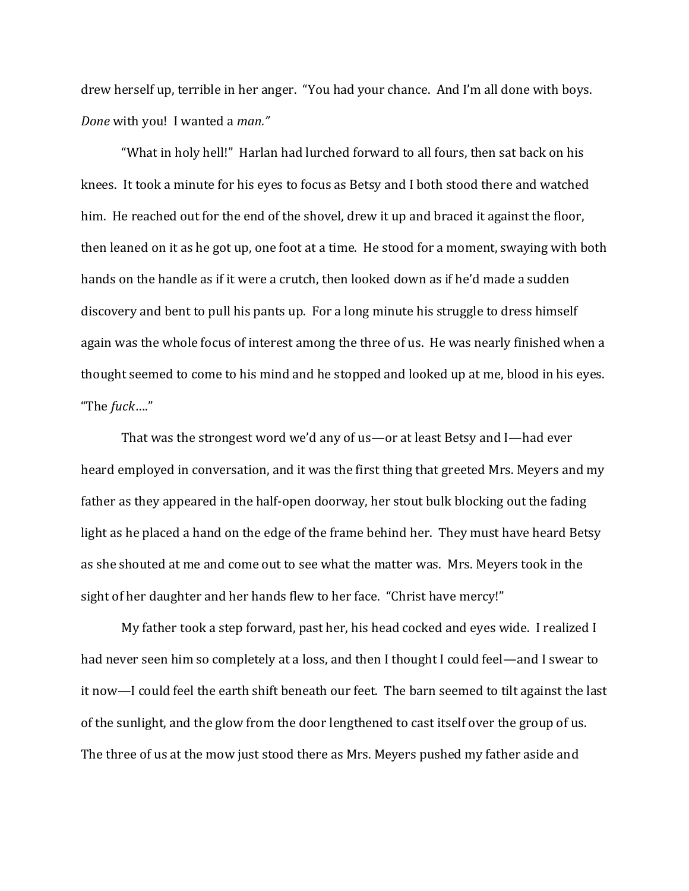drew herself up, terrible in her anger. "You had your chance. And I'm all done with boys. *Done* with you! I wanted a *man."*

"What in holy hell!" Harlan had lurched forward to all fours, then sat back on his knees. It took a minute for his eyes to focus as Betsy and I both stood there and watched him. He reached out for the end of the shovel, drew it up and braced it against the floor, then leaned on it as he got up, one foot at a time. He stood for a moment, swaying with both hands on the handle as if it were a crutch, then looked down as if he'd made a sudden discovery and bent to pull his pants up. For a long minute his struggle to dress himself again was the whole focus of interest among the three of us. He was nearly finished when a thought seemed to come to his mind and he stopped and looked up at me, blood in his eyes. "The *fuck*…."

That was the strongest word we'd any of us—or at least Betsy and I—had ever heard employed in conversation, and it was the first thing that greeted Mrs. Meyers and my father as they appeared in the half-open doorway, her stout bulk blocking out the fading light as he placed a hand on the edge of the frame behind her. They must have heard Betsy as she shouted at me and come out to see what the matter was. Mrs. Meyers took in the sight of her daughter and her hands flew to her face. "Christ have mercy!"

My father took a step forward, past her, his head cocked and eyes wide. I realized I had never seen him so completely at a loss, and then I thought I could feel—and I swear to it now—I could feel the earth shift beneath our feet. The barn seemed to tilt against the last of the sunlight, and the glow from the door lengthened to cast itself over the group of us. The three of us at the mow just stood there as Mrs. Meyers pushed my father aside and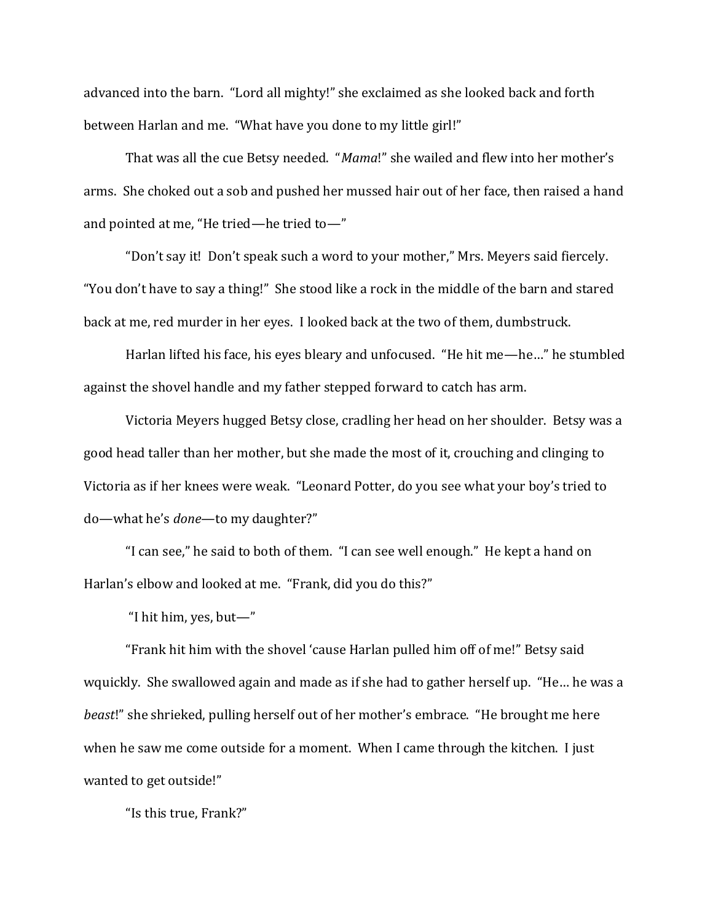advanced into the barn. "Lord all mighty!" she exclaimed as she looked back and forth between Harlan and me. "What have you done to my little girl!"

That was all the cue Betsy needed. "*Mama*!" she wailed and flew into her mother's arms. She choked out a sob and pushed her mussed hair out of her face, then raised a hand and pointed at me, "He tried—he tried to—"

"Don't say it! Don't speak such a word to your mother," Mrs. Meyers said fiercely. "You don't have to say a thing!" She stood like a rock in the middle of the barn and stared back at me, red murder in her eyes. I looked back at the two of them, dumbstruck.

Harlan lifted his face, his eyes bleary and unfocused. "He hit me—he…" he stumbled against the shovel handle and my father stepped forward to catch has arm.

Victoria Meyers hugged Betsy close, cradling her head on her shoulder. Betsy was a good head taller than her mother, but she made the most of it, crouching and clinging to Victoria as if her knees were weak. "Leonard Potter, do you see what your boy's tried to do—what he's *done*—to my daughter?"

"I can see," he said to both of them. "I can see well enough." He kept a hand on Harlan's elbow and looked at me. "Frank, did you do this?"

"I hit him, yes, but—"

"Frank hit him with the shovel 'cause Harlan pulled him off of me!" Betsy said wquickly. She swallowed again and made as if she had to gather herself up. "He… he was a *beast*!" she shrieked, pulling herself out of her mother's embrace. "He brought me here when he saw me come outside for a moment. When I came through the kitchen. I just wanted to get outside!"

"Is this true, Frank?"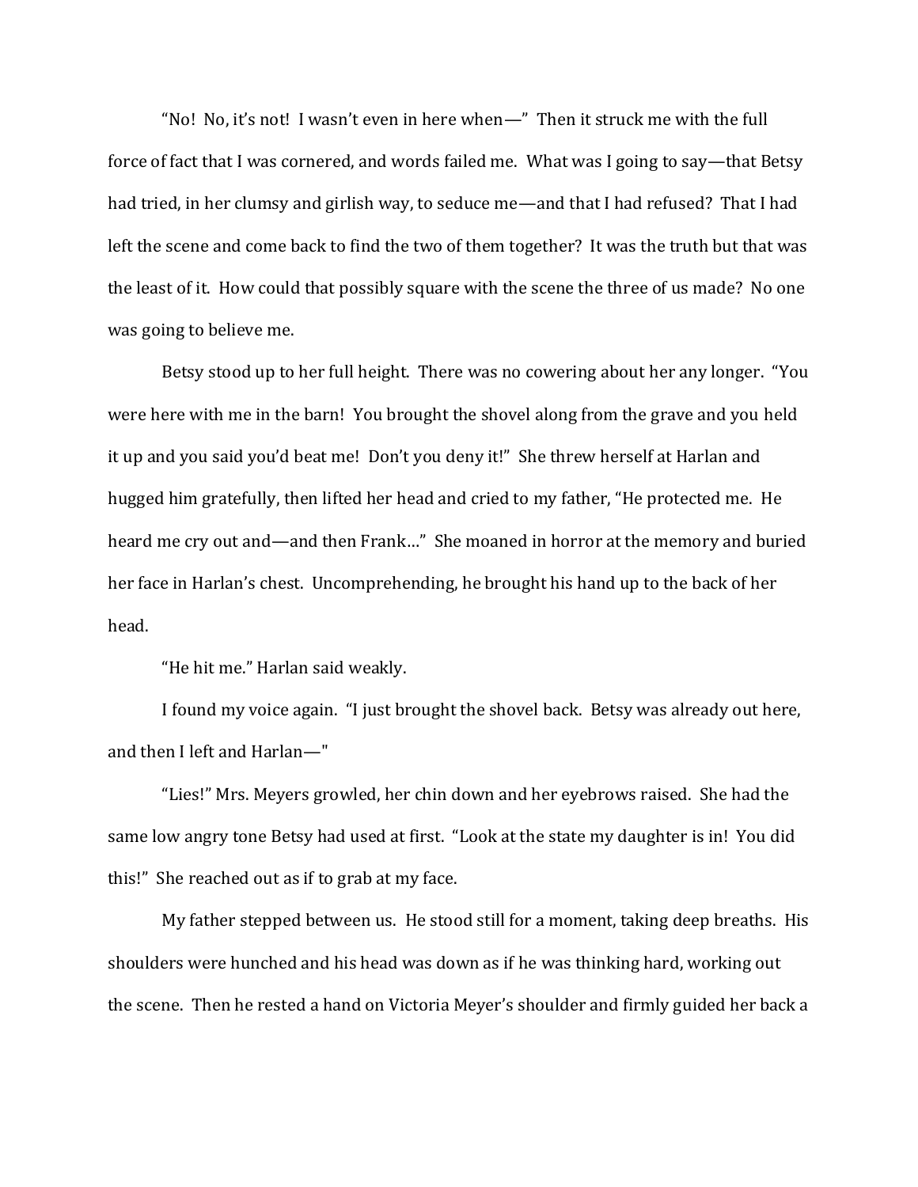"No! No, it's not! I wasn't even in here when—" Then it struck me with the full force of fact that I was cornered, and words failed me. What was I going to say—that Betsy had tried, in her clumsy and girlish way, to seduce me—and that I had refused? That I had left the scene and come back to find the two of them together? It was the truth but that was the least of it. How could that possibly square with the scene the three of us made? No one was going to believe me.

Betsy stood up to her full height. There was no cowering about her any longer. "You were here with me in the barn! You brought the shovel along from the grave and you held it up and you said you'd beat me! Don't you deny it!" She threw herself at Harlan and hugged him gratefully, then lifted her head and cried to my father, "He protected me. He heard me cry out and—and then Frank…" She moaned in horror at the memory and buried her face in Harlan's chest. Uncomprehending, he brought his hand up to the back of her head.

"He hit me." Harlan said weakly.

I found my voice again. "I just brought the shovel back. Betsy was already out here, and then I left and Harlan—"

"Lies!" Mrs. Meyers growled, her chin down and her eyebrows raised. She had the same low angry tone Betsy had used at first. "Look at the state my daughter is in! You did this!" She reached out as if to grab at my face.

My father stepped between us. He stood still for a moment, taking deep breaths. His shoulders were hunched and his head was down as if he was thinking hard, working out the scene. Then he rested a hand on Victoria Meyer's shoulder and firmly guided her back a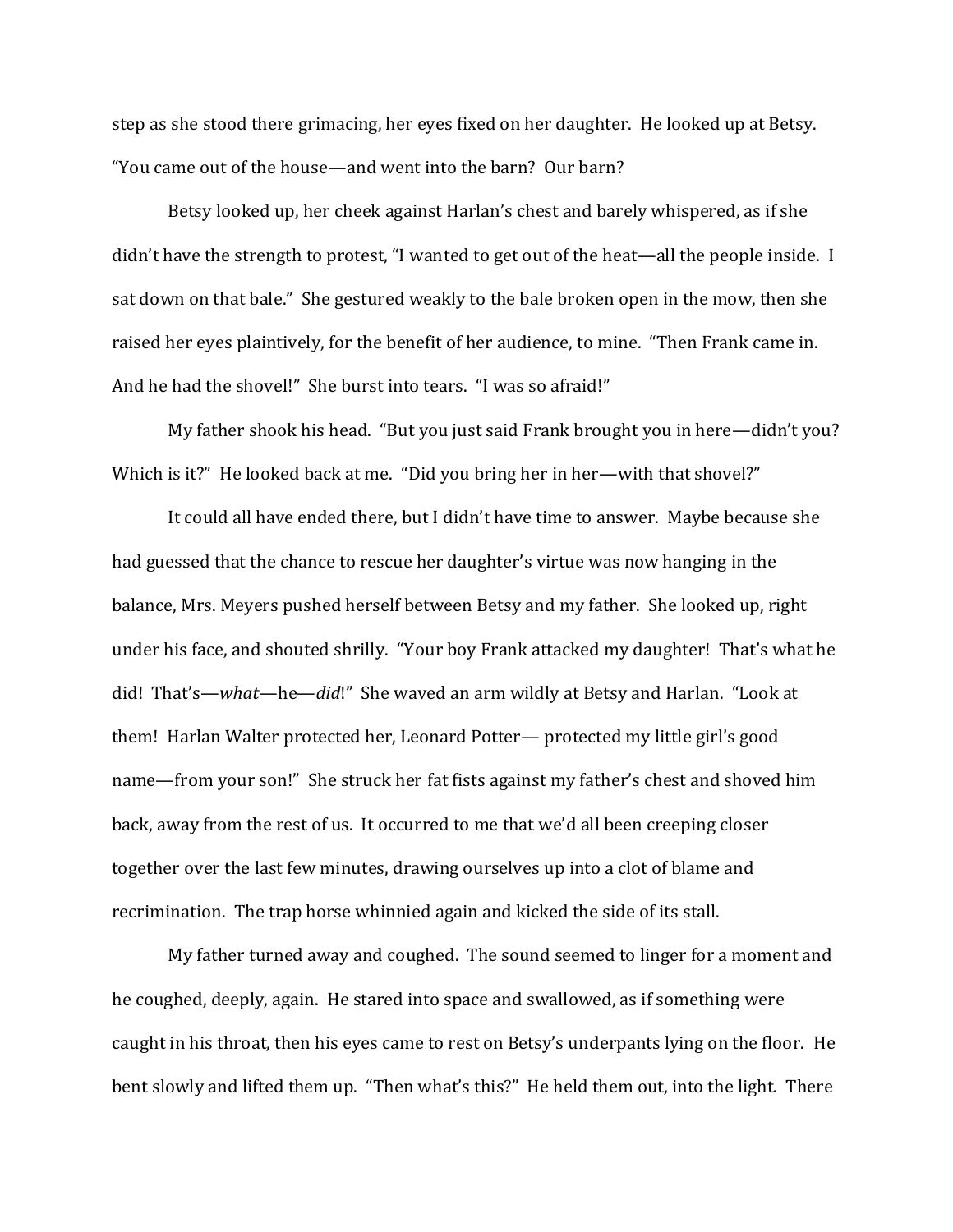step as she stood there grimacing, her eyes fixed on her daughter. He looked up at Betsy. "You came out of the house—and went into the barn? Our barn?

Betsy looked up, her cheek against Harlan's chest and barely whispered, as if she didn't have the strength to protest, "I wanted to get out of the heat—all the people inside. I sat down on that bale." She gestured weakly to the bale broken open in the mow, then she raised her eyes plaintively, for the benefit of her audience, to mine. "Then Frank came in. And he had the shovel!" She burst into tears. "I was so afraid!"

My father shook his head. "But you just said Frank brought you in here—didn't you? Which is it?" He looked back at me. "Did you bring her in her—with that shovel?"

It could all have ended there, but I didn't have time to answer. Maybe because she had guessed that the chance to rescue her daughter's virtue was now hanging in the balance, Mrs. Meyers pushed herself between Betsy and my father. She looked up, right under his face, and shouted shrilly. "Your boy Frank attacked my daughter! That's what he did! That's—*what*—he—*did*!" She waved an arm wildly at Betsy and Harlan. "Look at them! Harlan Walter protected her, Leonard Potter— protected my little girl's good name—from your son!" She struck her fat fists against my father's chest and shoved him back, away from the rest of us. It occurred to me that we'd all been creeping closer together over the last few minutes, drawing ourselves up into a clot of blame and recrimination. The trap horse whinnied again and kicked the side of its stall.

My father turned away and coughed. The sound seemed to linger for a moment and he coughed, deeply, again. He stared into space and swallowed, as if something were caught in his throat, then his eyes came to rest on Betsy's underpants lying on the floor. He bent slowly and lifted them up. "Then what's this?" He held them out, into the light. There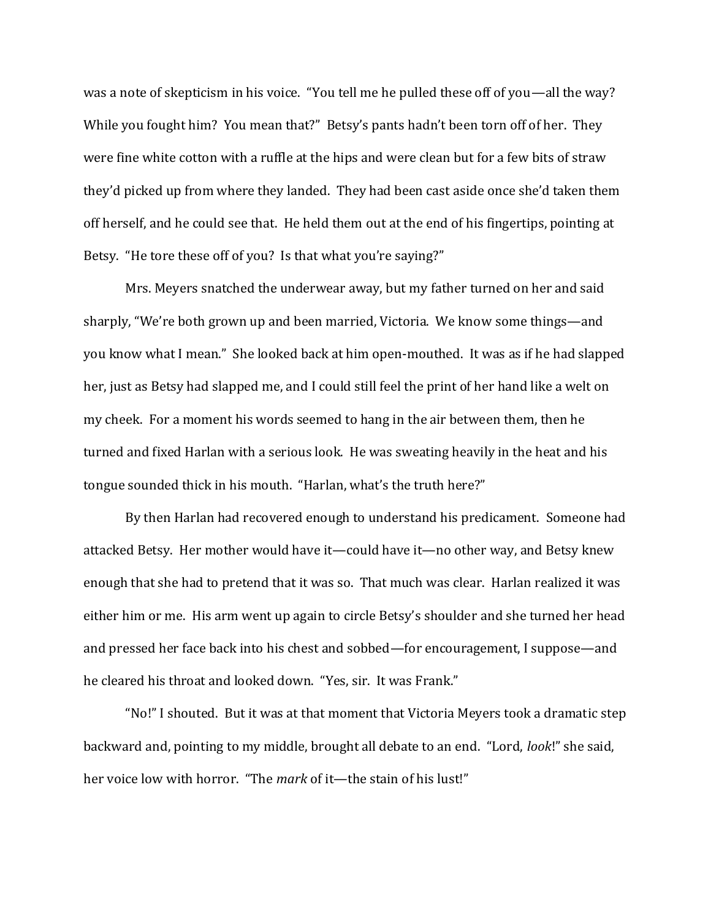was a note of skepticism in his voice. "You tell me he pulled these off of you—all the way? While you fought him? You mean that?" Betsy's pants hadn't been torn off of her. They were fine white cotton with a ruffle at the hips and were clean but for a few bits of straw they'd picked up from where they landed. They had been cast aside once she'd taken them off herself, and he could see that. He held them out at the end of his fingertips, pointing at Betsy. "He tore these off of you? Is that what you're saying?"

Mrs. Meyers snatched the underwear away, but my father turned on her and said sharply, "We're both grown up and been married, Victoria. We know some things—and you know what I mean." She looked back at him open-mouthed. It was as if he had slapped her, just as Betsy had slapped me, and I could still feel the print of her hand like a welt on my cheek. For a moment his words seemed to hang in the air between them, then he turned and fixed Harlan with a serious look. He was sweating heavily in the heat and his tongue sounded thick in his mouth. "Harlan, what's the truth here?"

By then Harlan had recovered enough to understand his predicament. Someone had attacked Betsy. Her mother would have it—could have it—no other way, and Betsy knew enough that she had to pretend that it was so. That much was clear. Harlan realized it was either him or me. His arm went up again to circle Betsy's shoulder and she turned her head and pressed her face back into his chest and sobbed—for encouragement, I suppose—and he cleared his throat and looked down. "Yes, sir. It was Frank."

"No!" I shouted. But it was at that moment that Victoria Meyers took a dramatic step backward and, pointing to my middle, brought all debate to an end. "Lord, *look*!" she said, her voice low with horror. "The *mark* of it—the stain of his lust!"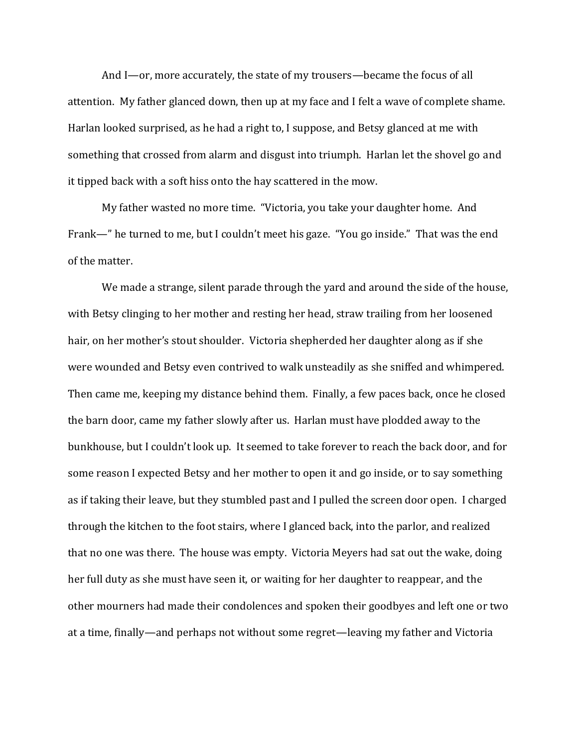And I—or, more accurately, the state of my trousers—became the focus of all attention. My father glanced down, then up at my face and I felt a wave of complete shame. Harlan looked surprised, as he had a right to, I suppose, and Betsy glanced at me with something that crossed from alarm and disgust into triumph. Harlan let the shovel go and it tipped back with a soft hiss onto the hay scattered in the mow.

My father wasted no more time. "Victoria, you take your daughter home. And Frank—" he turned to me, but I couldn't meet his gaze. "You go inside." That was the end of the matter.

We made a strange, silent parade through the yard and around the side of the house, with Betsy clinging to her mother and resting her head, straw trailing from her loosened hair, on her mother's stout shoulder. Victoria shepherded her daughter along as if she were wounded and Betsy even contrived to walk unsteadily as she sniffed and whimpered. Then came me, keeping my distance behind them. Finally, a few paces back, once he closed the barn door, came my father slowly after us. Harlan must have plodded away to the bunkhouse, but I couldn't look up. It seemed to take forever to reach the back door, and for some reason I expected Betsy and her mother to open it and go inside, or to say something as if taking their leave, but they stumbled past and I pulled the screen door open. I charged through the kitchen to the foot stairs, where I glanced back, into the parlor, and realized that no one was there. The house was empty. Victoria Meyers had sat out the wake, doing her full duty as she must have seen it, or waiting for her daughter to reappear, and the other mourners had made their condolences and spoken their goodbyes and left one or two at a time, finally—and perhaps not without some regret—leaving my father and Victoria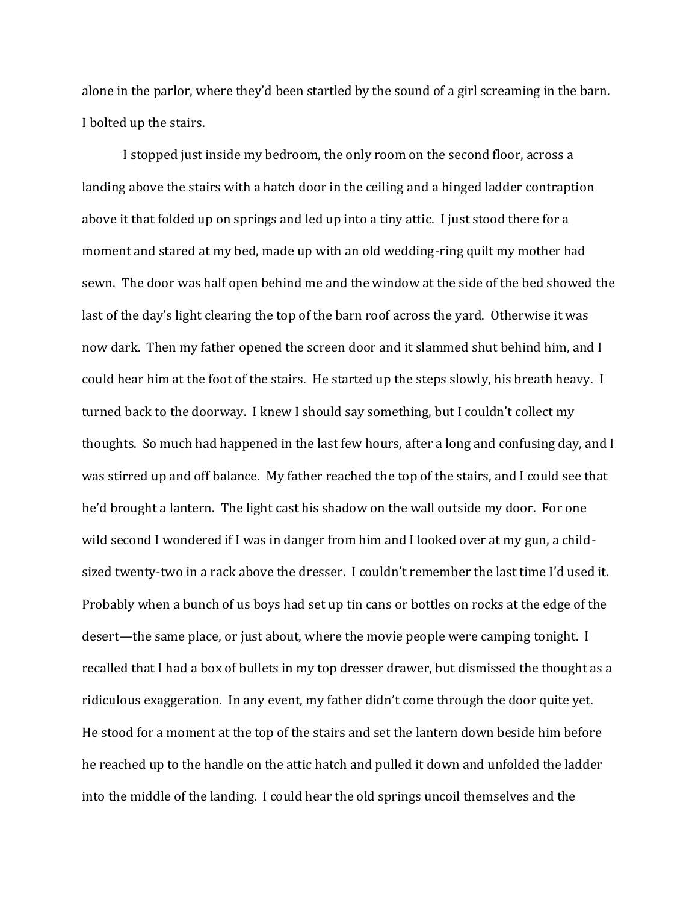alone in the parlor, where they'd been startled by the sound of a girl screaming in the barn. I bolted up the stairs.

I stopped just inside my bedroom, the only room on the second floor, across a landing above the stairs with a hatch door in the ceiling and a hinged ladder contraption above it that folded up on springs and led up into a tiny attic. I just stood there for a moment and stared at my bed, made up with an old wedding-ring quilt my mother had sewn. The door was half open behind me and the window at the side of the bed showed the last of the day's light clearing the top of the barn roof across the yard. Otherwise it was now dark. Then my father opened the screen door and it slammed shut behind him, and I could hear him at the foot of the stairs. He started up the steps slowly, his breath heavy. I turned back to the doorway. I knew I should say something, but I couldn't collect my thoughts. So much had happened in the last few hours, after a long and confusing day, and I was stirred up and off balance. My father reached the top of the stairs, and I could see that he'd brought a lantern. The light cast his shadow on the wall outside my door. For one wild second I wondered if I was in danger from him and I looked over at my gun, a child-sized twenty-two in a rack above the dresser. I couldn't remember the last time I'd used it. Probably when a bunch of us boys had set up tin cans or bottles on rocks at the edge of the desert—the same place, or just about, where the movie people were camping tonight. I recalled that I had a box of bullets in my top dresser drawer, but dismissed the thought as a ridiculous exaggeration. In any event, my father didn't come through the door quite yet. He stood for a moment at the top of the stairs and set the lantern down beside him before he reached up to the handle on the attic hatch and pulled it down and unfolded the ladder into the middle of the landing. I could hear the old springs uncoil themselves and the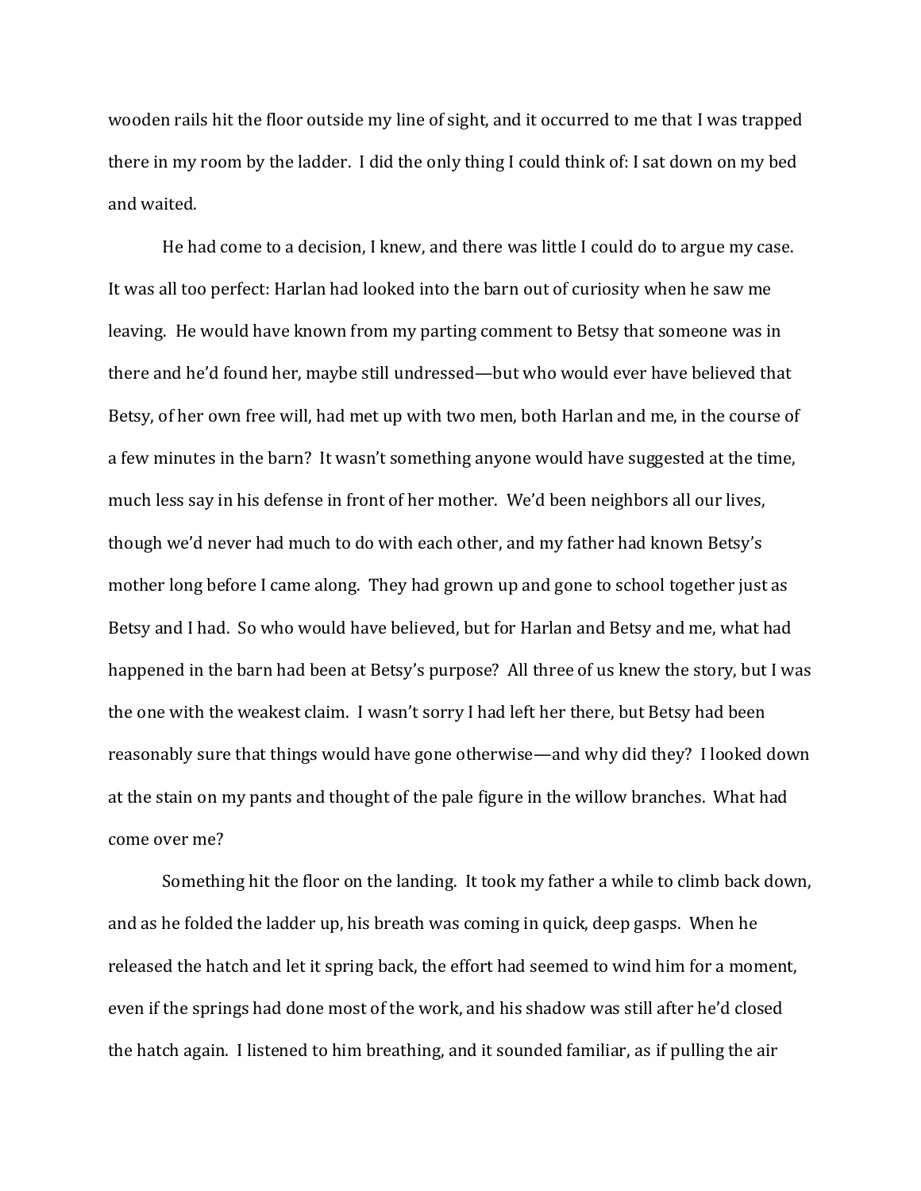wooden rails hit the floor outside my line of sight, and it occurred to me that I was trapped there in my room by the ladder. I did the only thing I could think of: I sat down on my bed and waited.

He had come to a decision, I knew, and there was little I could do to argue my case. It was all too perfect: Harlan had looked into the barn out of curiosity when he saw me leaving. He would have known from my parting comment to Betsy that someone was in there and he'd found her, maybe still undressed—but who would ever have believed that Betsy, of her own free will, had met up with two men, both Harlan and me, in the course of a few minutes in the barn? It wasn't something anyone would have suggested at the time, much less say in his defense in front of her mother. We'd been neighbors all our lives, though we'd never had much to do with each other, and my father had known Betsy's mother long before I came along. They had grown up and gone to school together just as Betsy and I had. So who would have believed, but for Harlan and Betsy and me, what had happened in the barn had been at Betsy's purpose? All three of us knew the story, but I was the one with the weakest claim. I wasn't sorry I had left her there, but Betsy had been reasonably sure that things would have gone otherwise—and why did they? I looked down at the stain on my pants and thought of the pale figure in the willow branches. What had come over me?

Something hit the floor on the landing. It took my father a while to climb back down, and as he folded the ladder up, his breath was coming in quick, deep gasps. When he released the hatch and let it spring back, the effort had seemed to wind him for a moment, even if the springs had done most of the work, and his shadow was still after he'd closed the hatch again. I listened to him breathing, and it sounded familiar, as if pulling the air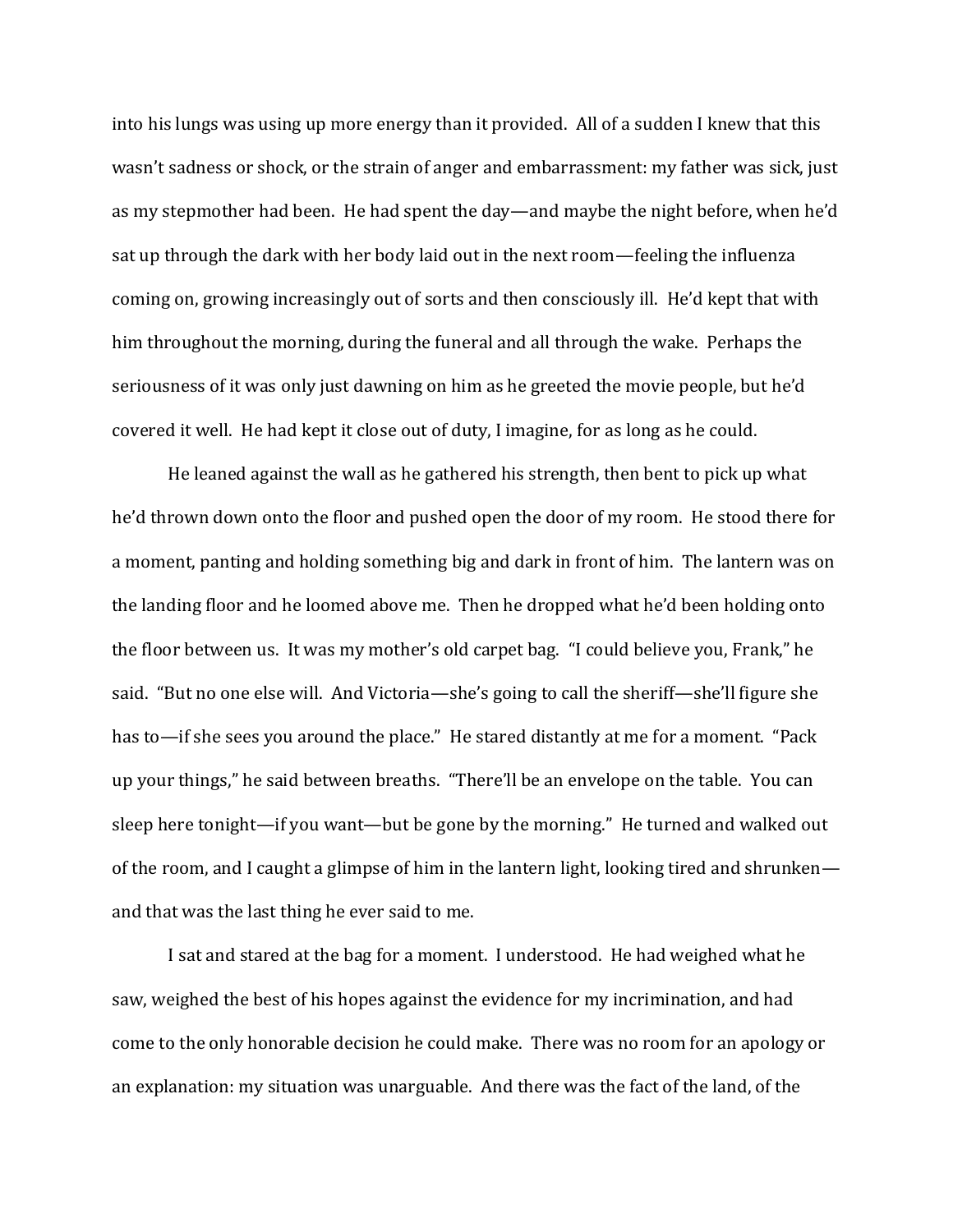into his lungs was using up more energy than it provided. All of a sudden I knew that this wasn't sadness or shock, or the strain of anger and embarrassment: my father was sick, just as my stepmother had been. He had spent the day—and maybe the night before, when he'd sat up through the dark with her body laid out in the next room—feeling the influenza coming on, growing increasingly out of sorts and then consciously ill. He'd kept that with him throughout the morning, during the funeral and all through the wake. Perhaps the seriousness of it was only just dawning on him as he greeted the movie people, but he'd covered it well. He had kept it close out of duty, I imagine, for as long as he could.

He leaned against the wall as he gathered his strength, then bent to pick up what he'd thrown down onto the floor and pushed open the door of my room. He stood there for a moment, panting and holding something big and dark in front of him. The lantern was on the landing floor and he loomed above me. Then he dropped what he'd been holding onto the floor between us. It was my mother's old carpet bag. "I could believe you, Frank," he said. "But no one else will. And Victoria—she's going to call the sheriff—she'll figure she has to—if she sees you around the place." He stared distantly at me for a moment. "Pack up your things," he said between breaths. "There'll be an envelope on the table. You can sleep here tonight—if you want—but be gone by the morning." He turned and walked out of the room, and I caught a glimpse of him in the lantern light, looking tired and shrunken—and that was the last thing he ever said to me.

I sat and stared at the bag for a moment. I understood. He had weighed what he saw, weighed the best of his hopes against the evidence for my incrimination, and had come to the only honorable decision he could make. There was no room for an apology or an explanation: my situation was unarguable. And there was the fact of the land, of the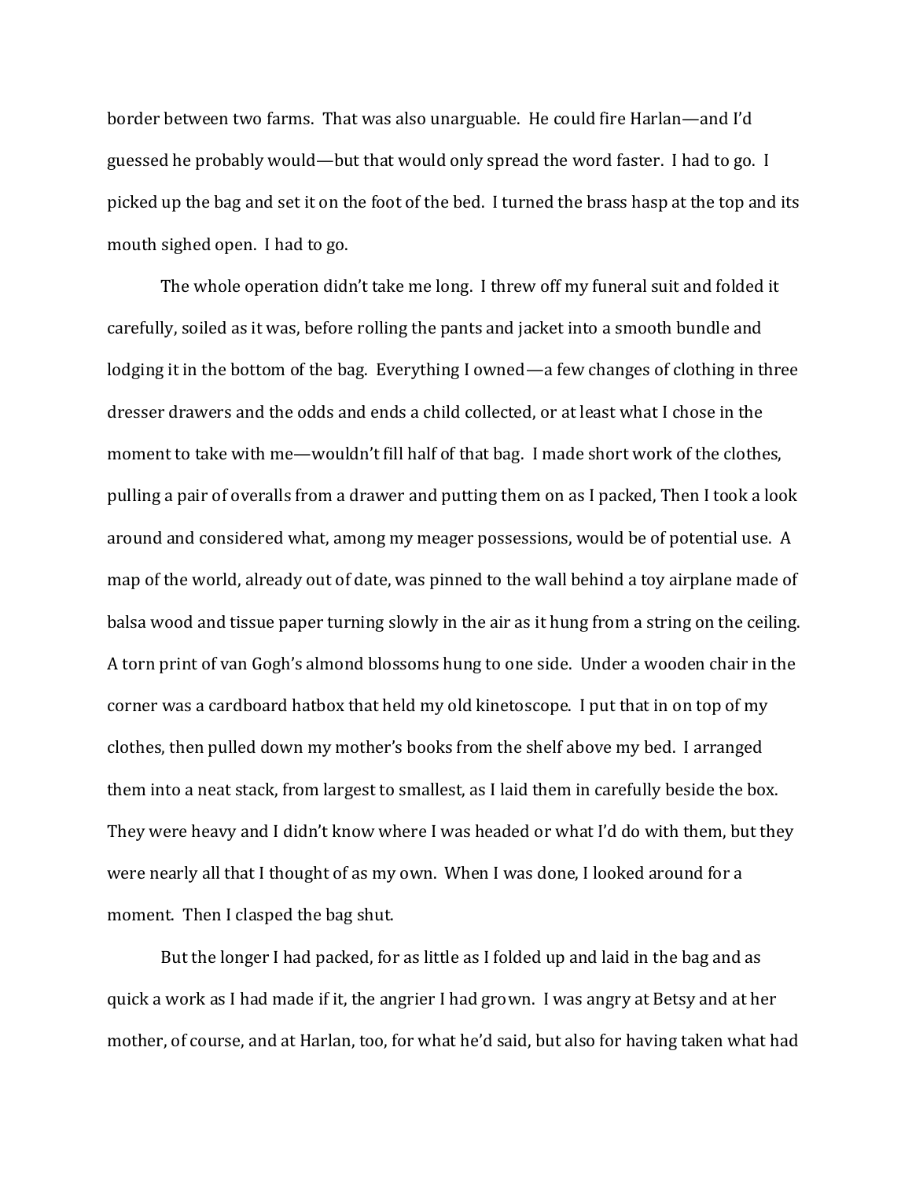border between two farms. That was also unarguable. He could fire Harlan—and I'd guessed he probably would—but that would only spread the word faster. I had to go. I picked up the bag and set it on the foot of the bed. I turned the brass hasp at the top and its mouth sighed open. I had to go.

The whole operation didn't take me long. I threw off my funeral suit and folded it carefully, soiled as it was, before rolling the pants and jacket into a smooth bundle and lodging it in the bottom of the bag. Everything I owned—a few changes of clothing in three dresser drawers and the odds and ends a child collected, or at least what I chose in the moment to take with me—wouldn't fill half of that bag. I made short work of the clothes, pulling a pair of overalls from a drawer and putting them on as I packed, Then I took a look around and considered what, among my meager possessions, would be of potential use. A map of the world, already out of date, was pinned to the wall behind a toy airplane made of balsa wood and tissue paper turning slowly in the air as it hung from a string on the ceiling. A torn print of van Gogh's almond blossoms hung to one side. Under a wooden chair in the corner was a cardboard hatbox that held my old kinetoscope. I put that in on top of my clothes, then pulled down my mother's books from the shelf above my bed. I arranged them into a neat stack, from largest to smallest, as I laid them in carefully beside the box. They were heavy and I didn't know where I was headed or what I'd do with them, but they were nearly all that I thought of as my own. When I was done, I looked around for a moment. Then I clasped the bag shut.

But the longer I had packed, for as little as I folded up and laid in the bag and as quick a work as I had made if it, the angrier I had grown. I was angry at Betsy and at her mother, of course, and at Harlan, too, for what he'd said, but also for having taken what had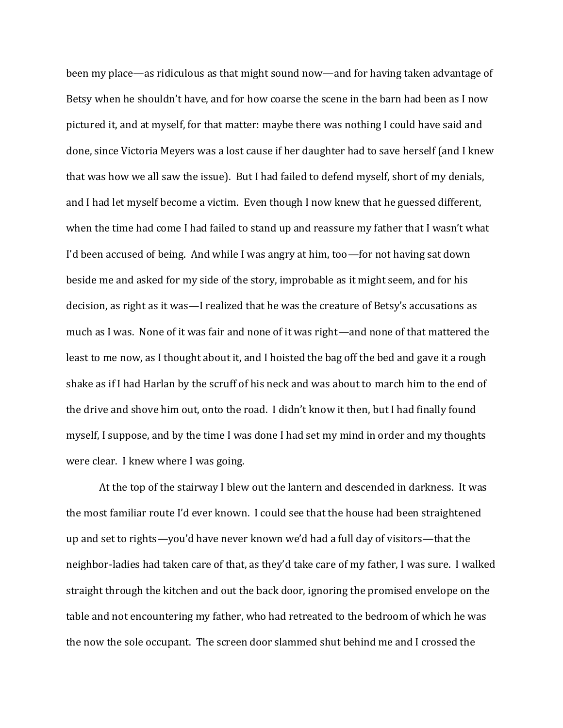been my place—as ridiculous as that might sound now—and for having taken advantage of Betsy when he shouldn't have, and for how coarse the scene in the barn had been as I now pictured it, and at myself, for that matter: maybe there was nothing I could have said and done, since Victoria Meyers was a lost cause if her daughter had to save herself (and I knew that was how we all saw the issue). But I had failed to defend myself, short of my denials, and I had let myself become a victim. Even though I now knew that he guessed different, when the time had come I had failed to stand up and reassure my father that I wasn't what I'd been accused of being. And while I was angry at him, too—for not having sat down beside me and asked for my side of the story, improbable as it might seem, and for his decision, as right as it was—I realized that he was the creature of Betsy's accusations as much as I was. None of it was fair and none of it was right—and none of that mattered the least to me now, as I thought about it, and I hoisted the bag off the bed and gave it a rough shake as if I had Harlan by the scruff of his neck and was about to march him to the end of the drive and shove him out, onto the road. I didn't know it then, but I had finally found myself, I suppose, and by the time I was done I had set my mind in order and my thoughts were clear. I knew where I was going.

At the top of the stairway I blew out the lantern and descended in darkness. It was the most familiar route I'd ever known. I could see that the house had been straightened up and set to rights—you'd have never known we'd had a full day of visitors—that the neighbor-ladies had taken care of that, as they'd take care of my father, I was sure. I walked straight through the kitchen and out the back door, ignoring the promised envelope on the table and not encountering my father, who had retreated to the bedroom of which he was the now the sole occupant. The screen door slammed shut behind me and I crossed the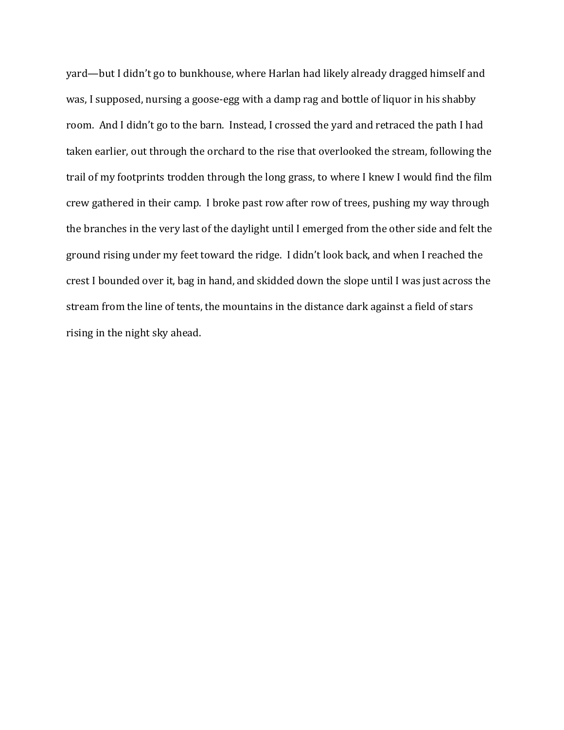yard—but I didn't go to bunkhouse, where Harlan had likely already dragged himself and was, I supposed, nursing a goose-egg with a damp rag and bottle of liquor in his shabby room. And I didn't go to the barn. Instead, I crossed the yard and retraced the path I had taken earlier, out through the orchard to the rise that overlooked the stream, following the trail of my footprints trodden through the long grass, to where I knew I would find the film crew gathered in their camp. I broke past row after row of trees, pushing my way through the branches in the very last of the daylight until I emerged from the other side and felt the ground rising under my feet toward the ridge. I didn't look back, and when I reached the crest I bounded over it, bag in hand, and skidded down the slope until I was just across the stream from the line of tents, the mountains in the distance dark against a field of stars rising in the night sky ahead.